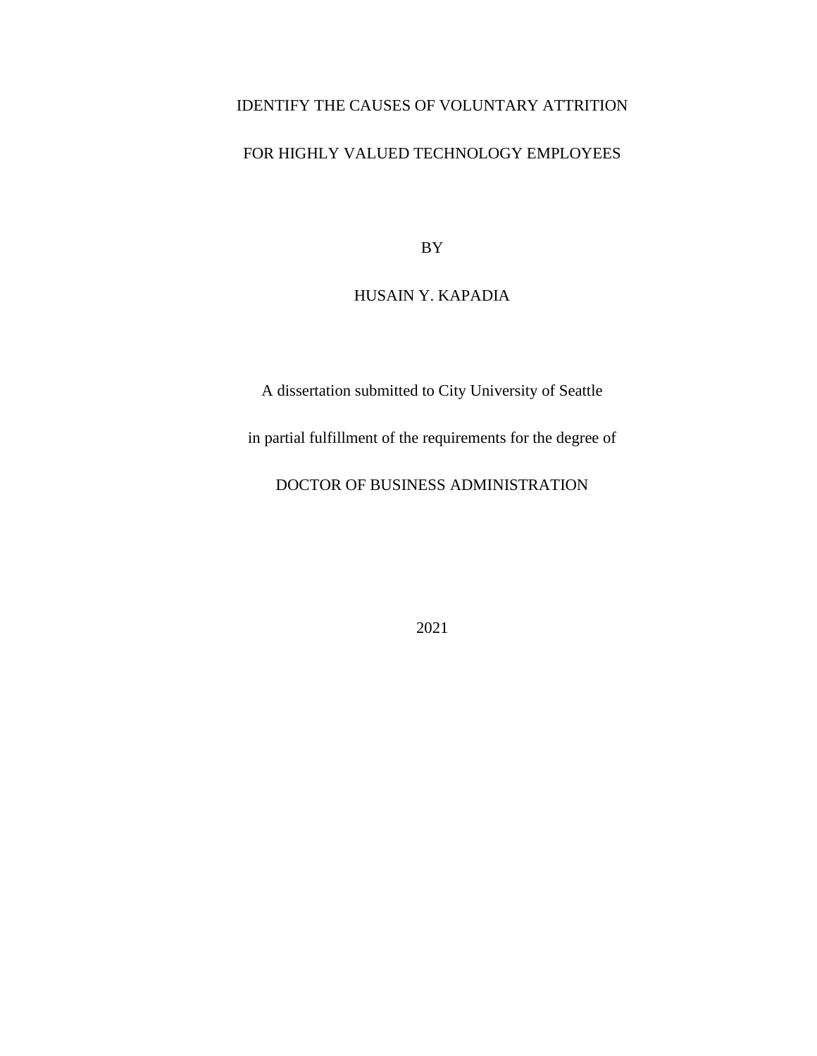# IDENTIFY THE CAUSES OF VOLUNTARY ATTRITION FOR HIGHLY VALUED TECHNOLOGY EMPLOYEES

BY

HUSAIN Y. KAPADIA

A dissertation submitted to City University of Seattle

in partial fulfillment of the requirements for the degree of

DOCTOR OF BUSINESS ADMINISTRATION

2021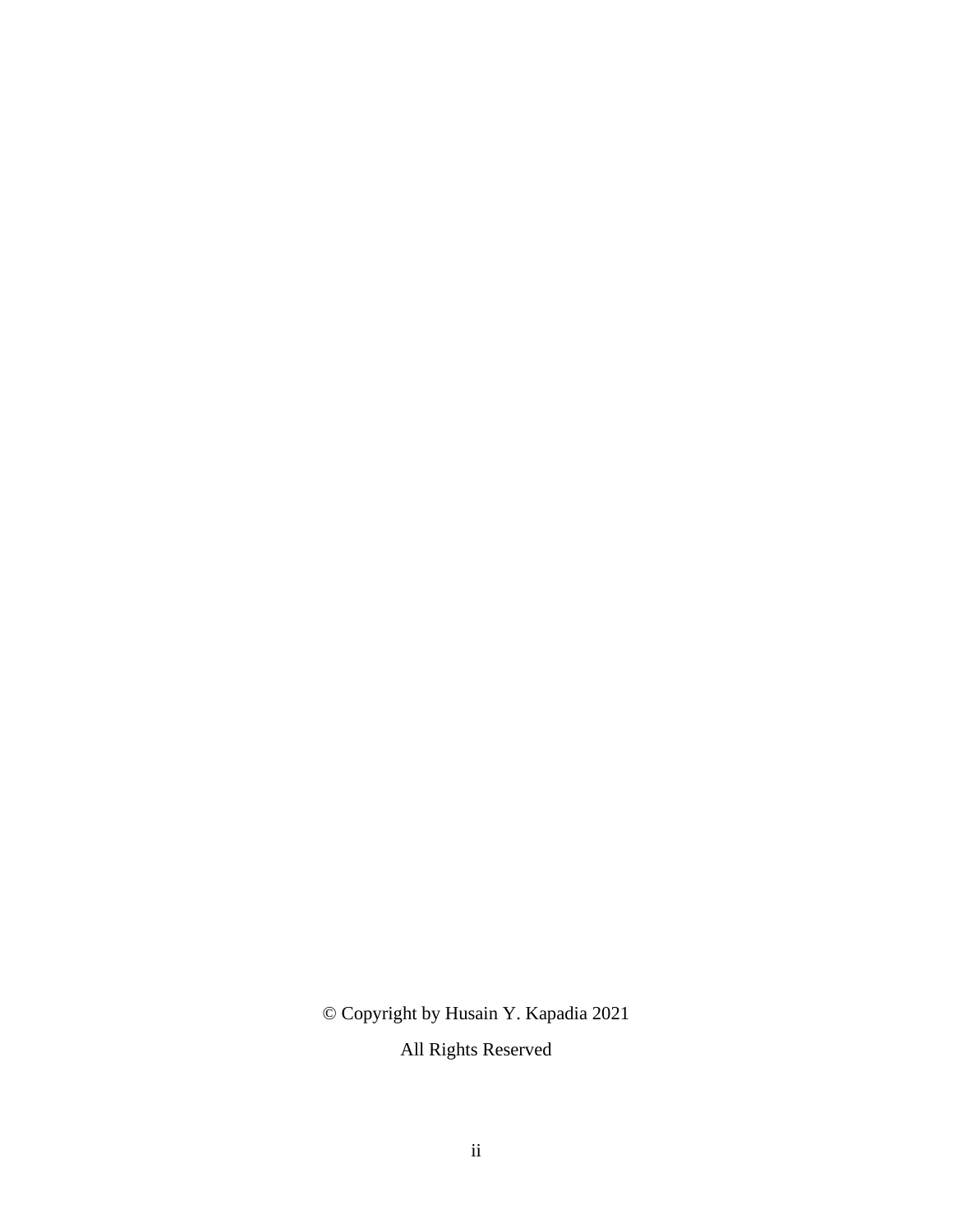© Copyright by Husain Y. Kapadia 2021

All Rights Reserved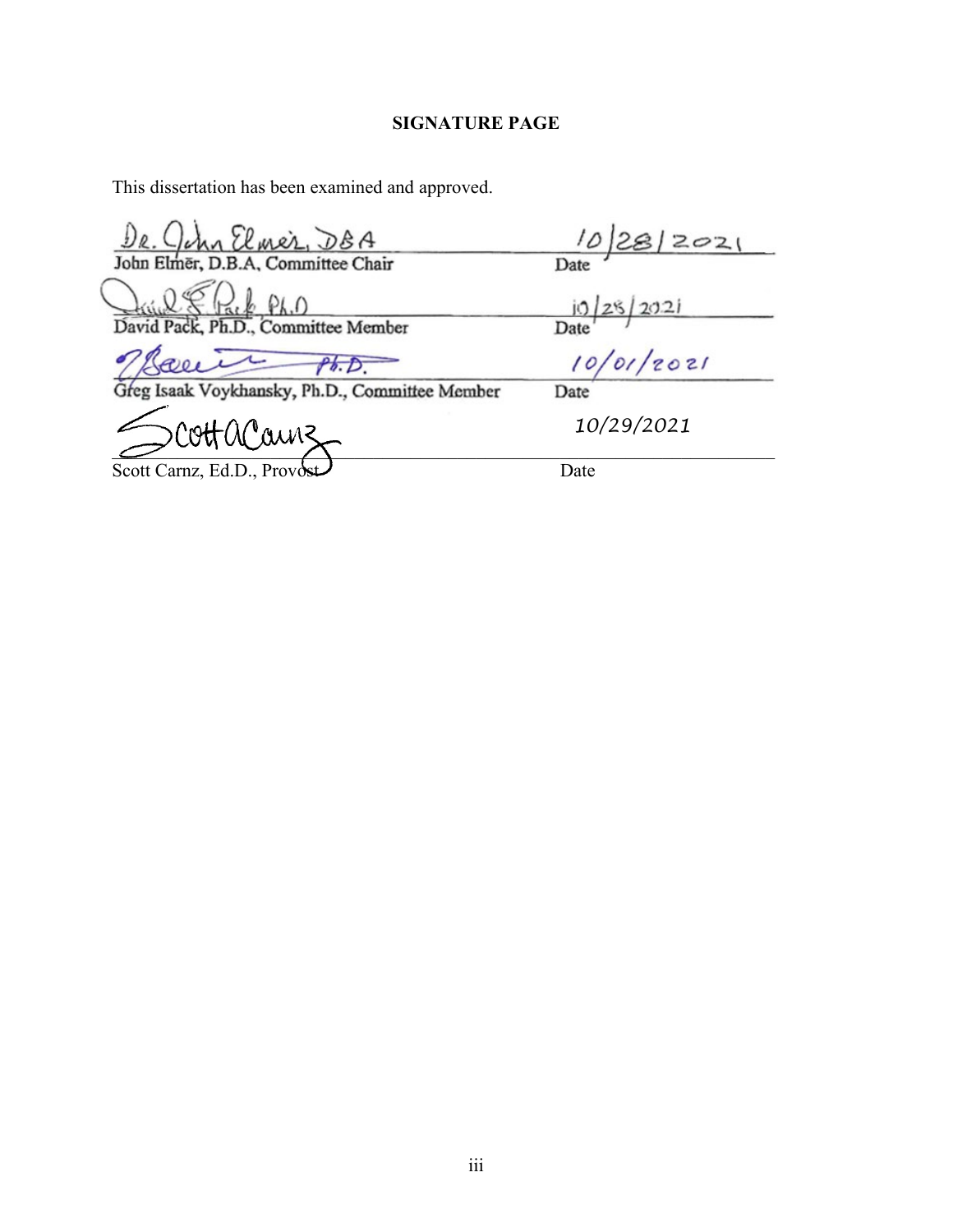**SIGNATURE PAGE**

This dissertation has been examined and approved.

| | |
|---|---|
| Dr. John Elmer, DBA | 10/28/2021 |
| John Elmer, D.B.A., Committee Chair | Date |
| David E Pack, Ph.D | 10/28/2021 |
| David Pack, Ph.D., Committee Member | Date |
| Ph.D. | 10/01/2021 |
| Greg Isaak Voykhansky, Ph.D., Committee Member | Date |
| Scott A Carnz | 10/29/2021 |
| Scott Carnz, Ed.D., Provost | Date |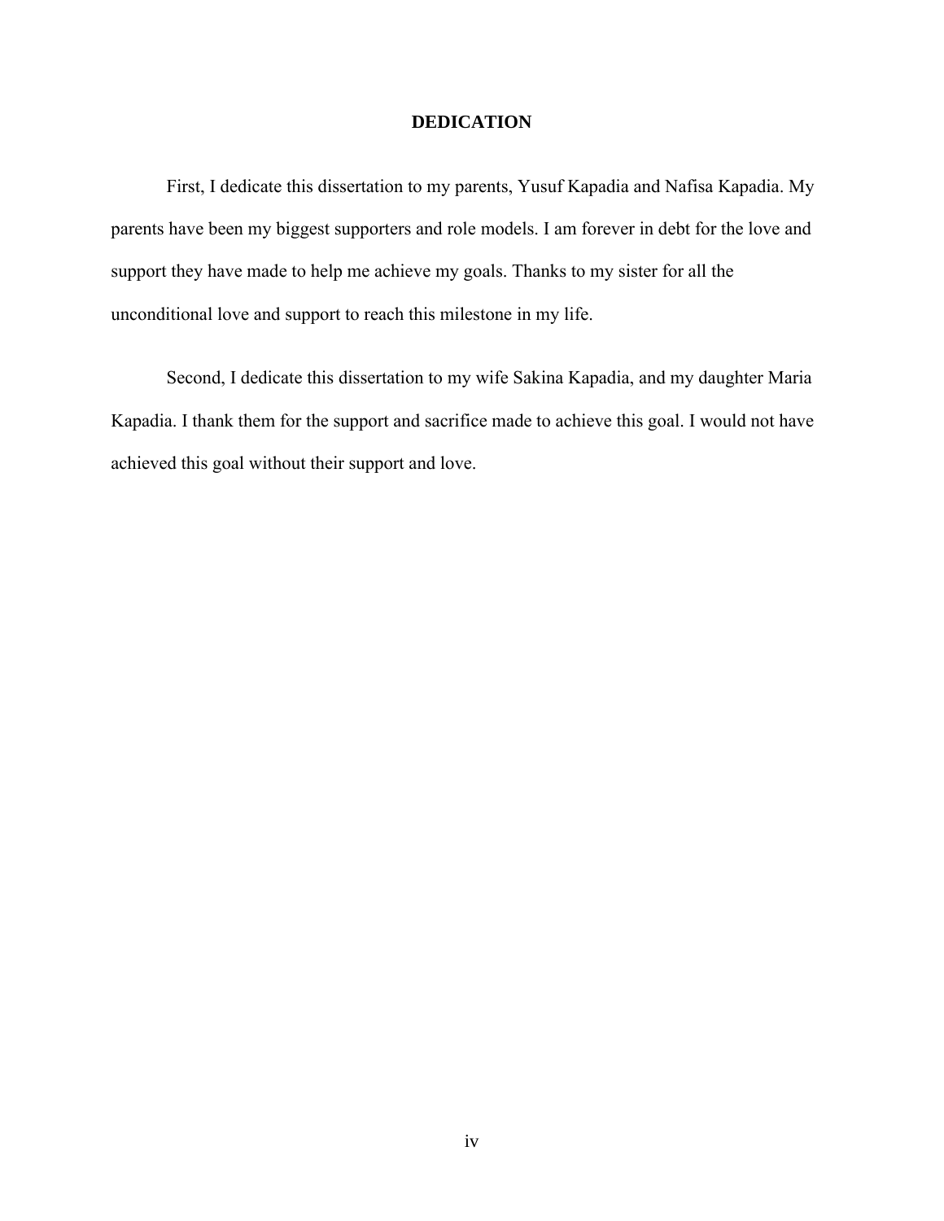# DEDICATION

First, I dedicate this dissertation to my parents, Yusuf Kapadia and Nafisa Kapadia. My parents have been my biggest supporters and role models. I am forever in debt for the love and support they have made to help me achieve my goals. Thanks to my sister for all the unconditional love and support to reach this milestone in my life.

Second, I dedicate this dissertation to my wife Sakina Kapadia, and my daughter Maria Kapadia. I thank them for the support and sacrifice made to achieve this goal. I would not have achieved this goal without their support and love.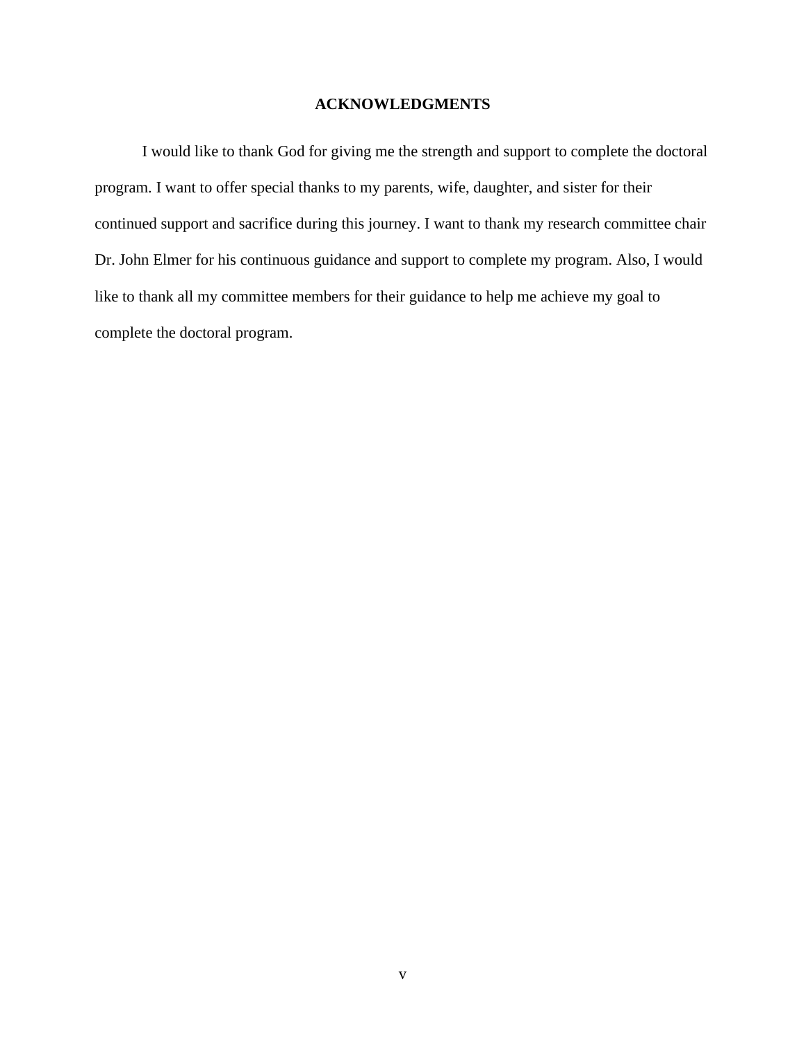# ACKNOWLEDGMENTS

I would like to thank God for giving me the strength and support to complete the doctoral program. I want to offer special thanks to my parents, wife, daughter, and sister for their continued support and sacrifice during this journey. I want to thank my research committee chair Dr. John Elmer for his continuous guidance and support to complete my program. Also, I would like to thank all my committee members for their guidance to help me achieve my goal to complete the doctoral program.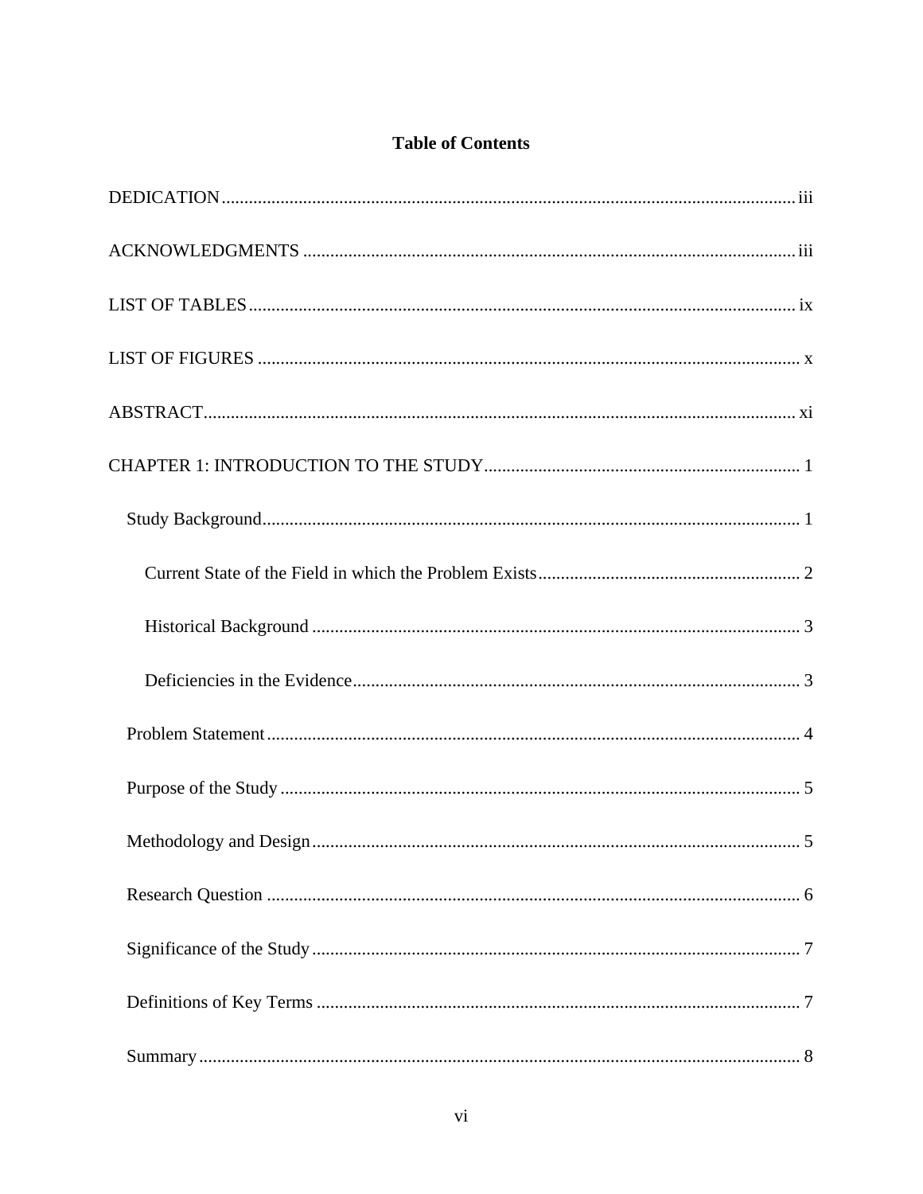# Table of Contents

DEDICATION ... iii

ACKNOWLEDGMENTS ... iii

LIST OF TABLES ... ix

LIST OF FIGURES ... x

ABSTRACT ... xi

CHAPTER 1: INTRODUCTION TO THE STUDY ... 1

- Study Background ... 1
  - Current State of the Field in which the Problem Exists ... 2
  - Historical Background ... 3
  - Deficiencies in the Evidence ... 3
- Problem Statement ... 4
- Purpose of the Study ... 5
- Methodology and Design ... 5
- Research Question ... 6
- Significance of the Study ... 7
- Definitions of Key Terms ... 7
- Summary ... 8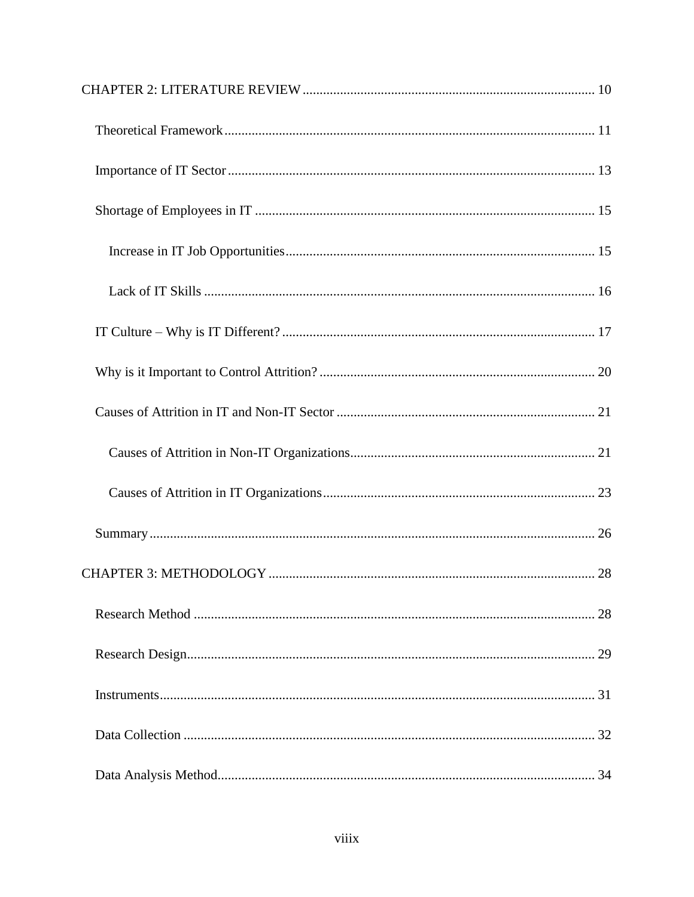CHAPTER 2: LITERATURE REVIEW ........................................................................................ 10

Theoretical Framework ........................................................................................................ 11

Importance of IT Sector ...................................................................................................... 13

Shortage of Employees in IT .............................................................................................. 15

Increase in IT Job Opportunities .................................................................................... 15

Lack of IT Skills ............................................................................................................ 16

IT Culture – Why is IT Different? ...................................................................................... 17

Why is it Important to Control Attrition? ........................................................................... 20

Causes of Attrition in IT and Non-IT Sector ...................................................................... 21

Causes of Attrition in Non-IT Organizations .................................................................. 21

Causes of Attrition in IT Organizations .......................................................................... 23

Summary ............................................................................................................................. 26

CHAPTER 3: METHODOLOGY ......................................................................................... 28

Research Method ................................................................................................................. 28

Research Design .................................................................................................................. 29

Instruments .......................................................................................................................... 31

Data Collection ................................................................................................................... 32

Data Analysis Method ......................................................................................................... 34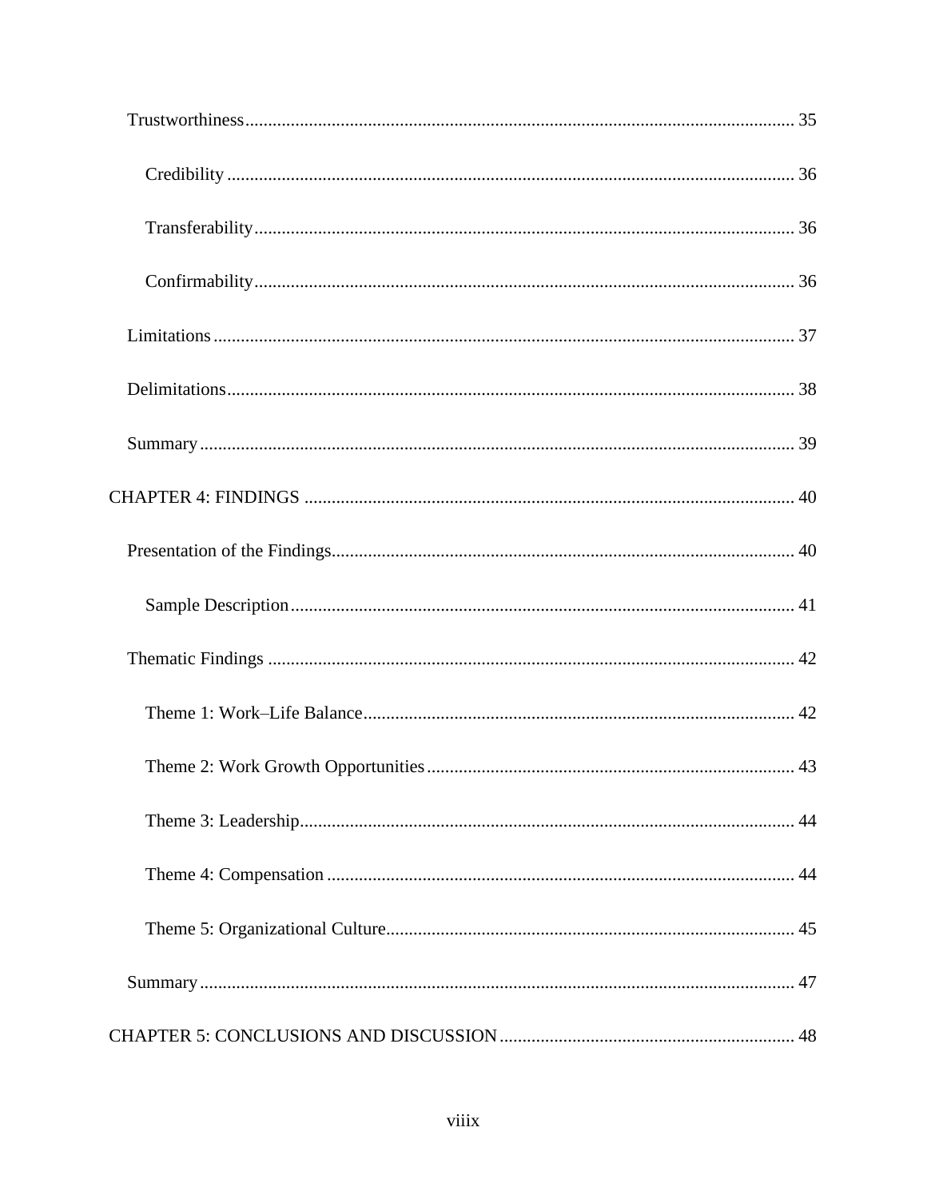Trustworthiness ........................................................................................................................ 35

Credibility ............................................................................................................................ 36

Transferability ...................................................................................................................... 36

Confirmability ...................................................................................................................... 36

Limitations .............................................................................................................................. 37

Delimitations ........................................................................................................................... 38

Summary ................................................................................................................................. 39

CHAPTER 4: FINDINGS .......................................................................................................... 40

Presentation of the Findings .................................................................................................... 40

Sample Description ............................................................................................................. 41

Thematic Findings .................................................................................................................. 42

Theme 1: Work–Life Balance .............................................................................................. 42

Theme 2: Work Growth Opportunities ................................................................................ 43

Theme 3: Leadership ............................................................................................................ 44

Theme 4: Compensation ...................................................................................................... 44

Theme 5: Organizational Culture ......................................................................................... 45

Summary ................................................................................................................................. 47

CHAPTER 5: CONCLUSIONS AND DISCUSSION ................................................................ 48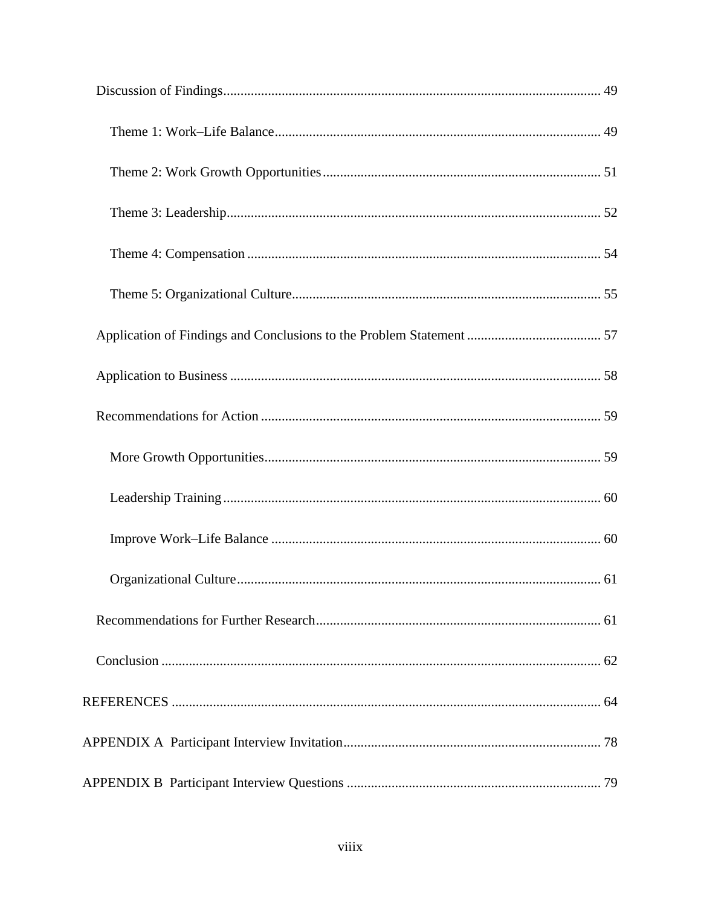Discussion of Findings ........................................................................................................ 49

Theme 1: Work–Life Balance .......................................................................................... 49

Theme 2: Work Growth Opportunities ............................................................................ 51

Theme 3: Leadership ........................................................................................................ 52

Theme 4: Compensation .................................................................................................. 54

Theme 5: Organizational Culture ..................................................................................... 55

Application of Findings and Conclusions to the Problem Statement ................................... 57

Application to Business ....................................................................................................... 58

Recommendations for Action .............................................................................................. 59

More Growth Opportunities ............................................................................................. 59

Leadership Training ......................................................................................................... 60

Improve Work–Life Balance ........................................................................................... 60

Organizational Culture ..................................................................................................... 61

Recommendations for Further Research .............................................................................. 61

Conclusion ........................................................................................................................... 62

REFERENCES ........................................................................................................................ 64

APPENDIX A Participant Interview Invitation ....................................................................... 78

APPENDIX B Participant Interview Questions ....................................................................... 79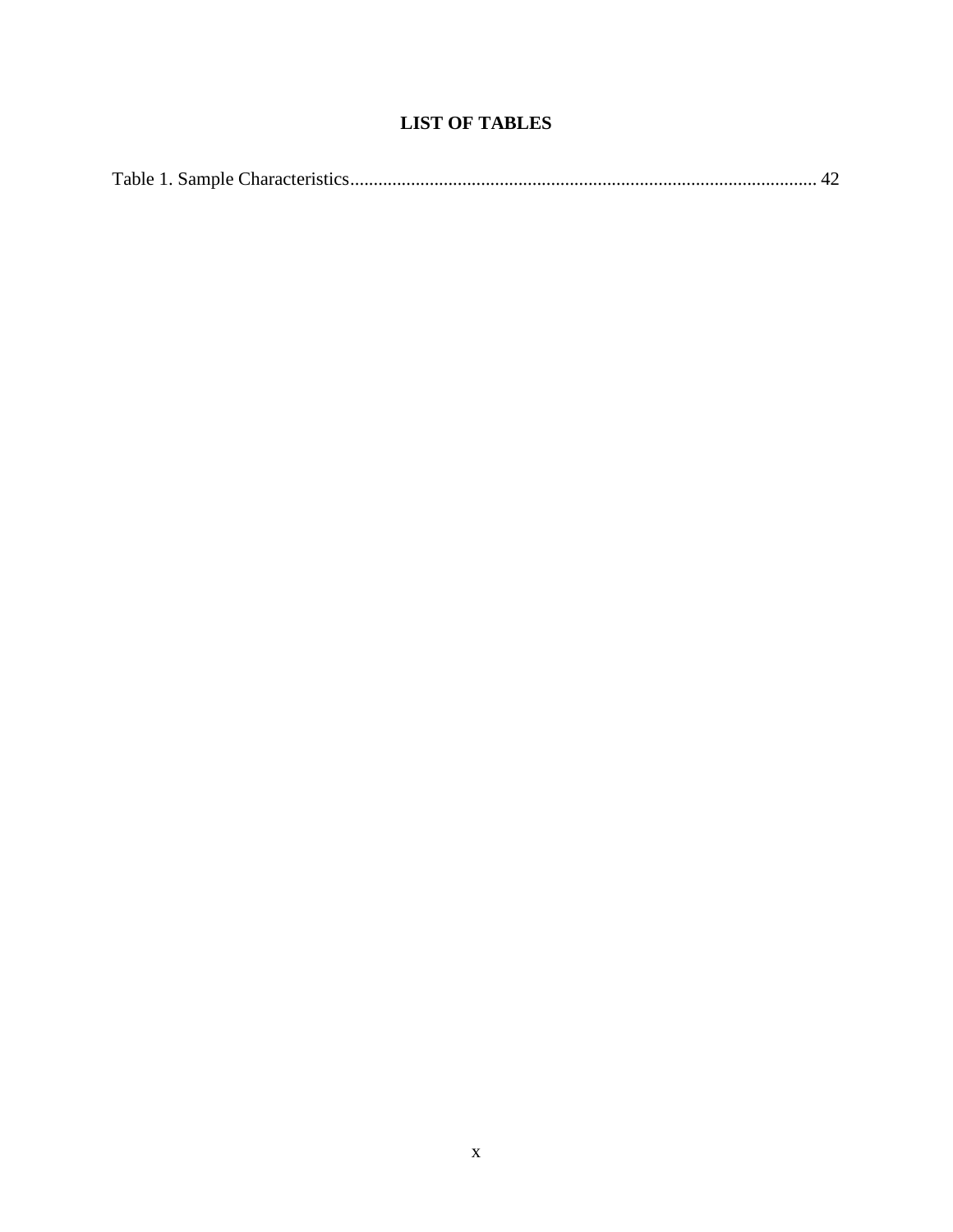# LIST OF TABLES

Table 1. Sample Characteristics.................................................................................................. 42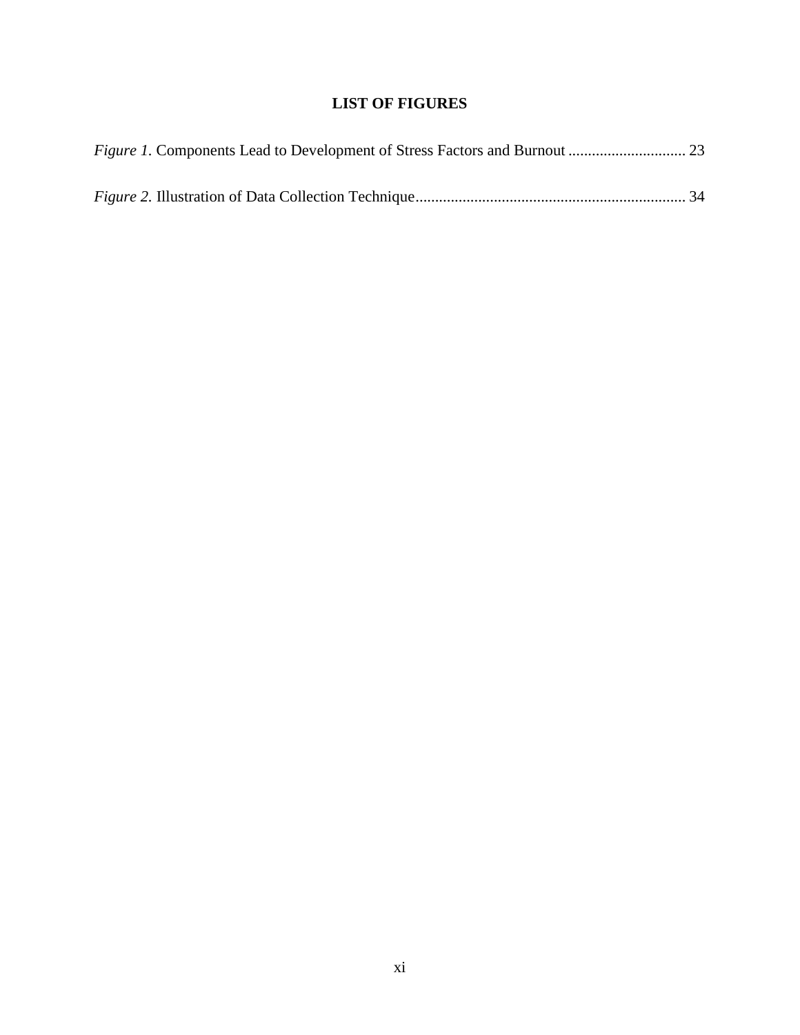# LIST OF FIGURES

*Figure 1.* Components Lead to Development of Stress Factors and Burnout .............................. 23

*Figure 2.* Illustration of Data Collection Technique..................................................................... 34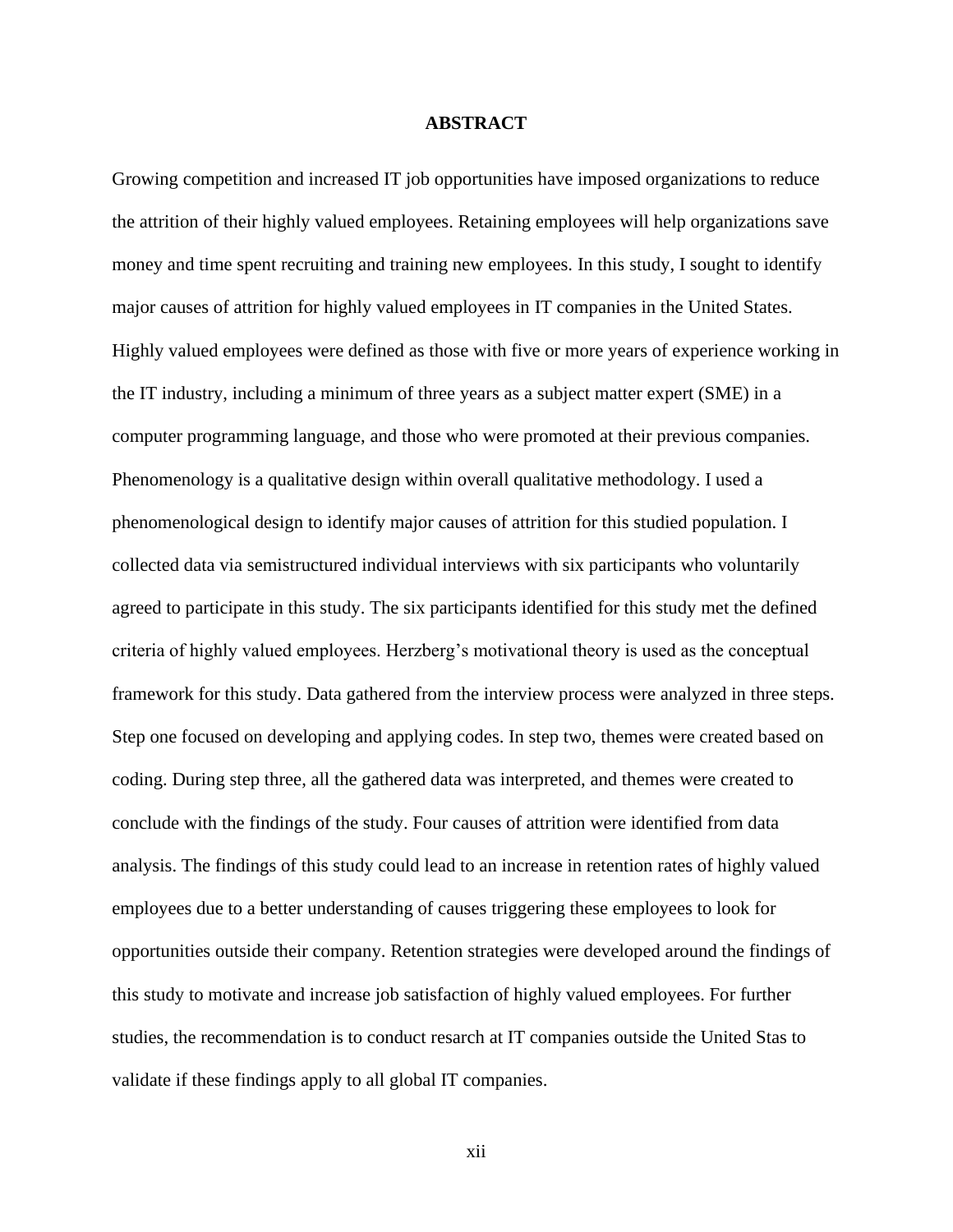# ABSTRACT

Growing competition and increased IT job opportunities have imposed organizations to reduce the attrition of their highly valued employees. Retaining employees will help organizations save money and time spent recruiting and training new employees. In this study, I sought to identify major causes of attrition for highly valued employees in IT companies in the United States. Highly valued employees were defined as those with five or more years of experience working in the IT industry, including a minimum of three years as a subject matter expert (SME) in a computer programming language, and those who were promoted at their previous companies. Phenomenology is a qualitative design within overall qualitative methodology. I used a phenomenological design to identify major causes of attrition for this studied population. I collected data via semistructured individual interviews with six participants who voluntarily agreed to participate in this study. The six participants identified for this study met the defined criteria of highly valued employees. Herzberg's motivational theory is used as the conceptual framework for this study. Data gathered from the interview process were analyzed in three steps. Step one focused on developing and applying codes. In step two, themes were created based on coding. During step three, all the gathered data was interpreted, and themes were created to conclude with the findings of the study. Four causes of attrition were identified from data analysis. The findings of this study could lead to an increase in retention rates of highly valued employees due to a better understanding of causes triggering these employees to look for opportunities outside their company. Retention strategies were developed around the findings of this study to motivate and increase job satisfaction of highly valued employees. For further studies, the recommendation is to conduct resarch at IT companies outside the United Stas to validate if these findings apply to all global IT companies.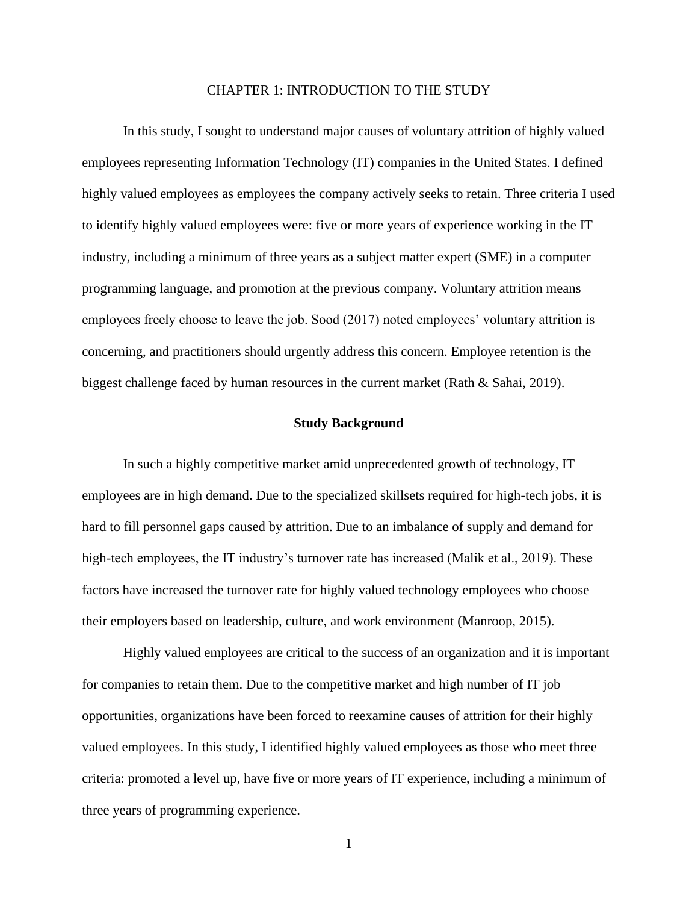# CHAPTER 1: INTRODUCTION TO THE STUDY

In this study, I sought to understand major causes of voluntary attrition of highly valued employees representing Information Technology (IT) companies in the United States. I defined highly valued employees as employees the company actively seeks to retain. Three criteria I used to identify highly valued employees were: five or more years of experience working in the IT industry, including a minimum of three years as a subject matter expert (SME) in a computer programming language, and promotion at the previous company. Voluntary attrition means employees freely choose to leave the job. Sood (2017) noted employees' voluntary attrition is concerning, and practitioners should urgently address this concern. Employee retention is the biggest challenge faced by human resources in the current market (Rath & Sahai, 2019).

## Study Background

In such a highly competitive market amid unprecedented growth of technology, IT employees are in high demand. Due to the specialized skillsets required for high-tech jobs, it is hard to fill personnel gaps caused by attrition. Due to an imbalance of supply and demand for high-tech employees, the IT industry's turnover rate has increased (Malik et al., 2019). These factors have increased the turnover rate for highly valued technology employees who choose their employers based on leadership, culture, and work environment (Manroop, 2015).

Highly valued employees are critical to the success of an organization and it is important for companies to retain them. Due to the competitive market and high number of IT job opportunities, organizations have been forced to reexamine causes of attrition for their highly valued employees. In this study, I identified highly valued employees as those who meet three criteria: promoted a level up, have five or more years of IT experience, including a minimum of three years of programming experience.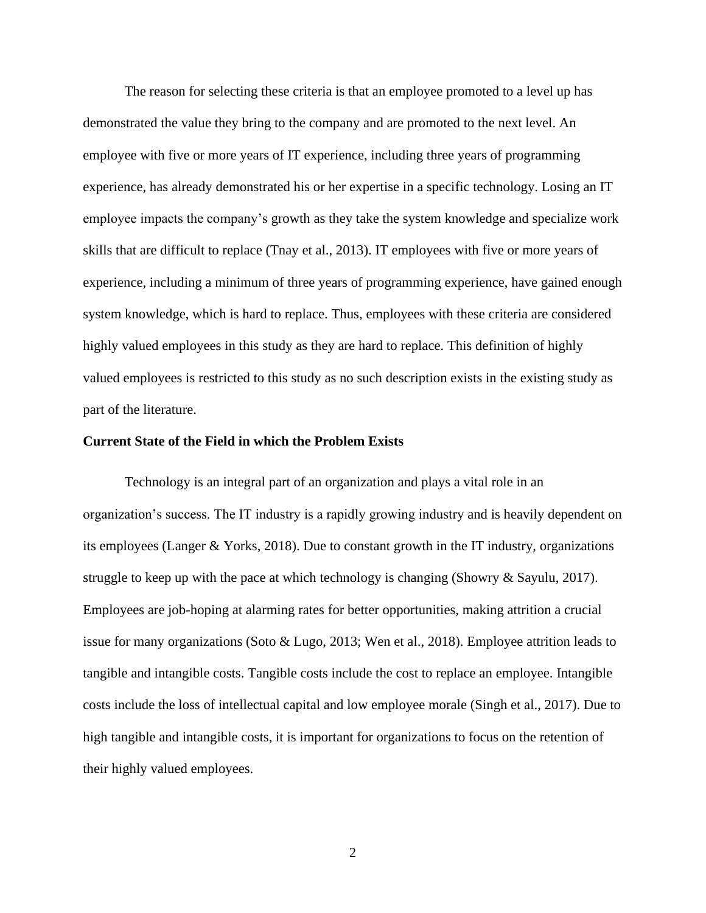The reason for selecting these criteria is that an employee promoted to a level up has demonstrated the value they bring to the company and are promoted to the next level. An employee with five or more years of IT experience, including three years of programming experience, has already demonstrated his or her expertise in a specific technology. Losing an IT employee impacts the company's growth as they take the system knowledge and specialize work skills that are difficult to replace (Tnay et al., 2013). IT employees with five or more years of experience, including a minimum of three years of programming experience, have gained enough system knowledge, which is hard to replace. Thus, employees with these criteria are considered highly valued employees in this study as they are hard to replace. This definition of highly valued employees is restricted to this study as no such description exists in the existing study as part of the literature.

**Current State of the Field in which the Problem Exists**

Technology is an integral part of an organization and plays a vital role in an organization's success. The IT industry is a rapidly growing industry and is heavily dependent on its employees (Langer & Yorks, 2018). Due to constant growth in the IT industry, organizations struggle to keep up with the pace at which technology is changing (Showry & Sayulu, 2017). Employees are job-hoping at alarming rates for better opportunities, making attrition a crucial issue for many organizations (Soto & Lugo, 2013; Wen et al., 2018). Employee attrition leads to tangible and intangible costs. Tangible costs include the cost to replace an employee. Intangible costs include the loss of intellectual capital and low employee morale (Singh et al., 2017). Due to high tangible and intangible costs, it is important for organizations to focus on the retention of their highly valued employees.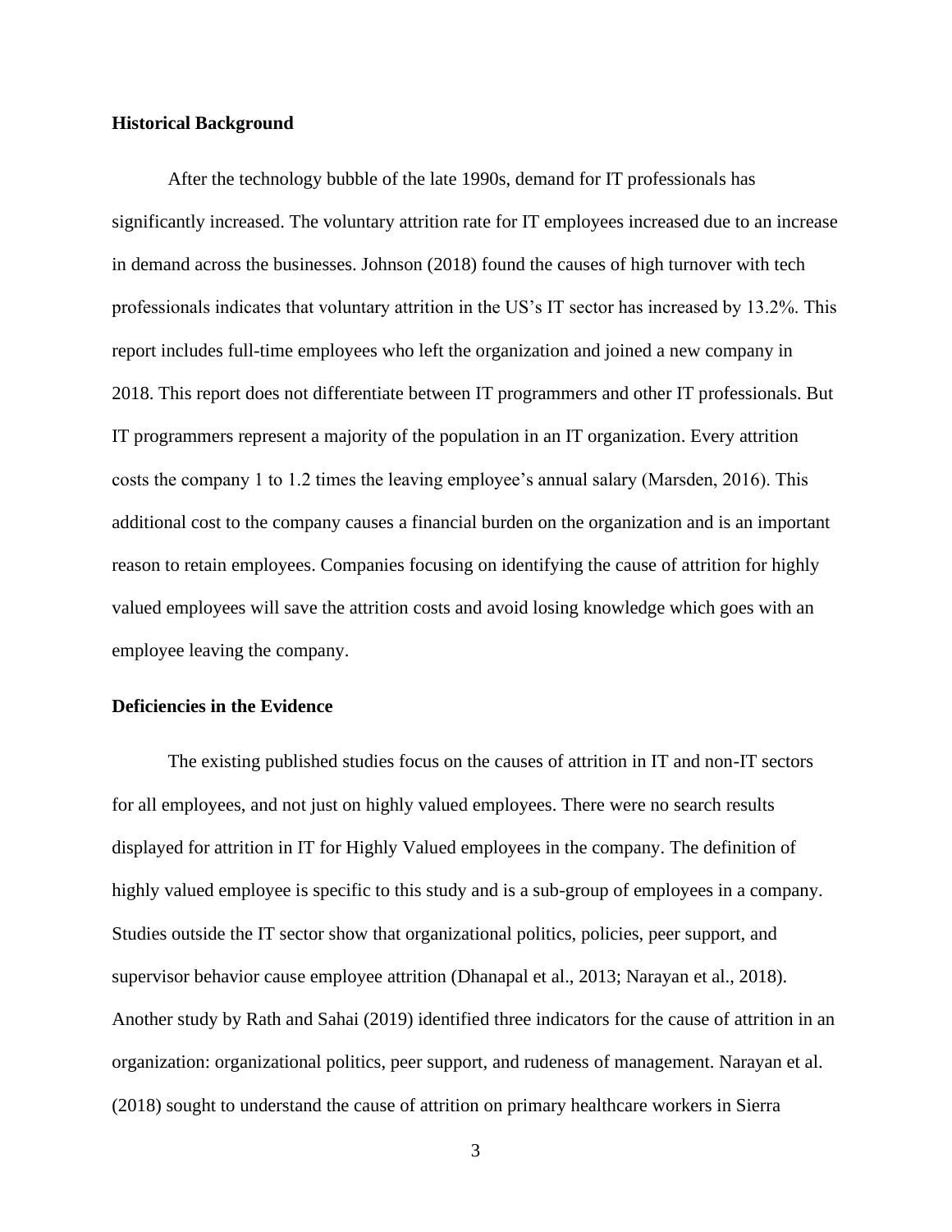**Historical Background**

After the technology bubble of the late 1990s, demand for IT professionals has significantly increased. The voluntary attrition rate for IT employees increased due to an increase in demand across the businesses. Johnson (2018) found the causes of high turnover with tech professionals indicates that voluntary attrition in the US's IT sector has increased by 13.2%. This report includes full-time employees who left the organization and joined a new company in 2018. This report does not differentiate between IT programmers and other IT professionals. But IT programmers represent a majority of the population in an IT organization. Every attrition costs the company 1 to 1.2 times the leaving employee's annual salary (Marsden, 2016). This additional cost to the company causes a financial burden on the organization and is an important reason to retain employees. Companies focusing on identifying the cause of attrition for highly valued employees will save the attrition costs and avoid losing knowledge which goes with an employee leaving the company.

**Deficiencies in the Evidence**

The existing published studies focus on the causes of attrition in IT and non-IT sectors for all employees, and not just on highly valued employees. There were no search results displayed for attrition in IT for Highly Valued employees in the company. The definition of highly valued employee is specific to this study and is a sub-group of employees in a company. Studies outside the IT sector show that organizational politics, policies, peer support, and supervisor behavior cause employee attrition (Dhanapal et al., 2013; Narayan et al., 2018). Another study by Rath and Sahai (2019) identified three indicators for the cause of attrition in an organization: organizational politics, peer support, and rudeness of management. Narayan et al. (2018) sought to understand the cause of attrition on primary healthcare workers in Sierra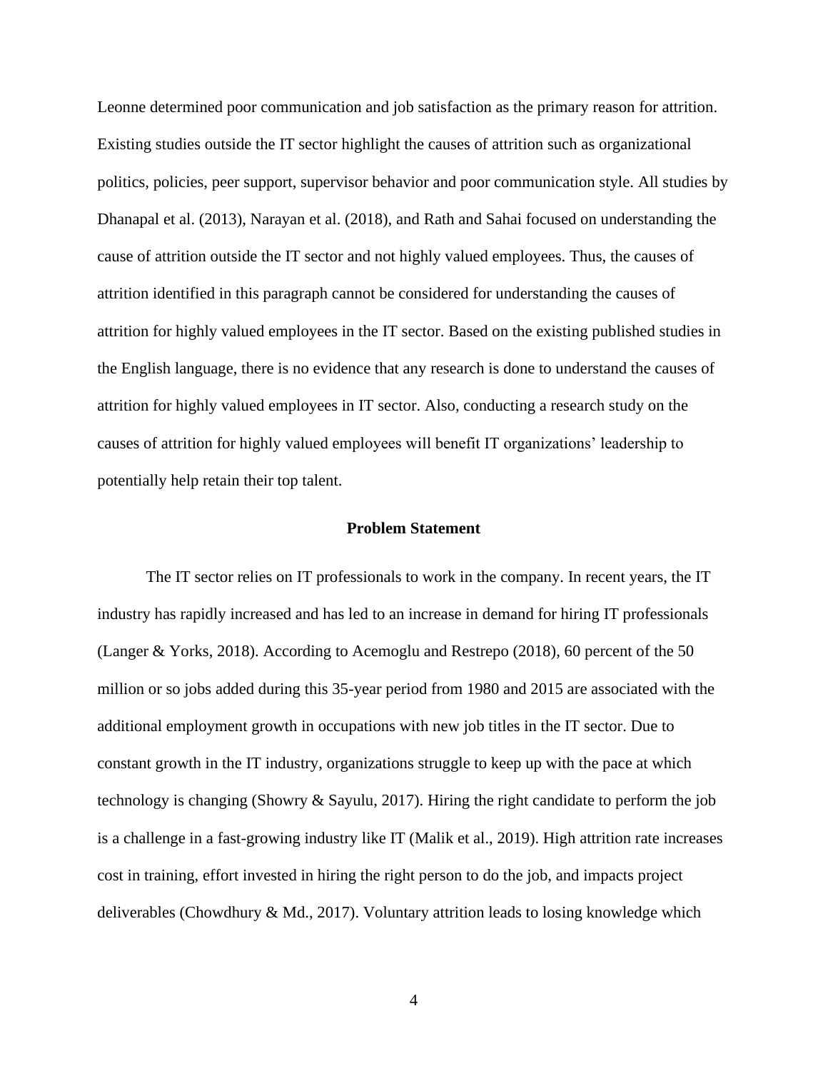Leonne determined poor communication and job satisfaction as the primary reason for attrition. Existing studies outside the IT sector highlight the causes of attrition such as organizational politics, policies, peer support, supervisor behavior and poor communication style. All studies by Dhanapal et al. (2013), Narayan et al. (2018), and Rath and Sahai focused on understanding the cause of attrition outside the IT sector and not highly valued employees. Thus, the causes of attrition identified in this paragraph cannot be considered for understanding the causes of attrition for highly valued employees in the IT sector. Based on the existing published studies in the English language, there is no evidence that any research is done to understand the causes of attrition for highly valued employees in IT sector. Also, conducting a research study on the causes of attrition for highly valued employees will benefit IT organizations' leadership to potentially help retain their top talent.

## Problem Statement

The IT sector relies on IT professionals to work in the company. In recent years, the IT industry has rapidly increased and has led to an increase in demand for hiring IT professionals (Langer & Yorks, 2018). According to Acemoglu and Restrepo (2018), 60 percent of the 50 million or so jobs added during this 35-year period from 1980 and 2015 are associated with the additional employment growth in occupations with new job titles in the IT sector. Due to constant growth in the IT industry, organizations struggle to keep up with the pace at which technology is changing (Showry & Sayulu, 2017). Hiring the right candidate to perform the job is a challenge in a fast-growing industry like IT (Malik et al., 2019). High attrition rate increases cost in training, effort invested in hiring the right person to do the job, and impacts project deliverables (Chowdhury & Md., 2017). Voluntary attrition leads to losing knowledge which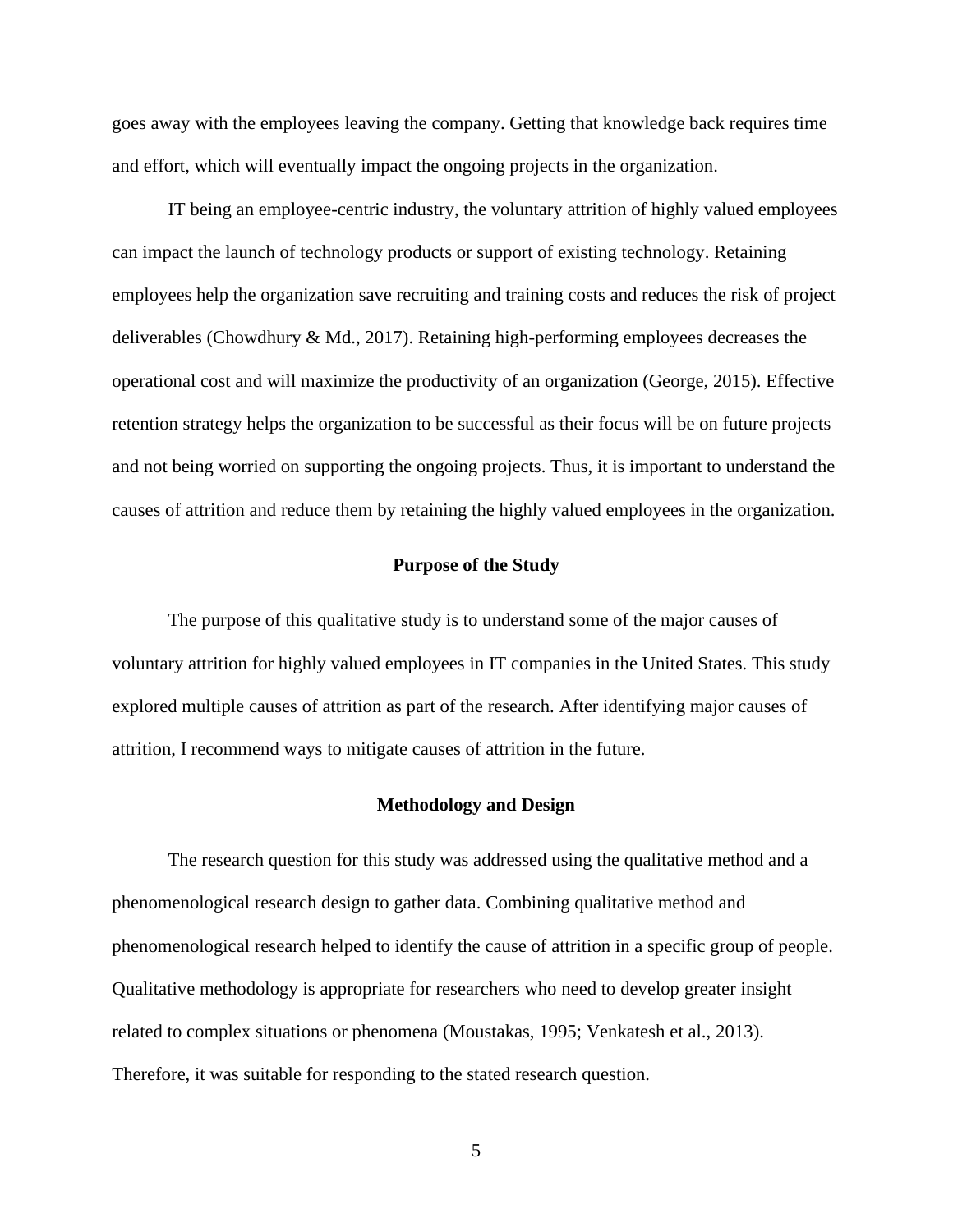goes away with the employees leaving the company. Getting that knowledge back requires time and effort, which will eventually impact the ongoing projects in the organization.

IT being an employee-centric industry, the voluntary attrition of highly valued employees can impact the launch of technology products or support of existing technology. Retaining employees help the organization save recruiting and training costs and reduces the risk of project deliverables (Chowdhury & Md., 2017). Retaining high-performing employees decreases the operational cost and will maximize the productivity of an organization (George, 2015). Effective retention strategy helps the organization to be successful as their focus will be on future projects and not being worried on supporting the ongoing projects. Thus, it is important to understand the causes of attrition and reduce them by retaining the highly valued employees in the organization.

## Purpose of the Study

The purpose of this qualitative study is to understand some of the major causes of voluntary attrition for highly valued employees in IT companies in the United States. This study explored multiple causes of attrition as part of the research. After identifying major causes of attrition, I recommend ways to mitigate causes of attrition in the future.

## Methodology and Design

The research question for this study was addressed using the qualitative method and a phenomenological research design to gather data. Combining qualitative method and phenomenological research helped to identify the cause of attrition in a specific group of people. Qualitative methodology is appropriate for researchers who need to develop greater insight related to complex situations or phenomena (Moustakas, 1995; Venkatesh et al., 2013). Therefore, it was suitable for responding to the stated research question.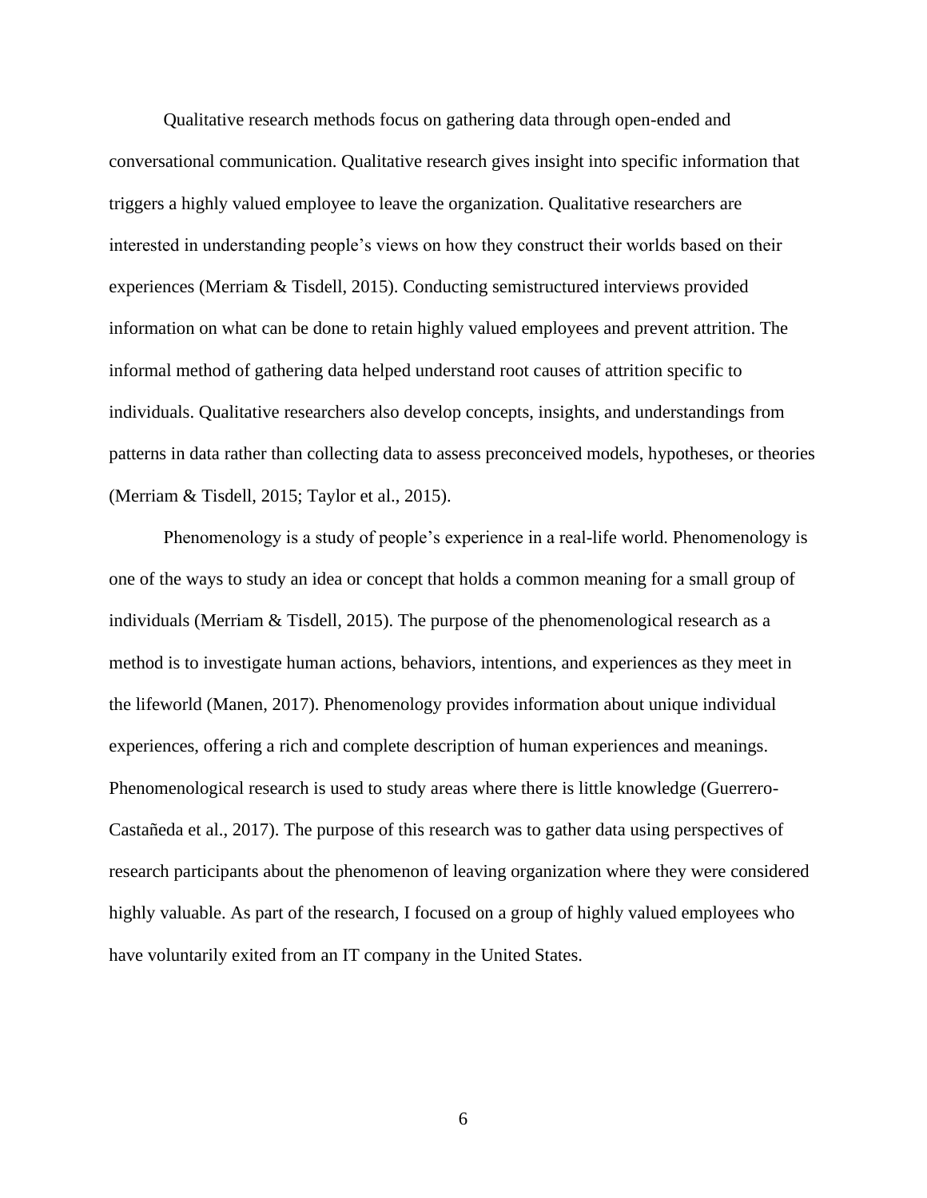Qualitative research methods focus on gathering data through open-ended and conversational communication. Qualitative research gives insight into specific information that triggers a highly valued employee to leave the organization. Qualitative researchers are interested in understanding people's views on how they construct their worlds based on their experiences (Merriam & Tisdell, 2015). Conducting semistructured interviews provided information on what can be done to retain highly valued employees and prevent attrition. The informal method of gathering data helped understand root causes of attrition specific to individuals. Qualitative researchers also develop concepts, insights, and understandings from patterns in data rather than collecting data to assess preconceived models, hypotheses, or theories (Merriam & Tisdell, 2015; Taylor et al., 2015).

Phenomenology is a study of people's experience in a real-life world. Phenomenology is one of the ways to study an idea or concept that holds a common meaning for a small group of individuals (Merriam & Tisdell, 2015). The purpose of the phenomenological research as a method is to investigate human actions, behaviors, intentions, and experiences as they meet in the lifeworld (Manen, 2017). Phenomenology provides information about unique individual experiences, offering a rich and complete description of human experiences and meanings. Phenomenological research is used to study areas where there is little knowledge (Guerrero-Castañeda et al., 2017). The purpose of this research was to gather data using perspectives of research participants about the phenomenon of leaving organization where they were considered highly valuable. As part of the research, I focused on a group of highly valued employees who have voluntarily exited from an IT company in the United States.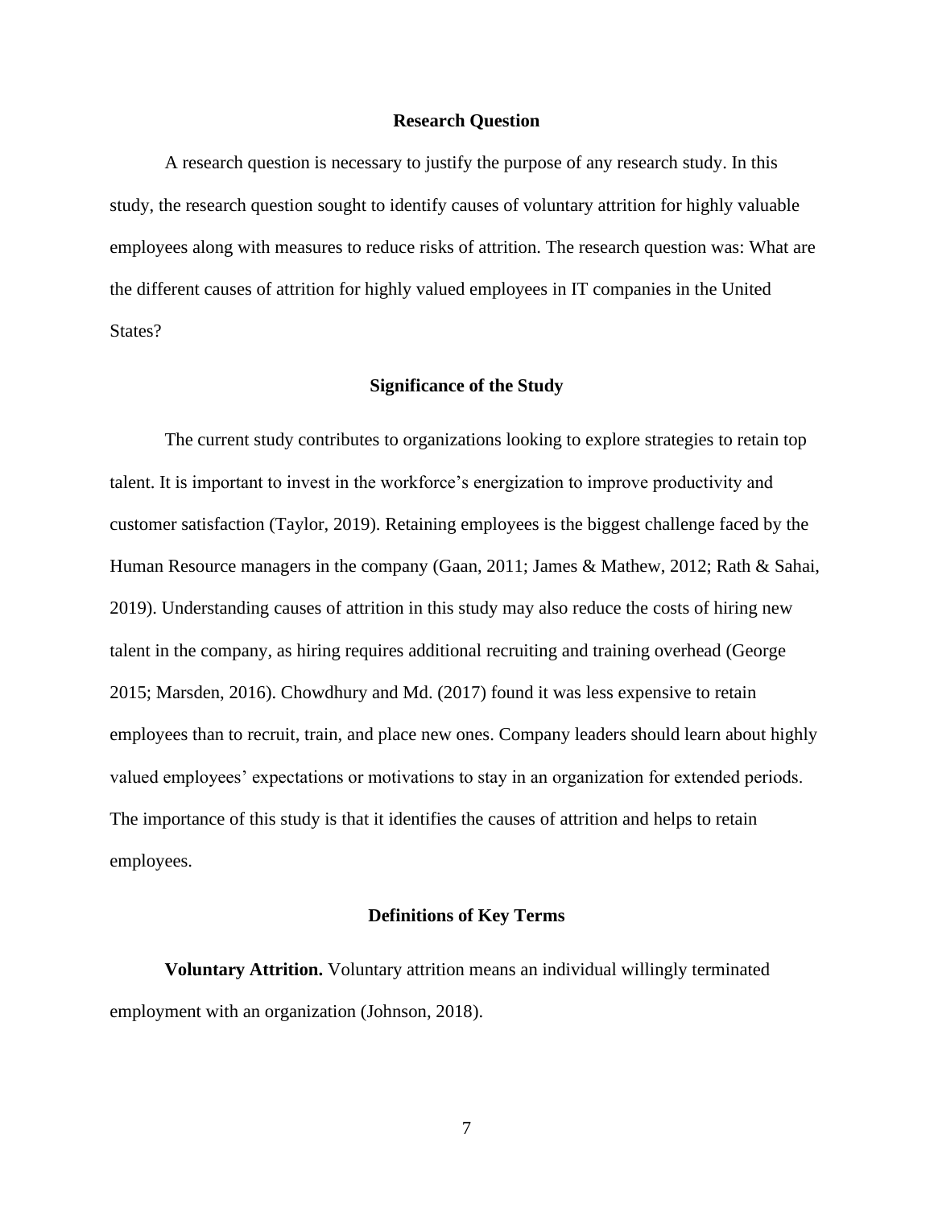## Research Question

A research question is necessary to justify the purpose of any research study. In this study, the research question sought to identify causes of voluntary attrition for highly valuable employees along with measures to reduce risks of attrition. The research question was: What are the different causes of attrition for highly valued employees in IT companies in the United States?

## Significance of the Study

The current study contributes to organizations looking to explore strategies to retain top talent. It is important to invest in the workforce's energization to improve productivity and customer satisfaction (Taylor, 2019). Retaining employees is the biggest challenge faced by the Human Resource managers in the company (Gaan, 2011; James & Mathew, 2012; Rath & Sahai, 2019). Understanding causes of attrition in this study may also reduce the costs of hiring new talent in the company, as hiring requires additional recruiting and training overhead (George 2015; Marsden, 2016). Chowdhury and Md. (2017) found it was less expensive to retain employees than to recruit, train, and place new ones. Company leaders should learn about highly valued employees' expectations or motivations to stay in an organization for extended periods. The importance of this study is that it identifies the causes of attrition and helps to retain employees.

## Definitions of Key Terms

**Voluntary Attrition.** Voluntary attrition means an individual willingly terminated employment with an organization (Johnson, 2018).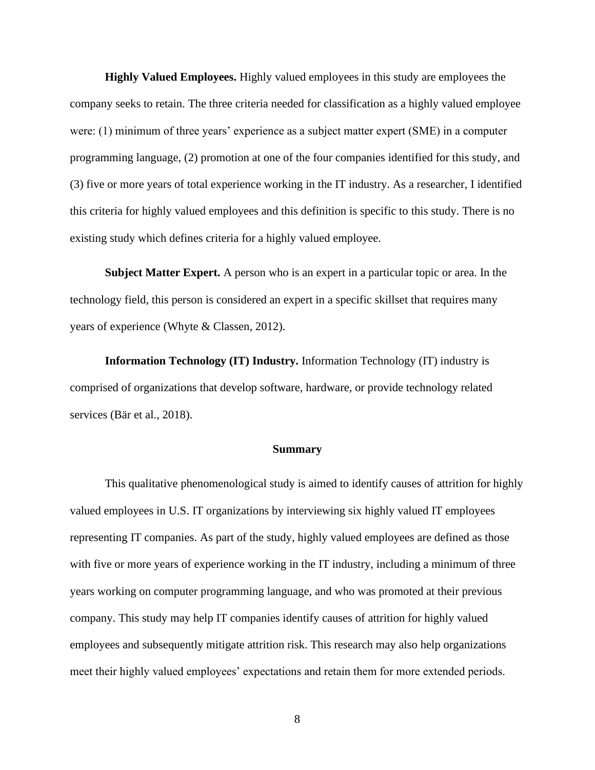**Highly Valued Employees.** Highly valued employees in this study are employees the company seeks to retain. The three criteria needed for classification as a highly valued employee were: (1) minimum of three years' experience as a subject matter expert (SME) in a computer programming language, (2) promotion at one of the four companies identified for this study, and (3) five or more years of total experience working in the IT industry. As a researcher, I identified this criteria for highly valued employees and this definition is specific to this study. There is no existing study which defines criteria for a highly valued employee.

**Subject Matter Expert.** A person who is an expert in a particular topic or area. In the technology field, this person is considered an expert in a specific skillset that requires many years of experience (Whyte & Classen, 2012).

**Information Technology (IT) Industry.** Information Technology (IT) industry is comprised of organizations that develop software, hardware, or provide technology related services (Bär et al., 2018).

## Summary

This qualitative phenomenological study is aimed to identify causes of attrition for highly valued employees in U.S. IT organizations by interviewing six highly valued IT employees representing IT companies. As part of the study, highly valued employees are defined as those with five or more years of experience working in the IT industry, including a minimum of three years working on computer programming language, and who was promoted at their previous company. This study may help IT companies identify causes of attrition for highly valued employees and subsequently mitigate attrition risk. This research may also help organizations meet their highly valued employees' expectations and retain them for more extended periods.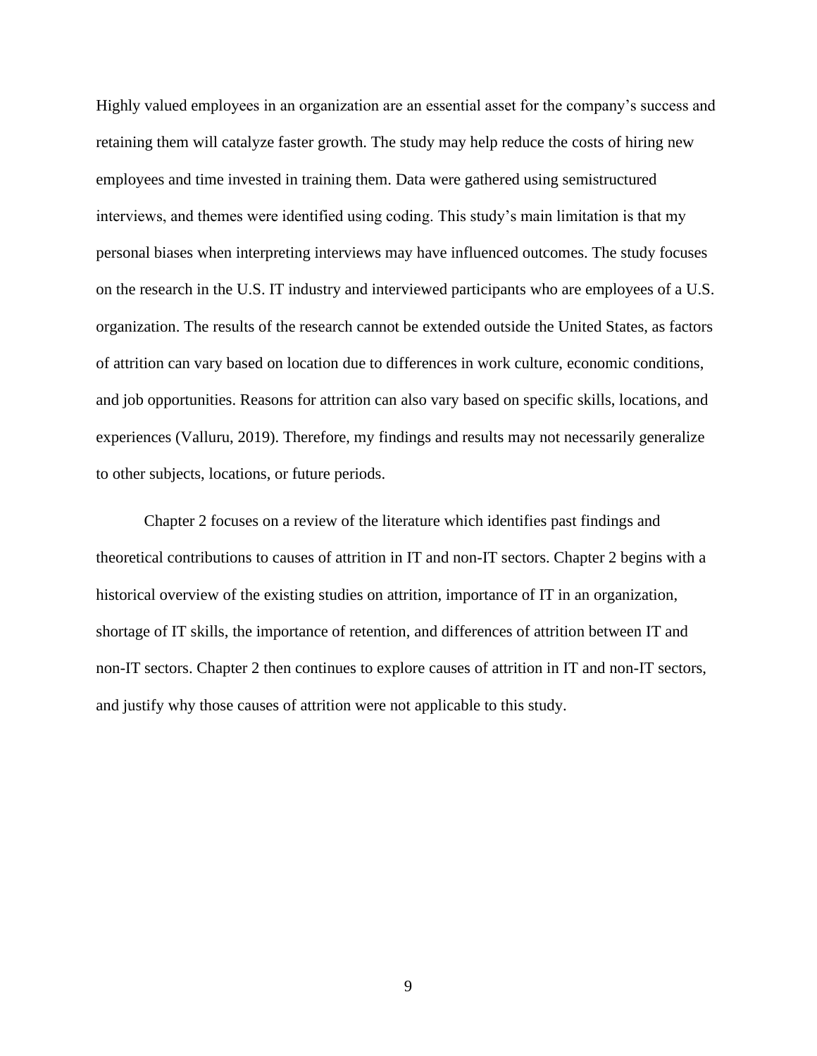Highly valued employees in an organization are an essential asset for the company's success and retaining them will catalyze faster growth. The study may help reduce the costs of hiring new employees and time invested in training them. Data were gathered using semistructured interviews, and themes were identified using coding. This study's main limitation is that my personal biases when interpreting interviews may have influenced outcomes. The study focuses on the research in the U.S. IT industry and interviewed participants who are employees of a U.S. organization. The results of the research cannot be extended outside the United States, as factors of attrition can vary based on location due to differences in work culture, economic conditions, and job opportunities. Reasons for attrition can also vary based on specific skills, locations, and experiences (Valluru, 2019). Therefore, my findings and results may not necessarily generalize to other subjects, locations, or future periods.

Chapter 2 focuses on a review of the literature which identifies past findings and theoretical contributions to causes of attrition in IT and non-IT sectors. Chapter 2 begins with a historical overview of the existing studies on attrition, importance of IT in an organization, shortage of IT skills, the importance of retention, and differences of attrition between IT and non-IT sectors. Chapter 2 then continues to explore causes of attrition in IT and non-IT sectors, and justify why those causes of attrition were not applicable to this study.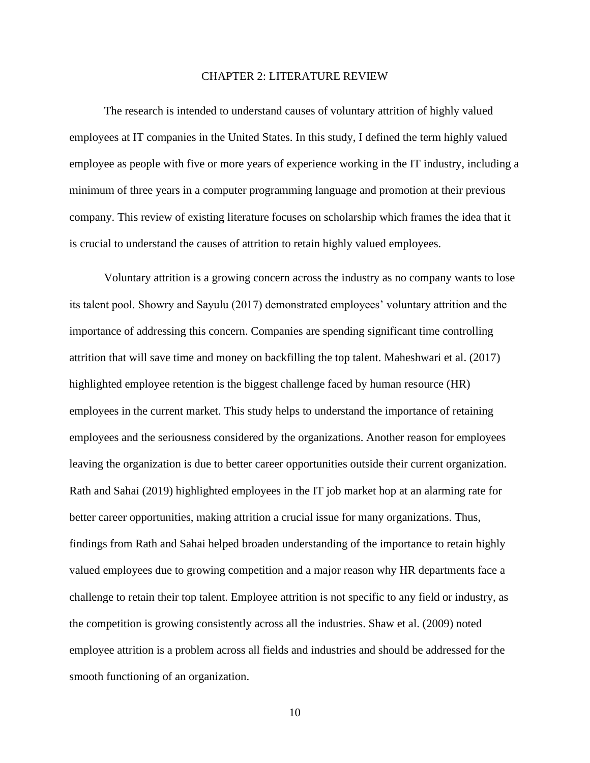# CHAPTER 2: LITERATURE REVIEW

The research is intended to understand causes of voluntary attrition of highly valued employees at IT companies in the United States. In this study, I defined the term highly valued employee as people with five or more years of experience working in the IT industry, including a minimum of three years in a computer programming language and promotion at their previous company. This review of existing literature focuses on scholarship which frames the idea that it is crucial to understand the causes of attrition to retain highly valued employees.

Voluntary attrition is a growing concern across the industry as no company wants to lose its talent pool. Showry and Sayulu (2017) demonstrated employees' voluntary attrition and the importance of addressing this concern. Companies are spending significant time controlling attrition that will save time and money on backfilling the top talent. Maheshwari et al. (2017) highlighted employee retention is the biggest challenge faced by human resource (HR) employees in the current market. This study helps to understand the importance of retaining employees and the seriousness considered by the organizations. Another reason for employees leaving the organization is due to better career opportunities outside their current organization. Rath and Sahai (2019) highlighted employees in the IT job market hop at an alarming rate for better career opportunities, making attrition a crucial issue for many organizations. Thus, findings from Rath and Sahai helped broaden understanding of the importance to retain highly valued employees due to growing competition and a major reason why HR departments face a challenge to retain their top talent. Employee attrition is not specific to any field or industry, as the competition is growing consistently across all the industries. Shaw et al. (2009) noted employee attrition is a problem across all fields and industries and should be addressed for the smooth functioning of an organization.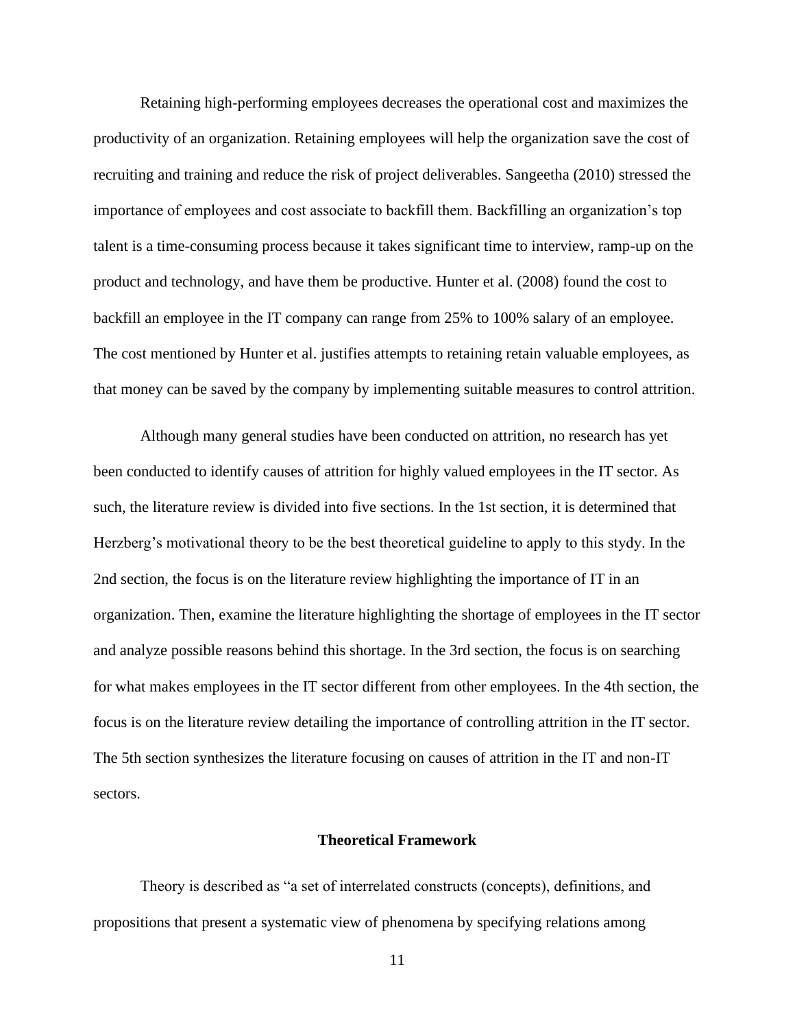Retaining high-performing employees decreases the operational cost and maximizes the productivity of an organization. Retaining employees will help the organization save the cost of recruiting and training and reduce the risk of project deliverables. Sangeetha (2010) stressed the importance of employees and cost associate to backfill them. Backfilling an organization's top talent is a time-consuming process because it takes significant time to interview, ramp-up on the product and technology, and have them be productive. Hunter et al. (2008) found the cost to backfill an employee in the IT company can range from 25% to 100% salary of an employee. The cost mentioned by Hunter et al. justifies attempts to retaining retain valuable employees, as that money can be saved by the company by implementing suitable measures to control attrition.

Although many general studies have been conducted on attrition, no research has yet been conducted to identify causes of attrition for highly valued employees in the IT sector. As such, the literature review is divided into five sections. In the 1st section, it is determined that Herzberg's motivational theory to be the best theoretical guideline to apply to this stydy. In the 2nd section, the focus is on the literature review highlighting the importance of IT in an organization. Then, examine the literature highlighting the shortage of employees in the IT sector and analyze possible reasons behind this shortage. In the 3rd section, the focus is on searching for what makes employees in the IT sector different from other employees. In the 4th section, the focus is on the literature review detailing the importance of controlling attrition in the IT sector. The 5th section synthesizes the literature focusing on causes of attrition in the IT and non-IT sectors.

## Theoretical Framework

Theory is described as "a set of interrelated constructs (concepts), definitions, and propositions that present a systematic view of phenomena by specifying relations among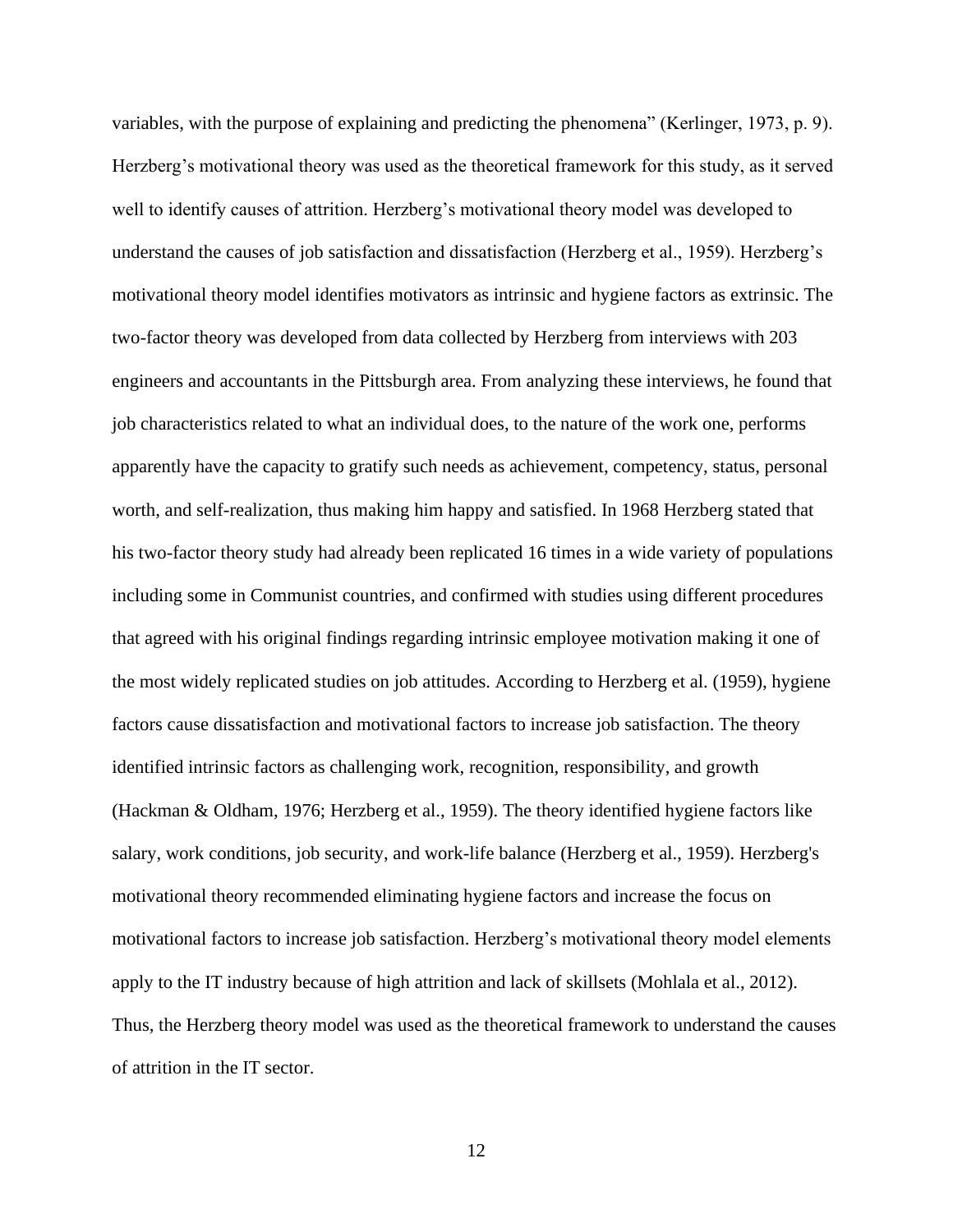variables, with the purpose of explaining and predicting the phenomena" (Kerlinger, 1973, p. 9). Herzberg's motivational theory was used as the theoretical framework for this study, as it served well to identify causes of attrition. Herzberg's motivational theory model was developed to understand the causes of job satisfaction and dissatisfaction (Herzberg et al., 1959). Herzberg's motivational theory model identifies motivators as intrinsic and hygiene factors as extrinsic. The two-factor theory was developed from data collected by Herzberg from interviews with 203 engineers and accountants in the Pittsburgh area. From analyzing these interviews, he found that job characteristics related to what an individual does, to the nature of the work one, performs apparently have the capacity to gratify such needs as achievement, competency, status, personal worth, and self-realization, thus making him happy and satisfied. In 1968 Herzberg stated that his two-factor theory study had already been replicated 16 times in a wide variety of populations including some in Communist countries, and confirmed with studies using different procedures that agreed with his original findings regarding intrinsic employee motivation making it one of the most widely replicated studies on job attitudes. According to Herzberg et al. (1959), hygiene factors cause dissatisfaction and motivational factors to increase job satisfaction. The theory identified intrinsic factors as challenging work, recognition, responsibility, and growth (Hackman & Oldham, 1976; Herzberg et al., 1959). The theory identified hygiene factors like salary, work conditions, job security, and work-life balance (Herzberg et al., 1959). Herzberg's motivational theory recommended eliminating hygiene factors and increase the focus on motivational factors to increase job satisfaction. Herzberg's motivational theory model elements apply to the IT industry because of high attrition and lack of skillsets (Mohlala et al., 2012). Thus, the Herzberg theory model was used as the theoretical framework to understand the causes of attrition in the IT sector.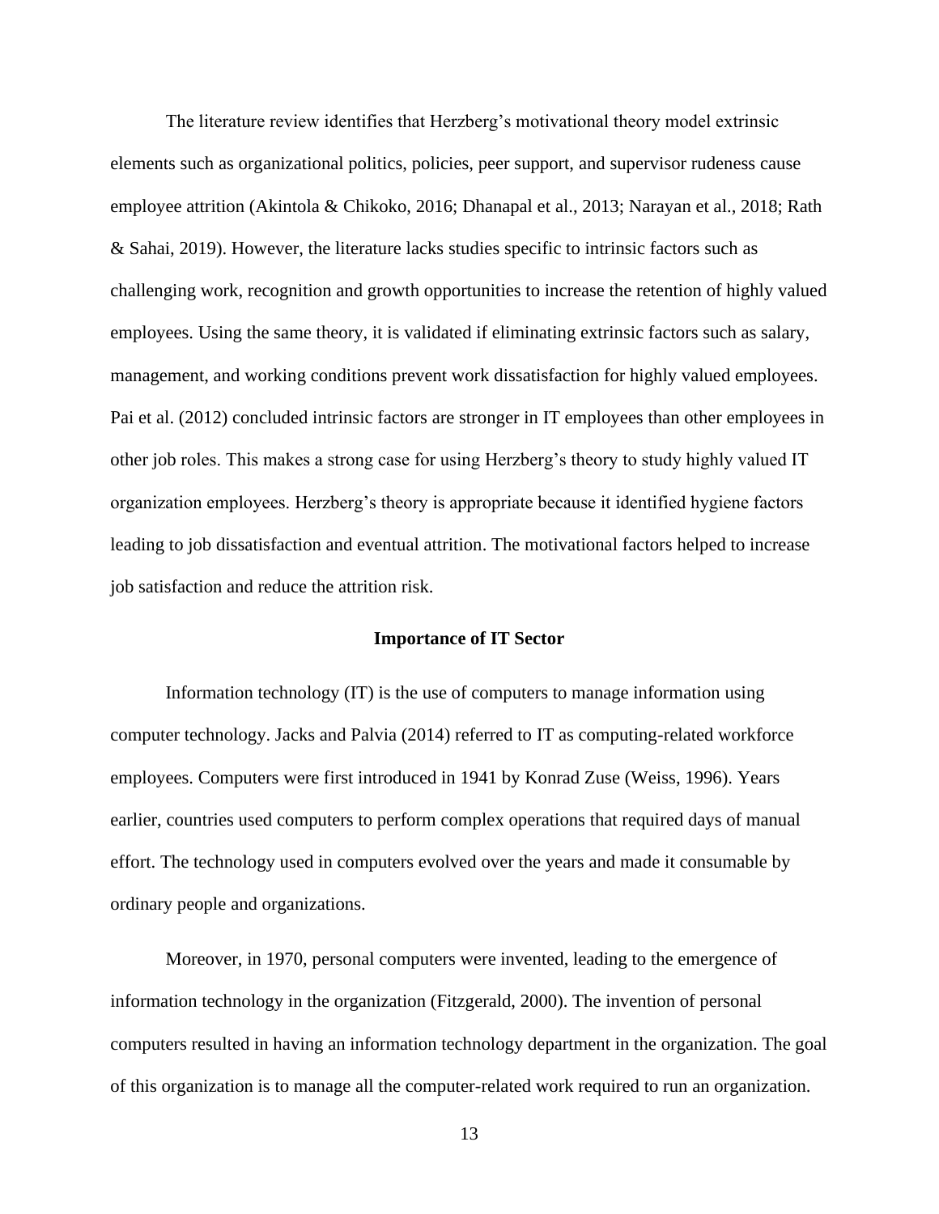The literature review identifies that Herzberg's motivational theory model extrinsic elements such as organizational politics, policies, peer support, and supervisor rudeness cause employee attrition (Akintola & Chikoko, 2016; Dhanapal et al., 2013; Narayan et al., 2018; Rath & Sahai, 2019). However, the literature lacks studies specific to intrinsic factors such as challenging work, recognition and growth opportunities to increase the retention of highly valued employees. Using the same theory, it is validated if eliminating extrinsic factors such as salary, management, and working conditions prevent work dissatisfaction for highly valued employees. Pai et al. (2012) concluded intrinsic factors are stronger in IT employees than other employees in other job roles. This makes a strong case for using Herzberg's theory to study highly valued IT organization employees. Herzberg's theory is appropriate because it identified hygiene factors leading to job dissatisfaction and eventual attrition. The motivational factors helped to increase job satisfaction and reduce the attrition risk.

## Importance of IT Sector

Information technology (IT) is the use of computers to manage information using computer technology. Jacks and Palvia (2014) referred to IT as computing-related workforce employees. Computers were first introduced in 1941 by Konrad Zuse (Weiss, 1996). Years earlier, countries used computers to perform complex operations that required days of manual effort. The technology used in computers evolved over the years and made it consumable by ordinary people and organizations.

Moreover, in 1970, personal computers were invented, leading to the emergence of information technology in the organization (Fitzgerald, 2000). The invention of personal computers resulted in having an information technology department in the organization. The goal of this organization is to manage all the computer-related work required to run an organization.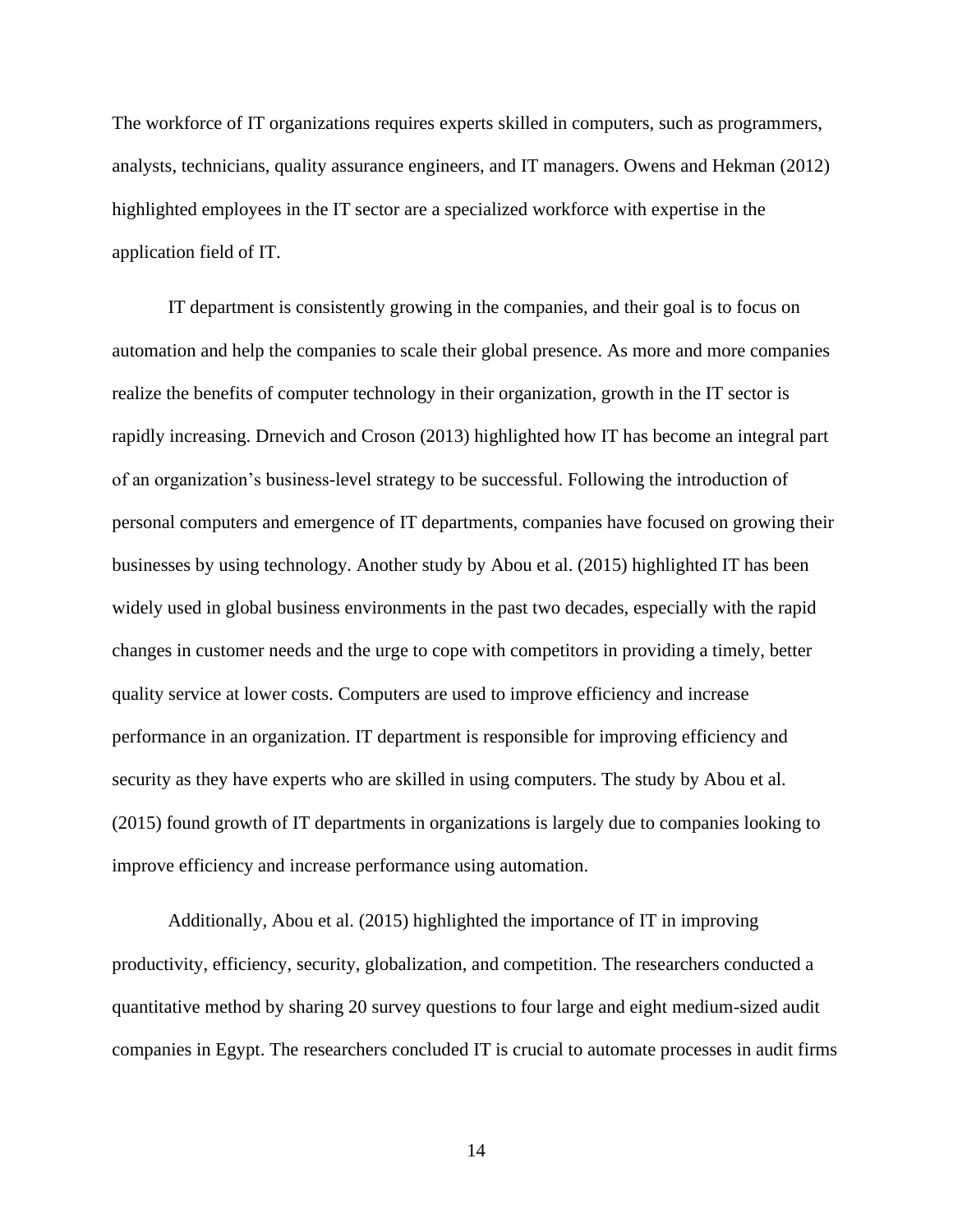The workforce of IT organizations requires experts skilled in computers, such as programmers, analysts, technicians, quality assurance engineers, and IT managers. Owens and Hekman (2012) highlighted employees in the IT sector are a specialized workforce with expertise in the application field of IT.

IT department is consistently growing in the companies, and their goal is to focus on automation and help the companies to scale their global presence. As more and more companies realize the benefits of computer technology in their organization, growth in the IT sector is rapidly increasing. Drnevich and Croson (2013) highlighted how IT has become an integral part of an organization's business-level strategy to be successful. Following the introduction of personal computers and emergence of IT departments, companies have focused on growing their businesses by using technology. Another study by Abou et al. (2015) highlighted IT has been widely used in global business environments in the past two decades, especially with the rapid changes in customer needs and the urge to cope with competitors in providing a timely, better quality service at lower costs. Computers are used to improve efficiency and increase performance in an organization. IT department is responsible for improving efficiency and security as they have experts who are skilled in using computers. The study by Abou et al. (2015) found growth of IT departments in organizations is largely due to companies looking to improve efficiency and increase performance using automation.

Additionally, Abou et al. (2015) highlighted the importance of IT in improving productivity, efficiency, security, globalization, and competition. The researchers conducted a quantitative method by sharing 20 survey questions to four large and eight medium-sized audit companies in Egypt. The researchers concluded IT is crucial to automate processes in audit firms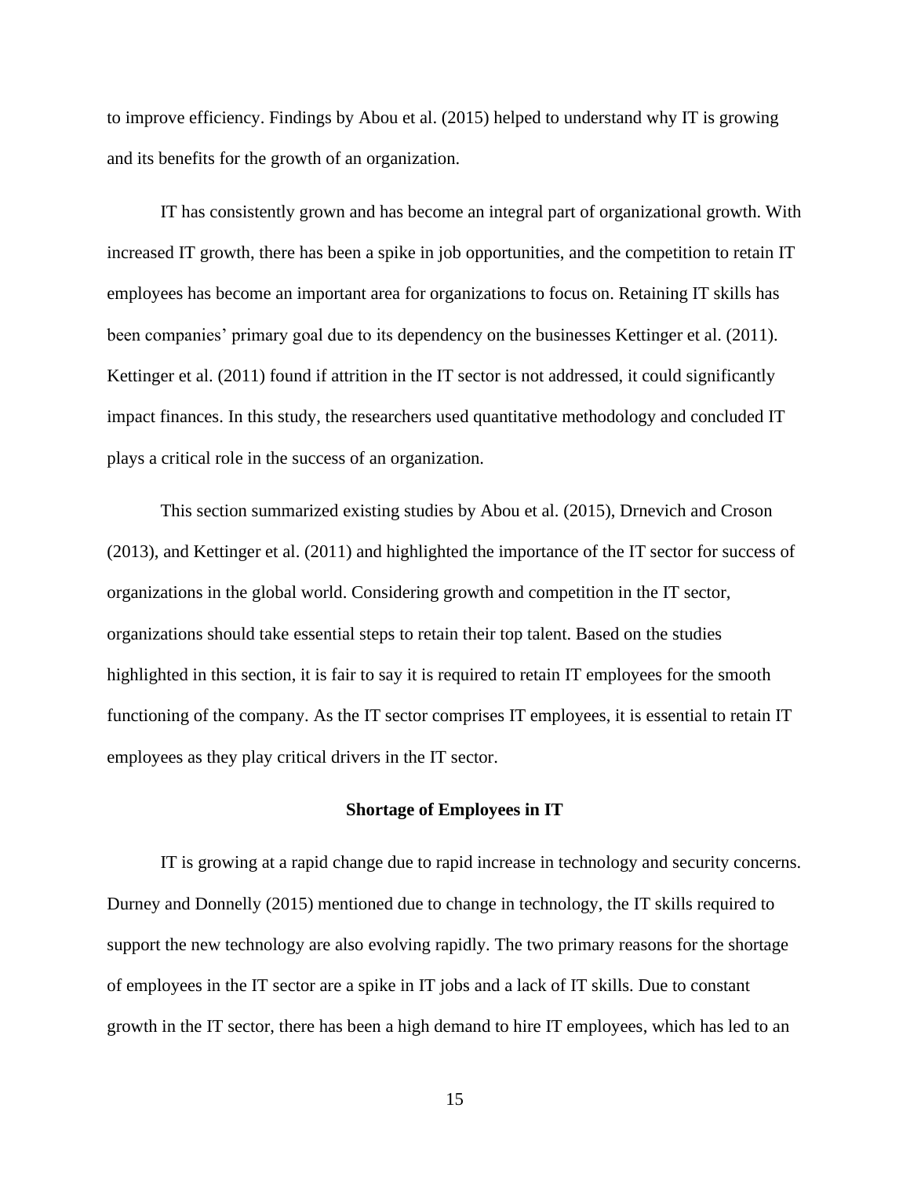to improve efficiency. Findings by Abou et al. (2015) helped to understand why IT is growing and its benefits for the growth of an organization.

IT has consistently grown and has become an integral part of organizational growth. With increased IT growth, there has been a spike in job opportunities, and the competition to retain IT employees has become an important area for organizations to focus on. Retaining IT skills has been companies' primary goal due to its dependency on the businesses Kettinger et al. (2011). Kettinger et al. (2011) found if attrition in the IT sector is not addressed, it could significantly impact finances. In this study, the researchers used quantitative methodology and concluded IT plays a critical role in the success of an organization.

This section summarized existing studies by Abou et al. (2015), Drnevich and Croson (2013), and Kettinger et al. (2011) and highlighted the importance of the IT sector for success of organizations in the global world. Considering growth and competition in the IT sector, organizations should take essential steps to retain their top talent. Based on the studies highlighted in this section, it is fair to say it is required to retain IT employees for the smooth functioning of the company. As the IT sector comprises IT employees, it is essential to retain IT employees as they play critical drivers in the IT sector.

## Shortage of Employees in IT

IT is growing at a rapid change due to rapid increase in technology and security concerns. Durney and Donnelly (2015) mentioned due to change in technology, the IT skills required to support the new technology are also evolving rapidly. The two primary reasons for the shortage of employees in the IT sector are a spike in IT jobs and a lack of IT skills. Due to constant growth in the IT sector, there has been a high demand to hire IT employees, which has led to an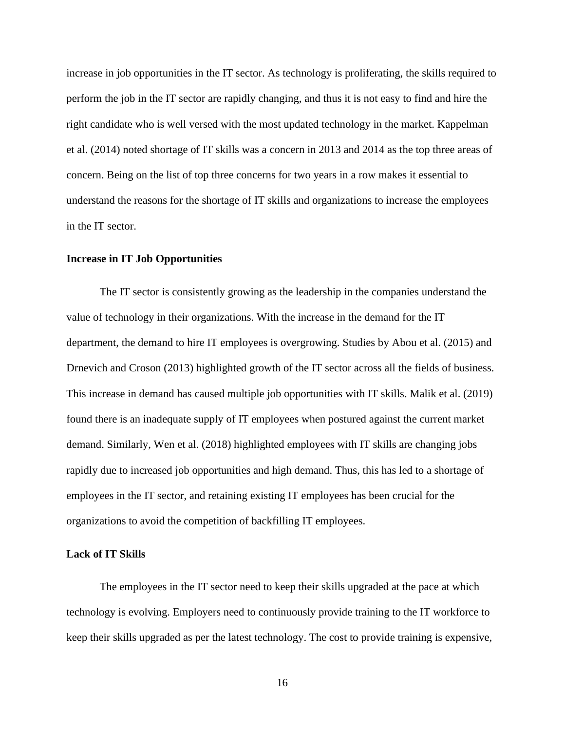increase in job opportunities in the IT sector. As technology is proliferating, the skills required to perform the job in the IT sector are rapidly changing, and thus it is not easy to find and hire the right candidate who is well versed with the most updated technology in the market. Kappelman et al. (2014) noted shortage of IT skills was a concern in 2013 and 2014 as the top three areas of concern. Being on the list of top three concerns for two years in a row makes it essential to understand the reasons for the shortage of IT skills and organizations to increase the employees in the IT sector.

**Increase in IT Job Opportunities**

The IT sector is consistently growing as the leadership in the companies understand the value of technology in their organizations. With the increase in the demand for the IT department, the demand to hire IT employees is overgrowing. Studies by Abou et al. (2015) and Drnevich and Croson (2013) highlighted growth of the IT sector across all the fields of business. This increase in demand has caused multiple job opportunities with IT skills. Malik et al. (2019) found there is an inadequate supply of IT employees when postured against the current market demand. Similarly, Wen et al. (2018) highlighted employees with IT skills are changing jobs rapidly due to increased job opportunities and high demand. Thus, this has led to a shortage of employees in the IT sector, and retaining existing IT employees has been crucial for the organizations to avoid the competition of backfilling IT employees.

**Lack of IT Skills**

The employees in the IT sector need to keep their skills upgraded at the pace at which technology is evolving. Employers need to continuously provide training to the IT workforce to keep their skills upgraded as per the latest technology. The cost to provide training is expensive,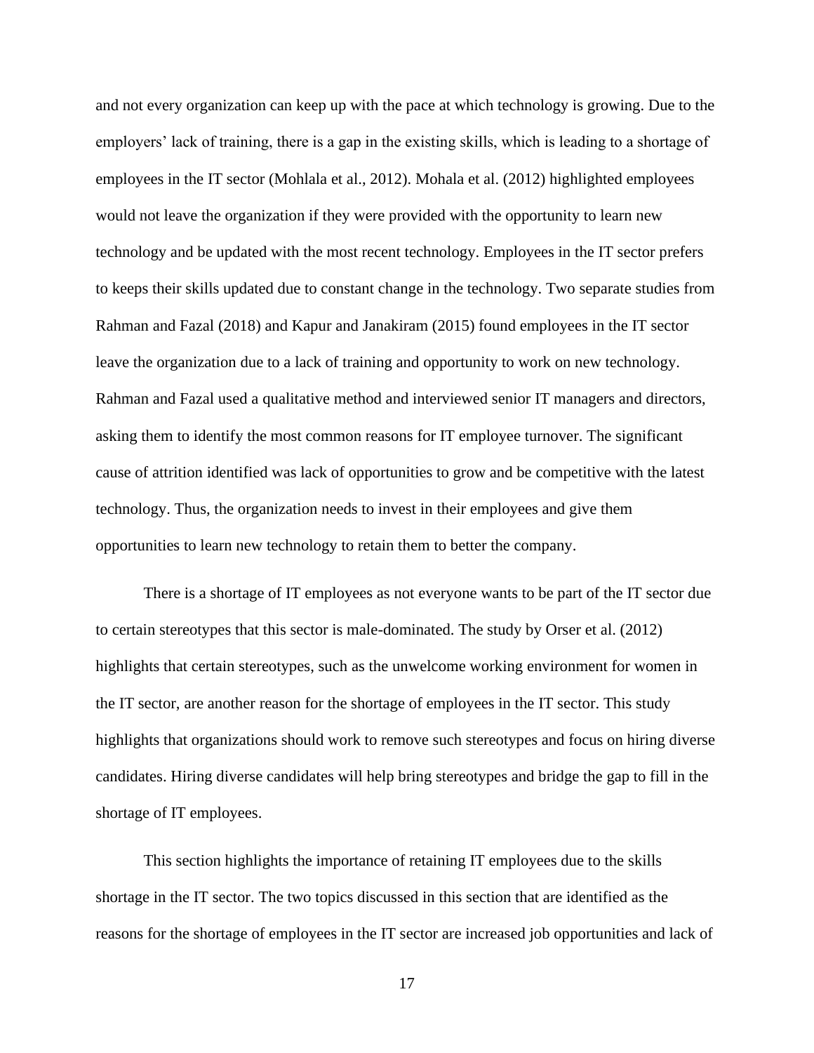and not every organization can keep up with the pace at which technology is growing. Due to the employers' lack of training, there is a gap in the existing skills, which is leading to a shortage of employees in the IT sector (Mohlala et al., 2012). Mohala et al. (2012) highlighted employees would not leave the organization if they were provided with the opportunity to learn new technology and be updated with the most recent technology. Employees in the IT sector prefers to keeps their skills updated due to constant change in the technology. Two separate studies from Rahman and Fazal (2018) and Kapur and Janakiram (2015) found employees in the IT sector leave the organization due to a lack of training and opportunity to work on new technology. Rahman and Fazal used a qualitative method and interviewed senior IT managers and directors, asking them to identify the most common reasons for IT employee turnover. The significant cause of attrition identified was lack of opportunities to grow and be competitive with the latest technology. Thus, the organization needs to invest in their employees and give them opportunities to learn new technology to retain them to better the company.

There is a shortage of IT employees as not everyone wants to be part of the IT sector due to certain stereotypes that this sector is male-dominated. The study by Orser et al. (2012) highlights that certain stereotypes, such as the unwelcome working environment for women in the IT sector, are another reason for the shortage of employees in the IT sector. This study highlights that organizations should work to remove such stereotypes and focus on hiring diverse candidates. Hiring diverse candidates will help bring stereotypes and bridge the gap to fill in the shortage of IT employees.

This section highlights the importance of retaining IT employees due to the skills shortage in the IT sector. The two topics discussed in this section that are identified as the reasons for the shortage of employees in the IT sector are increased job opportunities and lack of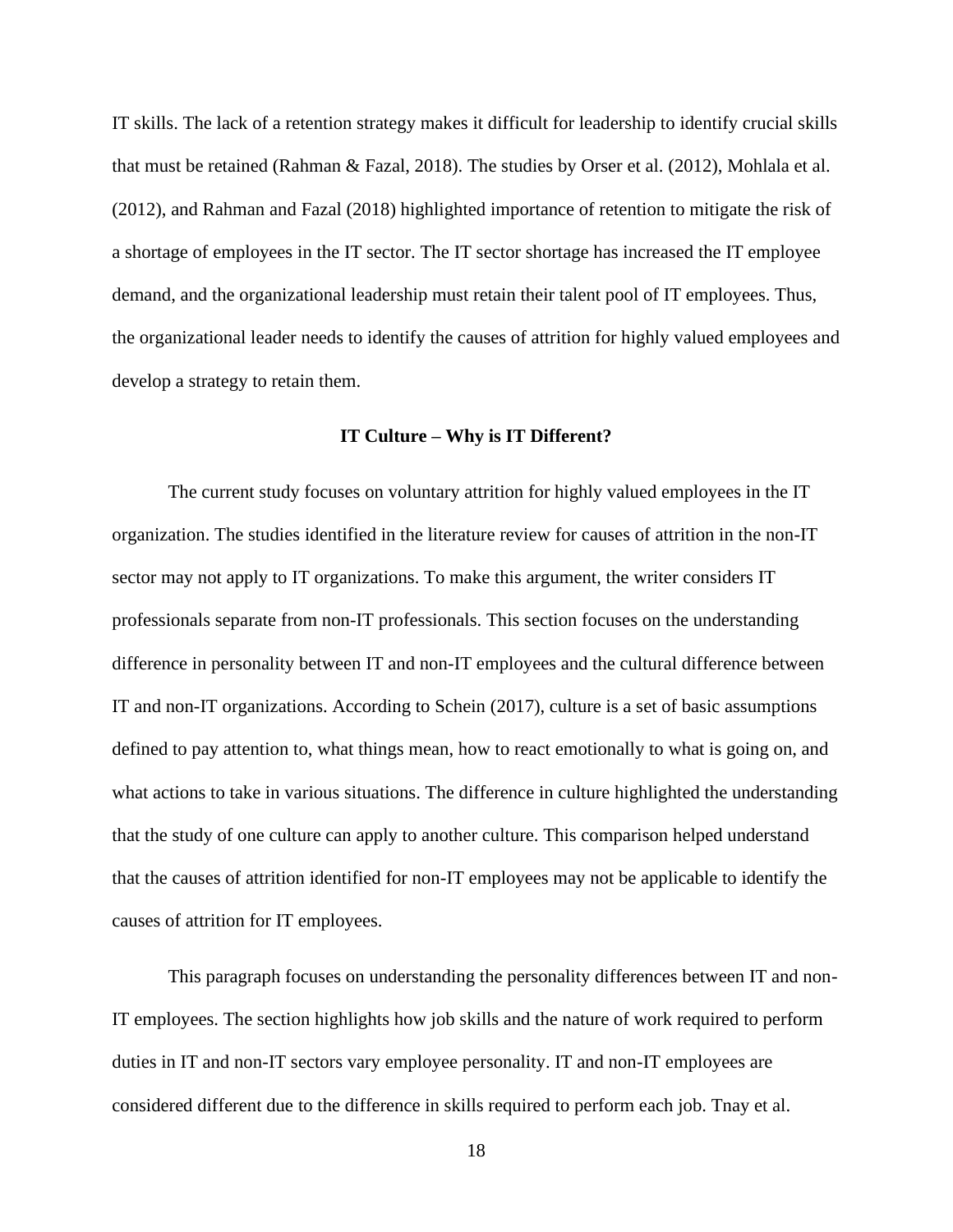IT skills. The lack of a retention strategy makes it difficult for leadership to identify crucial skills that must be retained (Rahman & Fazal, 2018). The studies by Orser et al. (2012), Mohlala et al. (2012), and Rahman and Fazal (2018) highlighted importance of retention to mitigate the risk of a shortage of employees in the IT sector. The IT sector shortage has increased the IT employee demand, and the organizational leadership must retain their talent pool of IT employees. Thus, the organizational leader needs to identify the causes of attrition for highly valued employees and develop a strategy to retain them.

## IT Culture – Why is IT Different?

The current study focuses on voluntary attrition for highly valued employees in the IT organization. The studies identified in the literature review for causes of attrition in the non-IT sector may not apply to IT organizations. To make this argument, the writer considers IT professionals separate from non-IT professionals. This section focuses on the understanding difference in personality between IT and non-IT employees and the cultural difference between IT and non-IT organizations. According to Schein (2017), culture is a set of basic assumptions defined to pay attention to, what things mean, how to react emotionally to what is going on, and what actions to take in various situations. The difference in culture highlighted the understanding that the study of one culture can apply to another culture. This comparison helped understand that the causes of attrition identified for non-IT employees may not be applicable to identify the causes of attrition for IT employees.

This paragraph focuses on understanding the personality differences between IT and non-IT employees. The section highlights how job skills and the nature of work required to perform duties in IT and non-IT sectors vary employee personality. IT and non-IT employees are considered different due to the difference in skills required to perform each job. Tnay et al.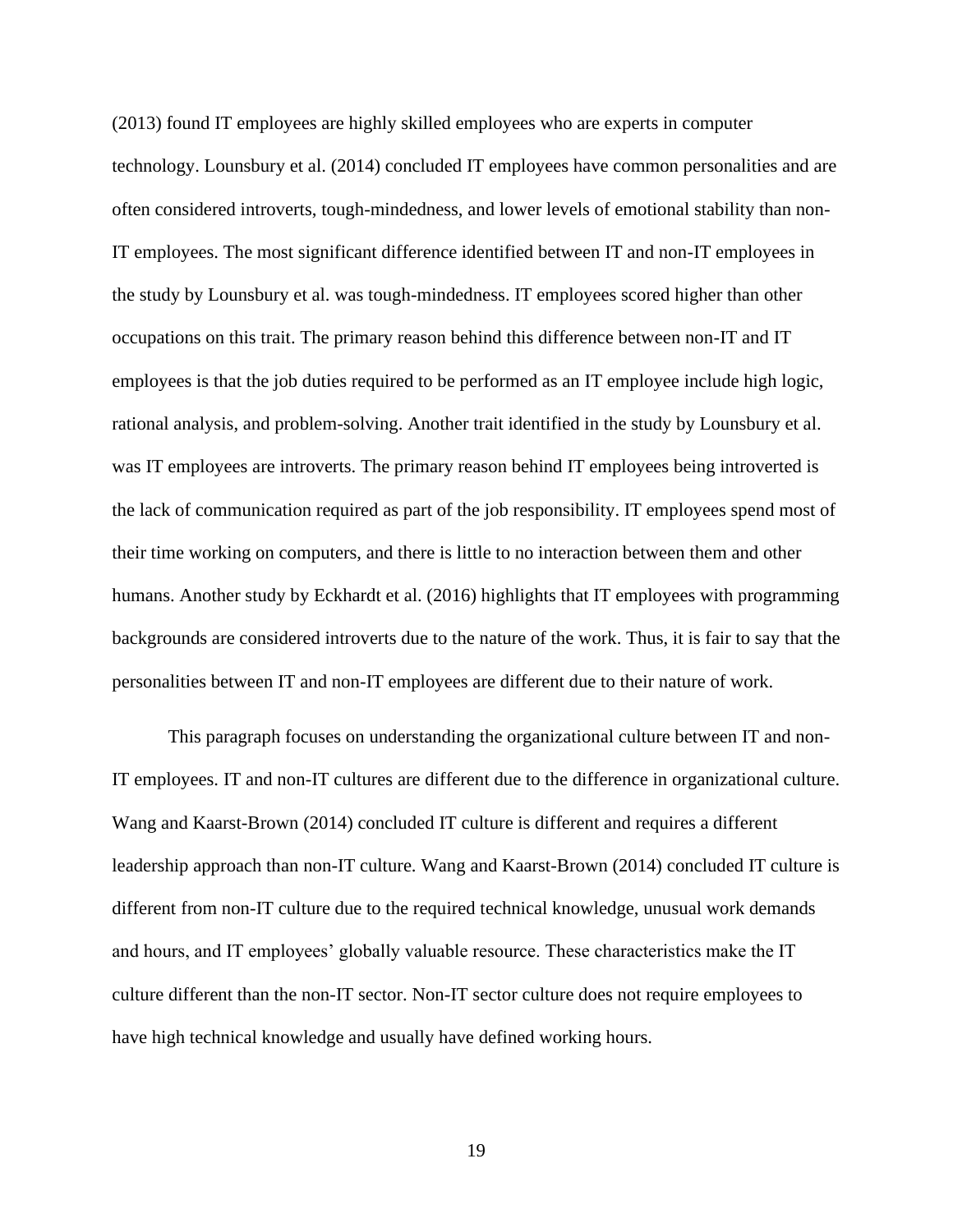(2013) found IT employees are highly skilled employees who are experts in computer technology. Lounsbury et al. (2014) concluded IT employees have common personalities and are often considered introverts, tough-mindedness, and lower levels of emotional stability than non-IT employees. The most significant difference identified between IT and non-IT employees in the study by Lounsbury et al. was tough-mindedness. IT employees scored higher than other occupations on this trait. The primary reason behind this difference between non-IT and IT employees is that the job duties required to be performed as an IT employee include high logic, rational analysis, and problem-solving. Another trait identified in the study by Lounsbury et al. was IT employees are introverts. The primary reason behind IT employees being introverted is the lack of communication required as part of the job responsibility. IT employees spend most of their time working on computers, and there is little to no interaction between them and other humans. Another study by Eckhardt et al. (2016) highlights that IT employees with programming backgrounds are considered introverts due to the nature of the work. Thus, it is fair to say that the personalities between IT and non-IT employees are different due to their nature of work.

This paragraph focuses on understanding the organizational culture between IT and non-IT employees. IT and non-IT cultures are different due to the difference in organizational culture. Wang and Kaarst-Brown (2014) concluded IT culture is different and requires a different leadership approach than non-IT culture. Wang and Kaarst-Brown (2014) concluded IT culture is different from non-IT culture due to the required technical knowledge, unusual work demands and hours, and IT employees' globally valuable resource. These characteristics make the IT culture different than the non-IT sector. Non-IT sector culture does not require employees to have high technical knowledge and usually have defined working hours.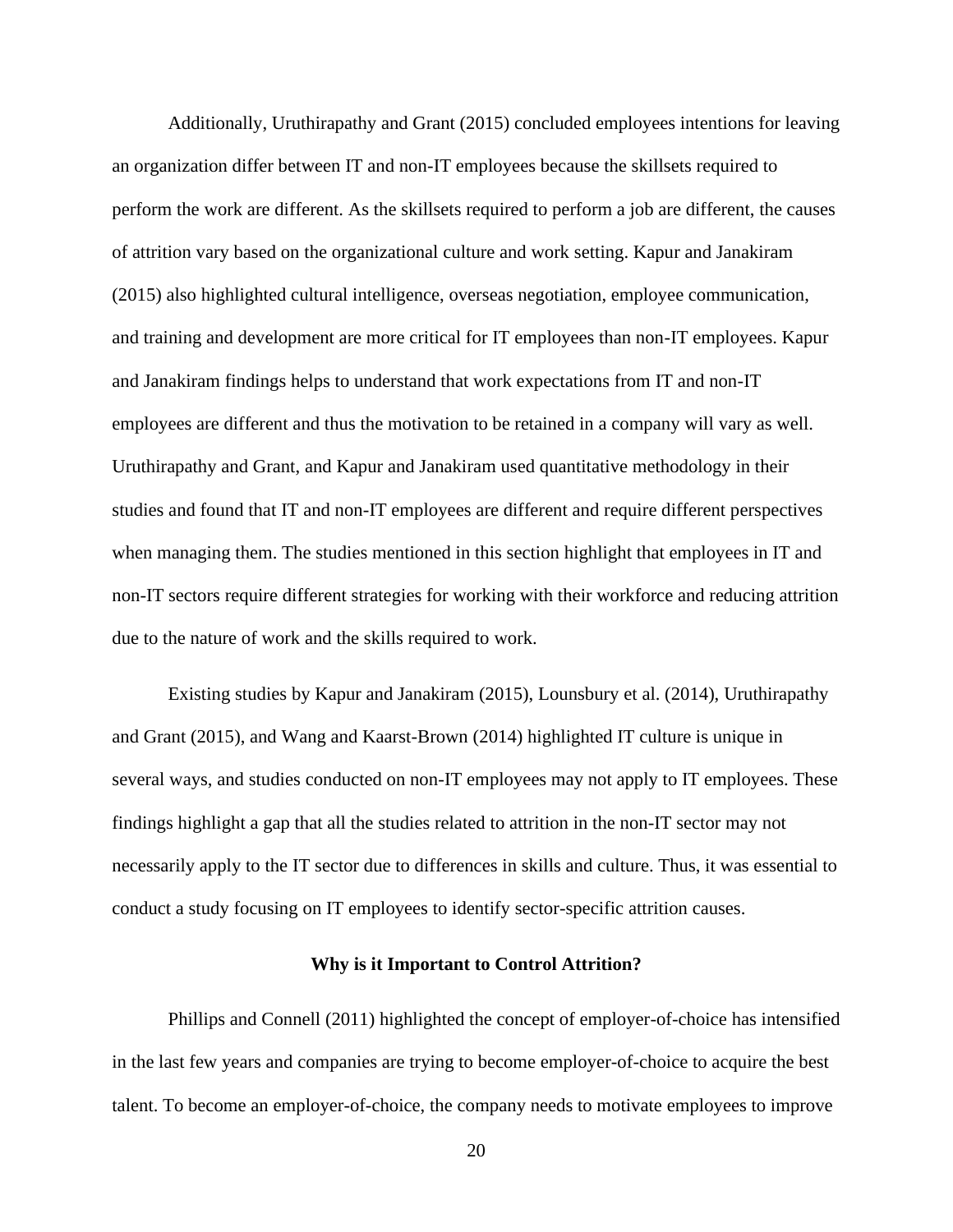Additionally, Uruthirapathy and Grant (2015) concluded employees intentions for leaving an organization differ between IT and non-IT employees because the skillsets required to perform the work are different. As the skillsets required to perform a job are different, the causes of attrition vary based on the organizational culture and work setting. Kapur and Janakiram (2015) also highlighted cultural intelligence, overseas negotiation, employee communication, and training and development are more critical for IT employees than non-IT employees. Kapur and Janakiram findings helps to understand that work expectations from IT and non-IT employees are different and thus the motivation to be retained in a company will vary as well. Uruthirapathy and Grant, and Kapur and Janakiram used quantitative methodology in their studies and found that IT and non-IT employees are different and require different perspectives when managing them. The studies mentioned in this section highlight that employees in IT and non-IT sectors require different strategies for working with their workforce and reducing attrition due to the nature of work and the skills required to work.

Existing studies by Kapur and Janakiram (2015), Lounsbury et al. (2014), Uruthirapathy and Grant (2015), and Wang and Kaarst-Brown (2014) highlighted IT culture is unique in several ways, and studies conducted on non-IT employees may not apply to IT employees. These findings highlight a gap that all the studies related to attrition in the non-IT sector may not necessarily apply to the IT sector due to differences in skills and culture. Thus, it was essential to conduct a study focusing on IT employees to identify sector-specific attrition causes.

## Why is it Important to Control Attrition?

Phillips and Connell (2011) highlighted the concept of employer-of-choice has intensified in the last few years and companies are trying to become employer-of-choice to acquire the best talent. To become an employer-of-choice, the company needs to motivate employees to improve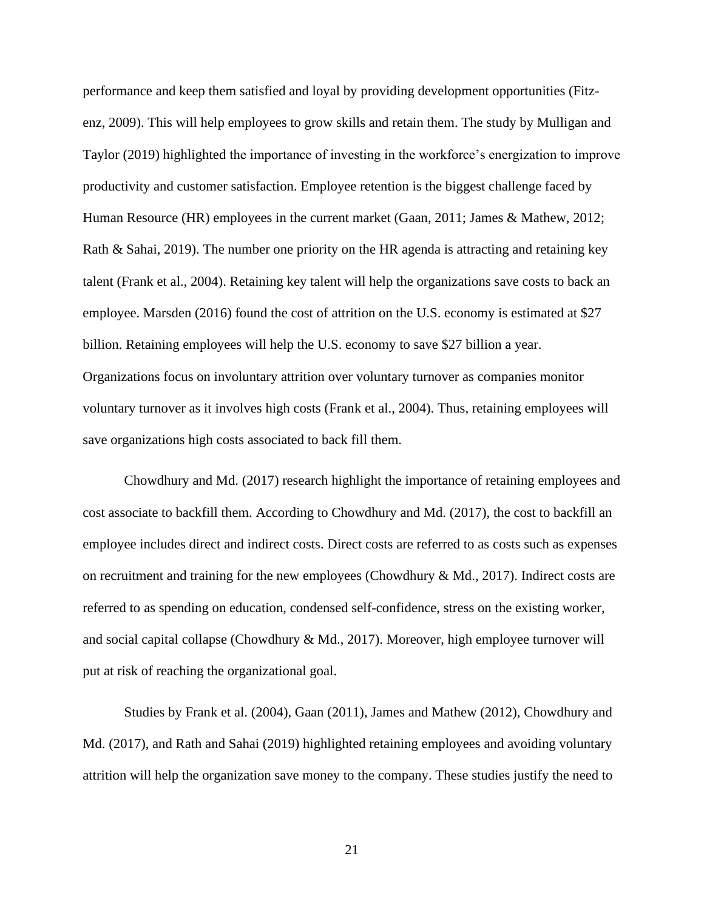performance and keep them satisfied and loyal by providing development opportunities (Fitz-enz, 2009). This will help employees to grow skills and retain them. The study by Mulligan and Taylor (2019) highlighted the importance of investing in the workforce's energization to improve productivity and customer satisfaction. Employee retention is the biggest challenge faced by Human Resource (HR) employees in the current market (Gaan, 2011; James & Mathew, 2012; Rath & Sahai, 2019). The number one priority on the HR agenda is attracting and retaining key talent (Frank et al., 2004). Retaining key talent will help the organizations save costs to back an employee. Marsden (2016) found the cost of attrition on the U.S. economy is estimated at $27 billion. Retaining employees will help the U.S. economy to save $27 billion a year. Organizations focus on involuntary attrition over voluntary turnover as companies monitor voluntary turnover as it involves high costs (Frank et al., 2004). Thus, retaining employees will save organizations high costs associated to back fill them.

Chowdhury and Md. (2017) research highlight the importance of retaining employees and cost associate to backfill them. According to Chowdhury and Md. (2017), the cost to backfill an employee includes direct and indirect costs. Direct costs are referred to as costs such as expenses on recruitment and training for the new employees (Chowdhury & Md., 2017). Indirect costs are referred to as spending on education, condensed self-confidence, stress on the existing worker, and social capital collapse (Chowdhury & Md., 2017). Moreover, high employee turnover will put at risk of reaching the organizational goal.

Studies by Frank et al. (2004), Gaan (2011), James and Mathew (2012), Chowdhury and Md. (2017), and Rath and Sahai (2019) highlighted retaining employees and avoiding voluntary attrition will help the organization save money to the company. These studies justify the need to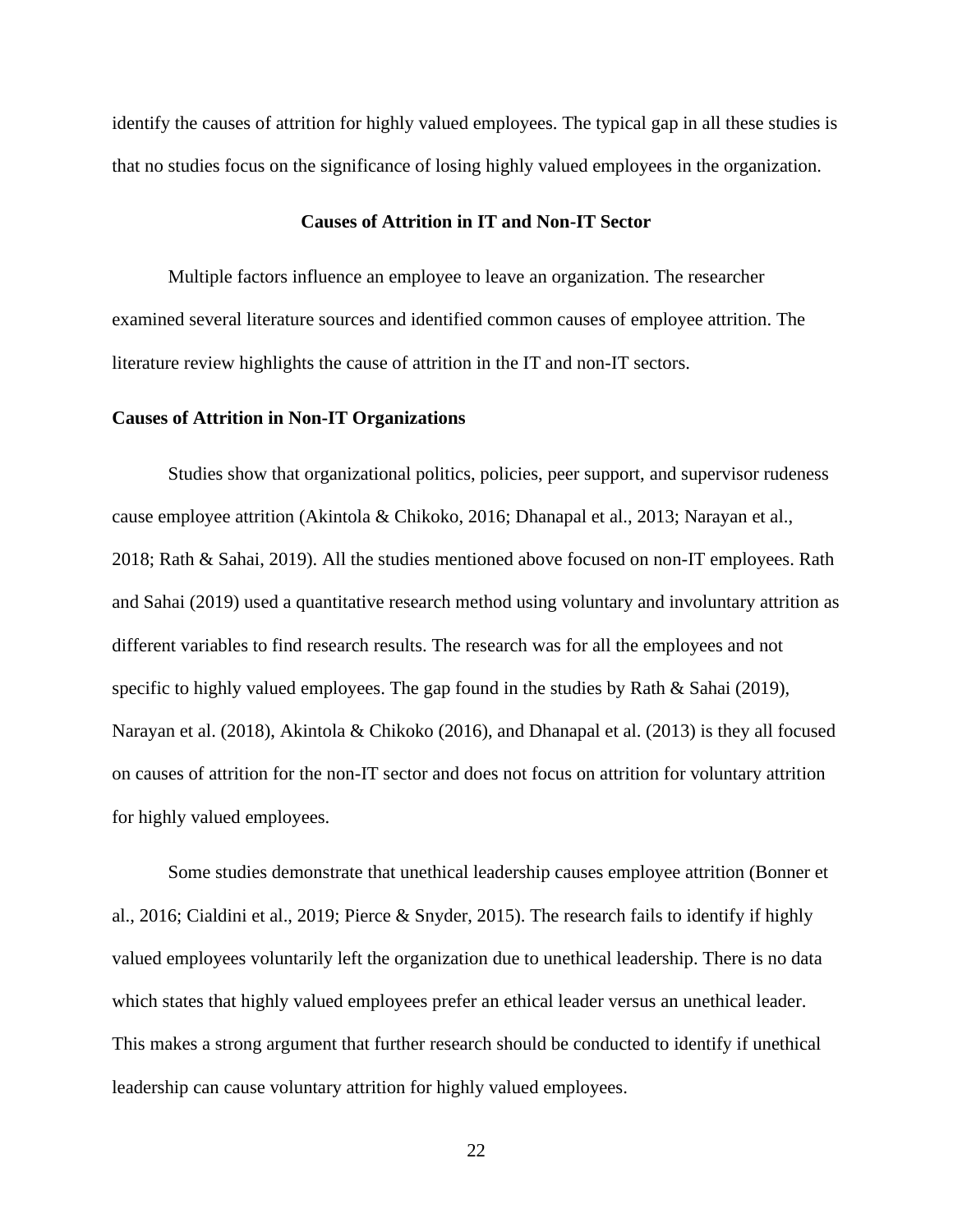identify the causes of attrition for highly valued employees. The typical gap in all these studies is that no studies focus on the significance of losing highly valued employees in the organization.

## Causes of Attrition in IT and Non-IT Sector

Multiple factors influence an employee to leave an organization. The researcher examined several literature sources and identified common causes of employee attrition. The literature review highlights the cause of attrition in the IT and non-IT sectors.

### Causes of Attrition in Non-IT Organizations

Studies show that organizational politics, policies, peer support, and supervisor rudeness cause employee attrition (Akintola & Chikoko, 2016; Dhanapal et al., 2013; Narayan et al., 2018; Rath & Sahai, 2019). All the studies mentioned above focused on non-IT employees. Rath and Sahai (2019) used a quantitative research method using voluntary and involuntary attrition as different variables to find research results. The research was for all the employees and not specific to highly valued employees. The gap found in the studies by Rath & Sahai (2019), Narayan et al. (2018), Akintola & Chikoko (2016), and Dhanapal et al. (2013) is they all focused on causes of attrition for the non-IT sector and does not focus on attrition for voluntary attrition for highly valued employees.

Some studies demonstrate that unethical leadership causes employee attrition (Bonner et al., 2016; Cialdini et al., 2019; Pierce & Snyder, 2015). The research fails to identify if highly valued employees voluntarily left the organization due to unethical leadership. There is no data which states that highly valued employees prefer an ethical leader versus an unethical leader. This makes a strong argument that further research should be conducted to identify if unethical leadership can cause voluntary attrition for highly valued employees.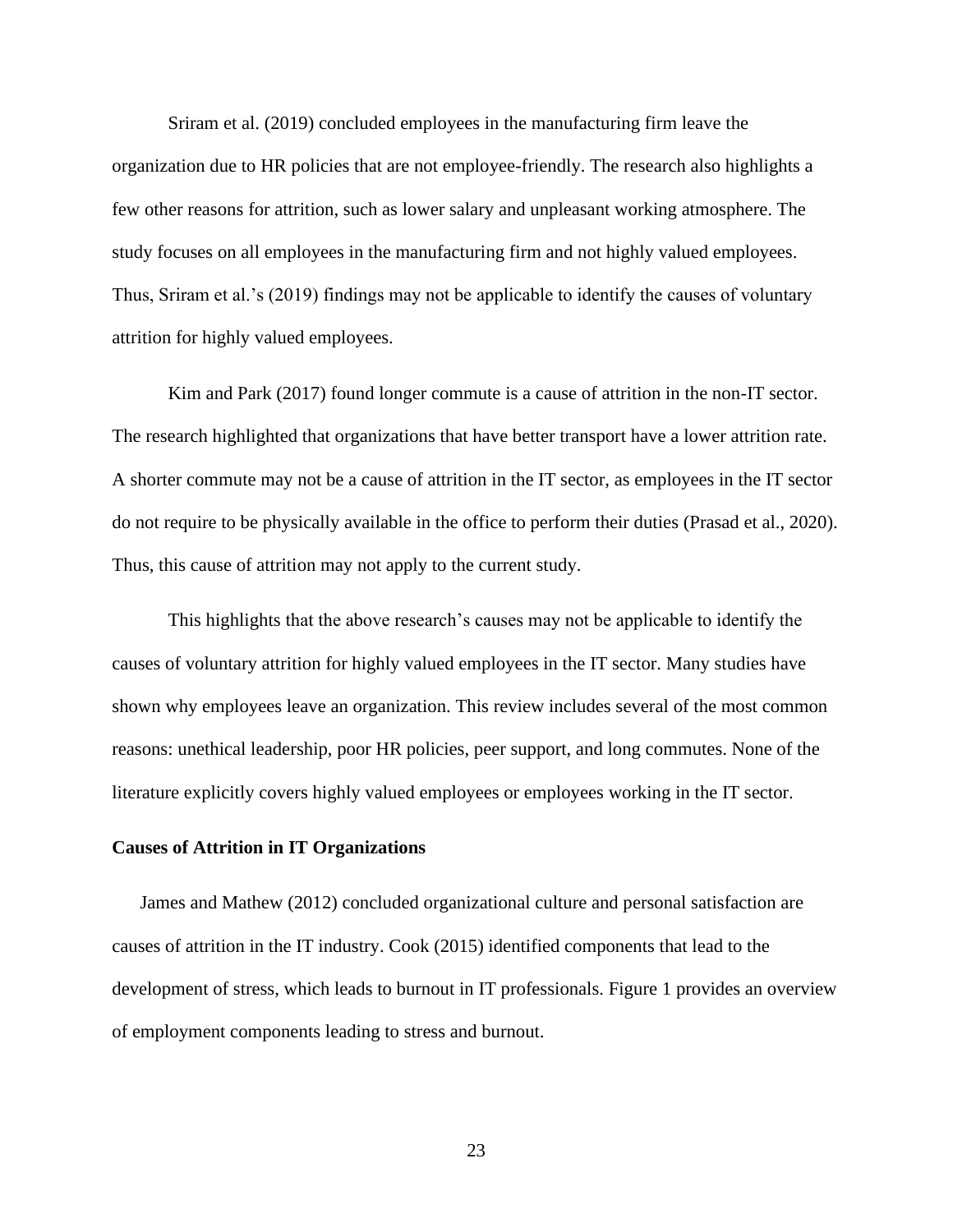Sriram et al. (2019) concluded employees in the manufacturing firm leave the organization due to HR policies that are not employee-friendly. The research also highlights a few other reasons for attrition, such as lower salary and unpleasant working atmosphere. The study focuses on all employees in the manufacturing firm and not highly valued employees. Thus, Sriram et al.'s (2019) findings may not be applicable to identify the causes of voluntary attrition for highly valued employees.

Kim and Park (2017) found longer commute is a cause of attrition in the non-IT sector. The research highlighted that organizations that have better transport have a lower attrition rate. A shorter commute may not be a cause of attrition in the IT sector, as employees in the IT sector do not require to be physically available in the office to perform their duties (Prasad et al., 2020). Thus, this cause of attrition may not apply to the current study.

This highlights that the above research's causes may not be applicable to identify the causes of voluntary attrition for highly valued employees in the IT sector. Many studies have shown why employees leave an organization. This review includes several of the most common reasons: unethical leadership, poor HR policies, peer support, and long commutes. None of the literature explicitly covers highly valued employees or employees working in the IT sector.

**Causes of Attrition in IT Organizations**

James and Mathew (2012) concluded organizational culture and personal satisfaction are causes of attrition in the IT industry. Cook (2015) identified components that lead to the development of stress, which leads to burnout in IT professionals. Figure 1 provides an overview of employment components leading to stress and burnout.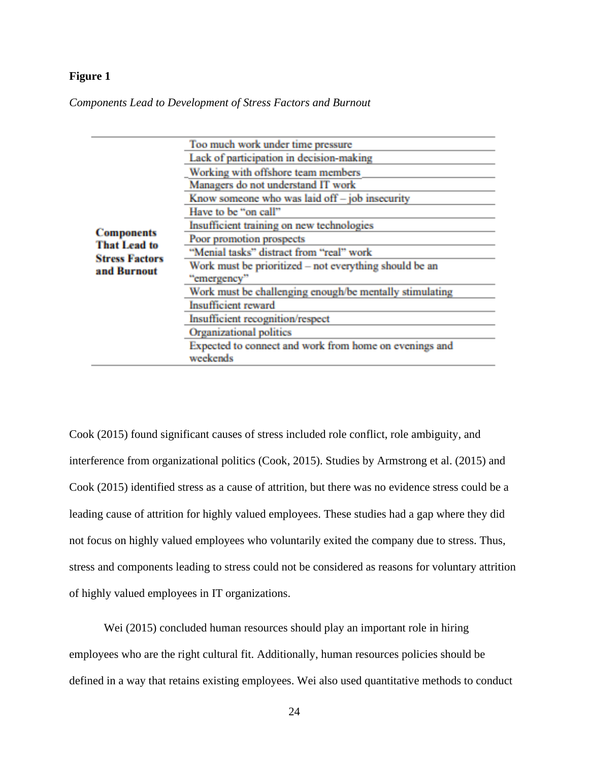**Figure 1**

*Components Lead to Development of Stress Factors and Burnout*

| | |
|---|---|
| **Components That Lead to Stress Factors and Burnout** | Too much work under time pressure |
| | Lack of participation in decision-making |
| | Working with offshore team members |
| | Managers do not understand IT work |
| | Know someone who was laid off – job insecurity |
| | Have to be "on call" |
| | Insufficient training on new technologies |
| | Poor promotion prospects |
| | "Menial tasks" distract from "real" work |
| | Work must be prioritized – not everything should be an "emergency" |
| | Work must be challenging enough/be mentally stimulating |
| | Insufficient reward |
| | Insufficient recognition/respect |
| | Organizational politics |
| | Expected to connect and work from home on evenings and weekends |

Cook (2015) found significant causes of stress included role conflict, role ambiguity, and interference from organizational politics (Cook, 2015). Studies by Armstrong et al. (2015) and Cook (2015) identified stress as a cause of attrition, but there was no evidence stress could be a leading cause of attrition for highly valued employees. These studies had a gap where they did not focus on highly valued employees who voluntarily exited the company due to stress. Thus, stress and components leading to stress could not be considered as reasons for voluntary attrition of highly valued employees in IT organizations.

Wei (2015) concluded human resources should play an important role in hiring employees who are the right cultural fit. Additionally, human resources policies should be defined in a way that retains existing employees. Wei also used quantitative methods to conduct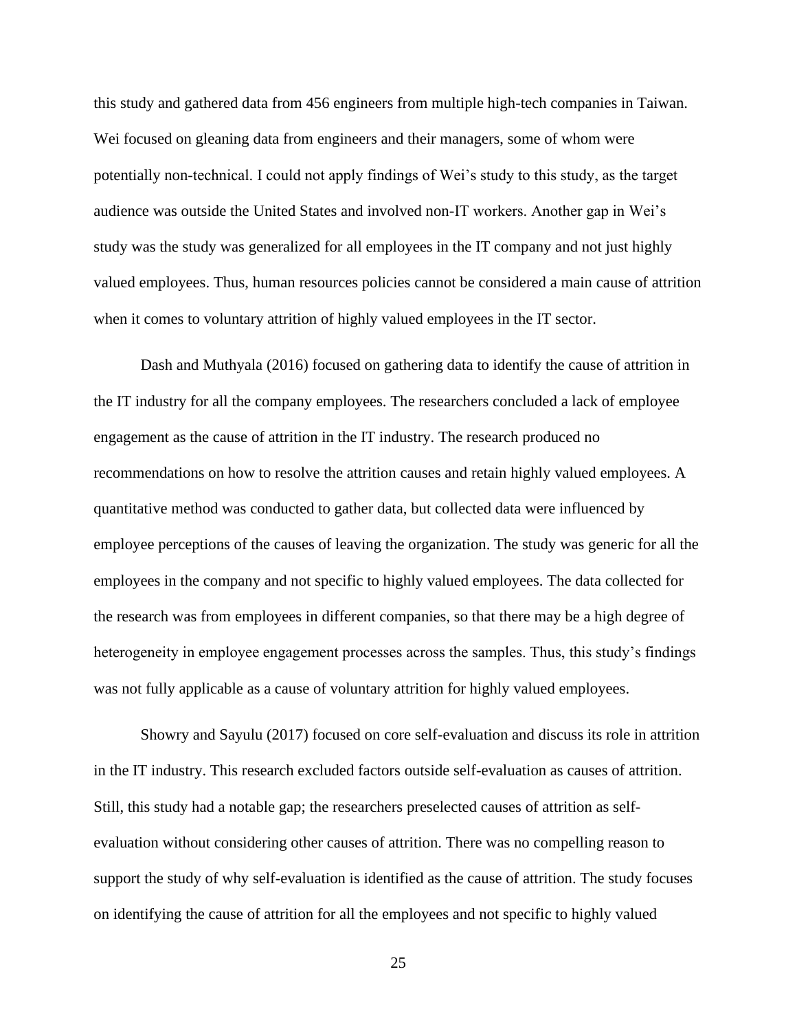this study and gathered data from 456 engineers from multiple high-tech companies in Taiwan. Wei focused on gleaning data from engineers and their managers, some of whom were potentially non-technical. I could not apply findings of Wei's study to this study, as the target audience was outside the United States and involved non-IT workers. Another gap in Wei's study was the study was generalized for all employees in the IT company and not just highly valued employees. Thus, human resources policies cannot be considered a main cause of attrition when it comes to voluntary attrition of highly valued employees in the IT sector.

Dash and Muthyala (2016) focused on gathering data to identify the cause of attrition in the IT industry for all the company employees. The researchers concluded a lack of employee engagement as the cause of attrition in the IT industry. The research produced no recommendations on how to resolve the attrition causes and retain highly valued employees. A quantitative method was conducted to gather data, but collected data were influenced by employee perceptions of the causes of leaving the organization. The study was generic for all the employees in the company and not specific to highly valued employees. The data collected for the research was from employees in different companies, so that there may be a high degree of heterogeneity in employee engagement processes across the samples. Thus, this study's findings was not fully applicable as a cause of voluntary attrition for highly valued employees.

Showry and Sayulu (2017) focused on core self-evaluation and discuss its role in attrition in the IT industry. This research excluded factors outside self-evaluation as causes of attrition. Still, this study had a notable gap; the researchers preselected causes of attrition as self-evaluation without considering other causes of attrition. There was no compelling reason to support the study of why self-evaluation is identified as the cause of attrition. The study focuses on identifying the cause of attrition for all the employees and not specific to highly valued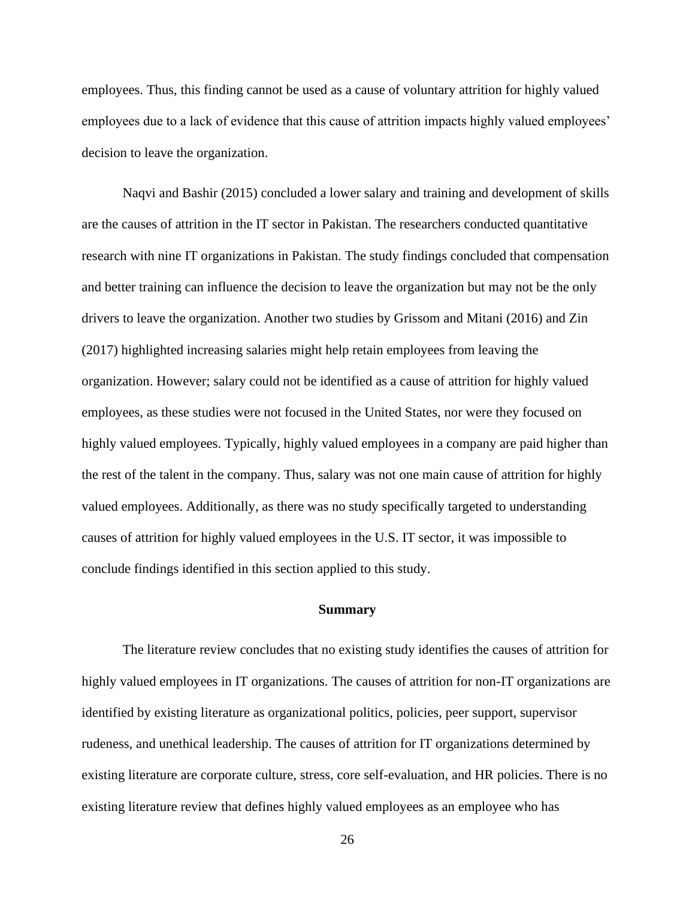employees. Thus, this finding cannot be used as a cause of voluntary attrition for highly valued employees due to a lack of evidence that this cause of attrition impacts highly valued employees' decision to leave the organization.

Naqvi and Bashir (2015) concluded a lower salary and training and development of skills are the causes of attrition in the IT sector in Pakistan. The researchers conducted quantitative research with nine IT organizations in Pakistan. The study findings concluded that compensation and better training can influence the decision to leave the organization but may not be the only drivers to leave the organization. Another two studies by Grissom and Mitani (2016) and Zin (2017) highlighted increasing salaries might help retain employees from leaving the organization. However; salary could not be identified as a cause of attrition for highly valued employees, as these studies were not focused in the United States, nor were they focused on highly valued employees. Typically, highly valued employees in a company are paid higher than the rest of the talent in the company. Thus, salary was not one main cause of attrition for highly valued employees. Additionally, as there was no study specifically targeted to understanding causes of attrition for highly valued employees in the U.S. IT sector, it was impossible to conclude findings identified in this section applied to this study.

## Summary

The literature review concludes that no existing study identifies the causes of attrition for highly valued employees in IT organizations. The causes of attrition for non-IT organizations are identified by existing literature as organizational politics, policies, peer support, supervisor rudeness, and unethical leadership. The causes of attrition for IT organizations determined by existing literature are corporate culture, stress, core self-evaluation, and HR policies. There is no existing literature review that defines highly valued employees as an employee who has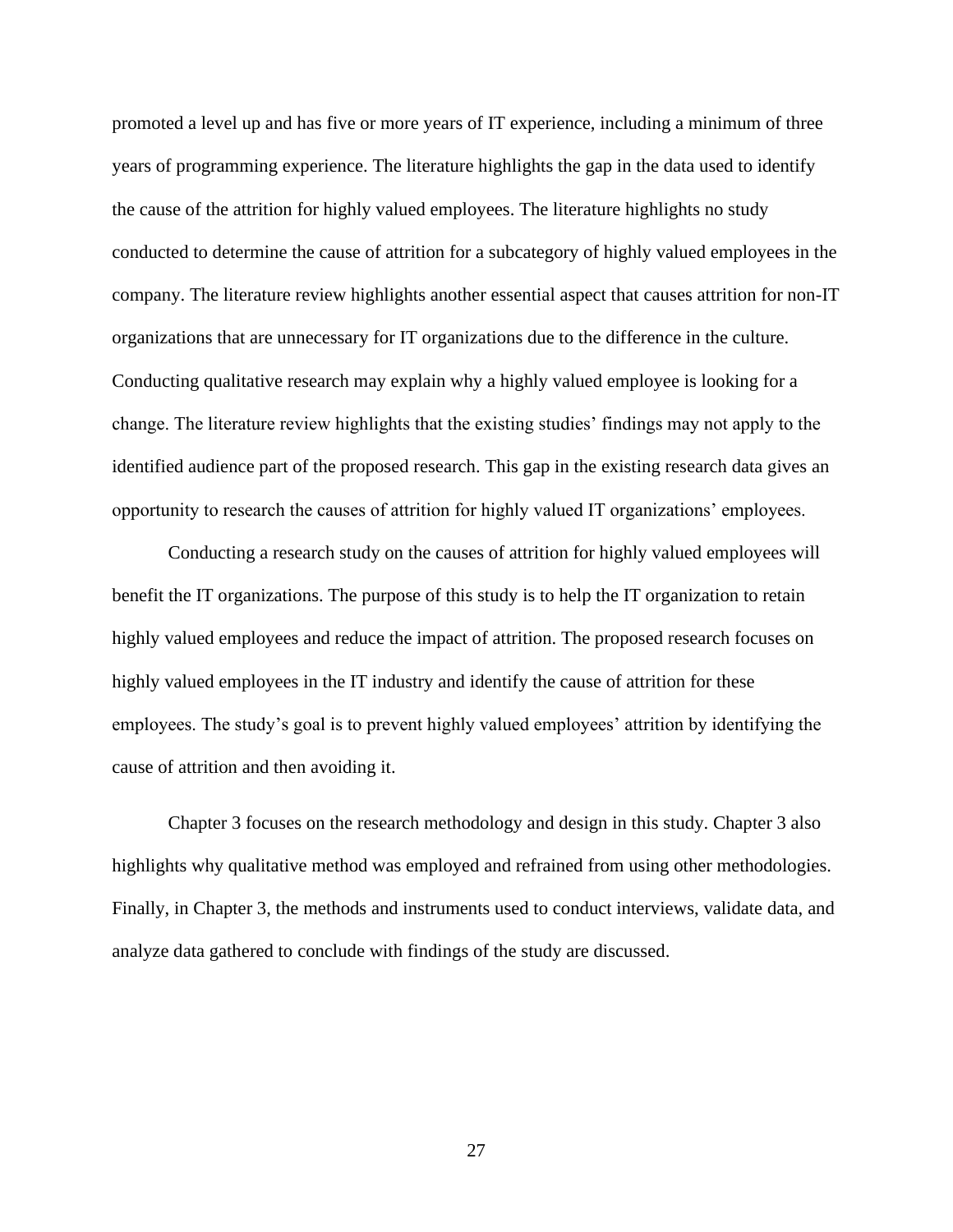promoted a level up and has five or more years of IT experience, including a minimum of three years of programming experience. The literature highlights the gap in the data used to identify the cause of the attrition for highly valued employees. The literature highlights no study conducted to determine the cause of attrition for a subcategory of highly valued employees in the company. The literature review highlights another essential aspect that causes attrition for non-IT organizations that are unnecessary for IT organizations due to the difference in the culture. Conducting qualitative research may explain why a highly valued employee is looking for a change. The literature review highlights that the existing studies' findings may not apply to the identified audience part of the proposed research. This gap in the existing research data gives an opportunity to research the causes of attrition for highly valued IT organizations' employees.

Conducting a research study on the causes of attrition for highly valued employees will benefit the IT organizations. The purpose of this study is to help the IT organization to retain highly valued employees and reduce the impact of attrition. The proposed research focuses on highly valued employees in the IT industry and identify the cause of attrition for these employees. The study's goal is to prevent highly valued employees' attrition by identifying the cause of attrition and then avoiding it.

Chapter 3 focuses on the research methodology and design in this study. Chapter 3 also highlights why qualitative method was employed and refrained from using other methodologies. Finally, in Chapter 3, the methods and instruments used to conduct interviews, validate data, and analyze data gathered to conclude with findings of the study are discussed.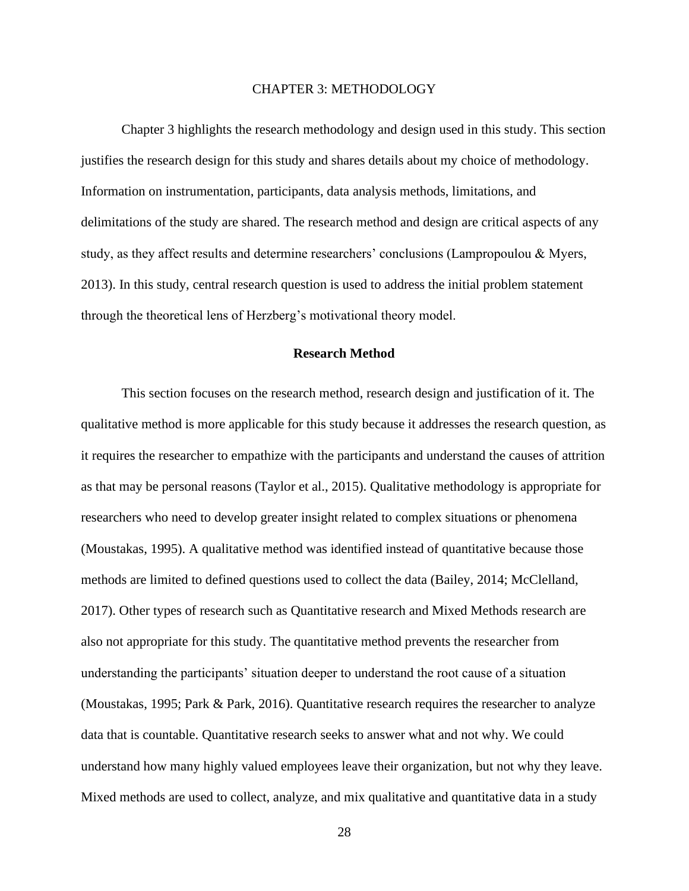# CHAPTER 3: METHODOLOGY

Chapter 3 highlights the research methodology and design used in this study. This section justifies the research design for this study and shares details about my choice of methodology. Information on instrumentation, participants, data analysis methods, limitations, and delimitations of the study are shared. The research method and design are critical aspects of any study, as they affect results and determine researchers' conclusions (Lampropoulou & Myers, 2013). In this study, central research question is used to address the initial problem statement through the theoretical lens of Herzberg's motivational theory model.

## Research Method

This section focuses on the research method, research design and justification of it. The qualitative method is more applicable for this study because it addresses the research question, as it requires the researcher to empathize with the participants and understand the causes of attrition as that may be personal reasons (Taylor et al., 2015). Qualitative methodology is appropriate for researchers who need to develop greater insight related to complex situations or phenomena (Moustakas, 1995). A qualitative method was identified instead of quantitative because those methods are limited to defined questions used to collect the data (Bailey, 2014; McClelland, 2017). Other types of research such as Quantitative research and Mixed Methods research are also not appropriate for this study. The quantitative method prevents the researcher from understanding the participants' situation deeper to understand the root cause of a situation (Moustakas, 1995; Park & Park, 2016). Quantitative research requires the researcher to analyze data that is countable. Quantitative research seeks to answer what and not why. We could understand how many highly valued employees leave their organization, but not why they leave. Mixed methods are used to collect, analyze, and mix qualitative and quantitative data in a study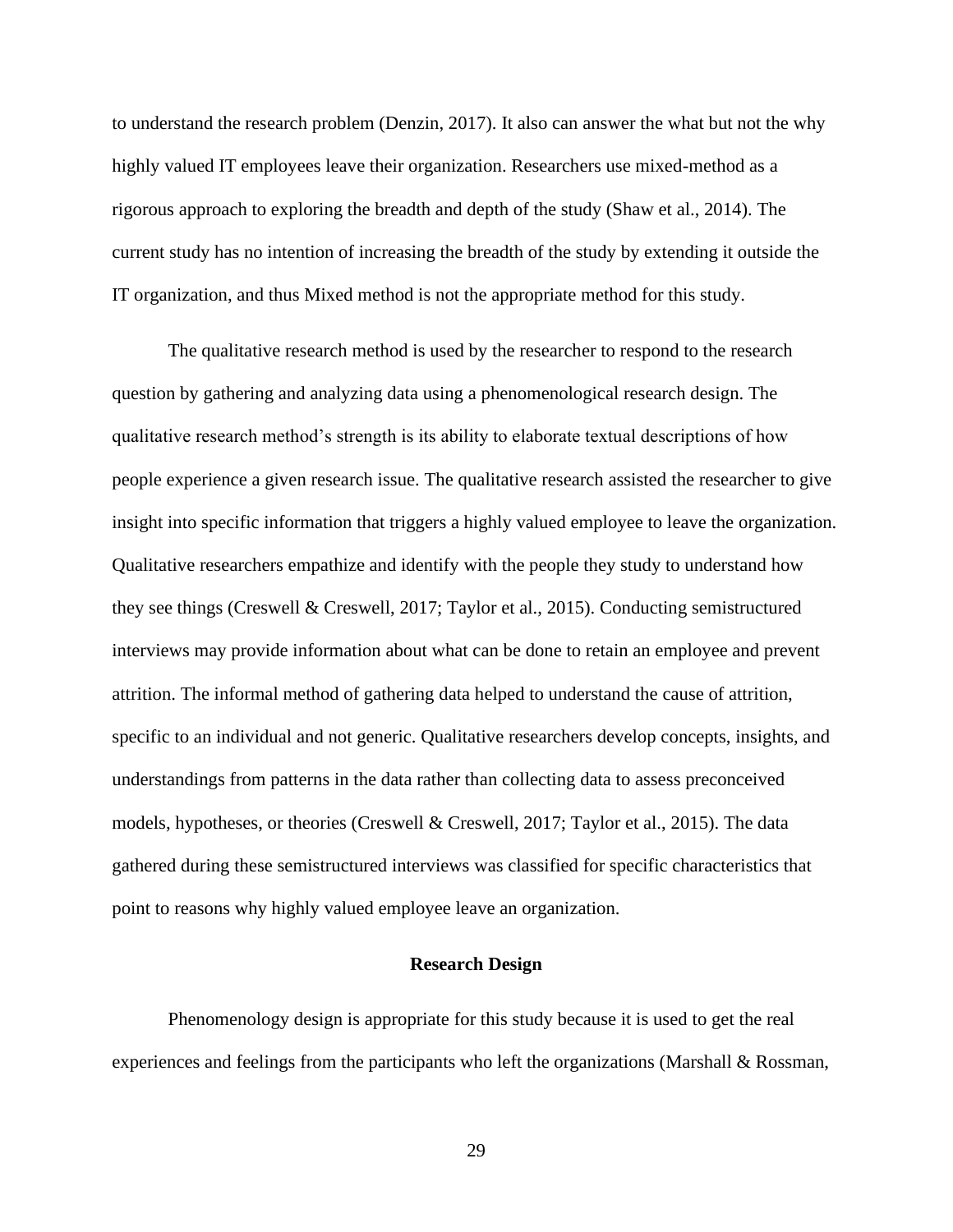to understand the research problem (Denzin, 2017). It also can answer the what but not the why highly valued IT employees leave their organization. Researchers use mixed-method as a rigorous approach to exploring the breadth and depth of the study (Shaw et al., 2014). The current study has no intention of increasing the breadth of the study by extending it outside the IT organization, and thus Mixed method is not the appropriate method for this study.

The qualitative research method is used by the researcher to respond to the research question by gathering and analyzing data using a phenomenological research design. The qualitative research method's strength is its ability to elaborate textual descriptions of how people experience a given research issue. The qualitative research assisted the researcher to give insight into specific information that triggers a highly valued employee to leave the organization. Qualitative researchers empathize and identify with the people they study to understand how they see things (Creswell & Creswell, 2017; Taylor et al., 2015). Conducting semistructured interviews may provide information about what can be done to retain an employee and prevent attrition. The informal method of gathering data helped to understand the cause of attrition, specific to an individual and not generic. Qualitative researchers develop concepts, insights, and understandings from patterns in the data rather than collecting data to assess preconceived models, hypotheses, or theories (Creswell & Creswell, 2017; Taylor et al., 2015). The data gathered during these semistructured interviews was classified for specific characteristics that point to reasons why highly valued employee leave an organization.

## Research Design

Phenomenology design is appropriate for this study because it is used to get the real experiences and feelings from the participants who left the organizations (Marshall & Rossman,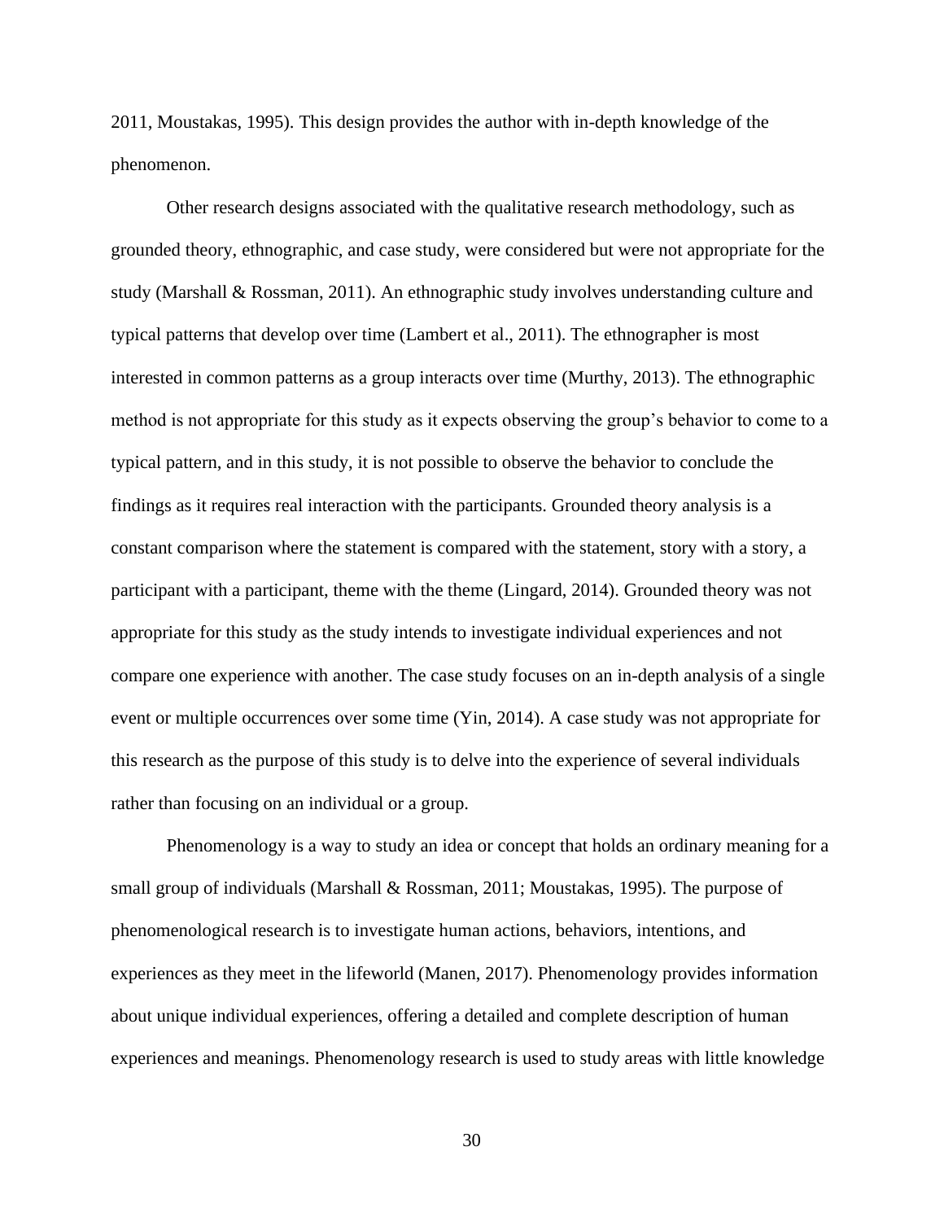2011, Moustakas, 1995). This design provides the author with in-depth knowledge of the phenomenon.

Other research designs associated with the qualitative research methodology, such as grounded theory, ethnographic, and case study, were considered but were not appropriate for the study (Marshall & Rossman, 2011). An ethnographic study involves understanding culture and typical patterns that develop over time (Lambert et al., 2011). The ethnographer is most interested in common patterns as a group interacts over time (Murthy, 2013). The ethnographic method is not appropriate for this study as it expects observing the group's behavior to come to a typical pattern, and in this study, it is not possible to observe the behavior to conclude the findings as it requires real interaction with the participants. Grounded theory analysis is a constant comparison where the statement is compared with the statement, story with a story, a participant with a participant, theme with the theme (Lingard, 2014). Grounded theory was not appropriate for this study as the study intends to investigate individual experiences and not compare one experience with another. The case study focuses on an in-depth analysis of a single event or multiple occurrences over some time (Yin, 2014). A case study was not appropriate for this research as the purpose of this study is to delve into the experience of several individuals rather than focusing on an individual or a group.

Phenomenology is a way to study an idea or concept that holds an ordinary meaning for a small group of individuals (Marshall & Rossman, 2011; Moustakas, 1995). The purpose of phenomenological research is to investigate human actions, behaviors, intentions, and experiences as they meet in the lifeworld (Manen, 2017). Phenomenology provides information about unique individual experiences, offering a detailed and complete description of human experiences and meanings. Phenomenology research is used to study areas with little knowledge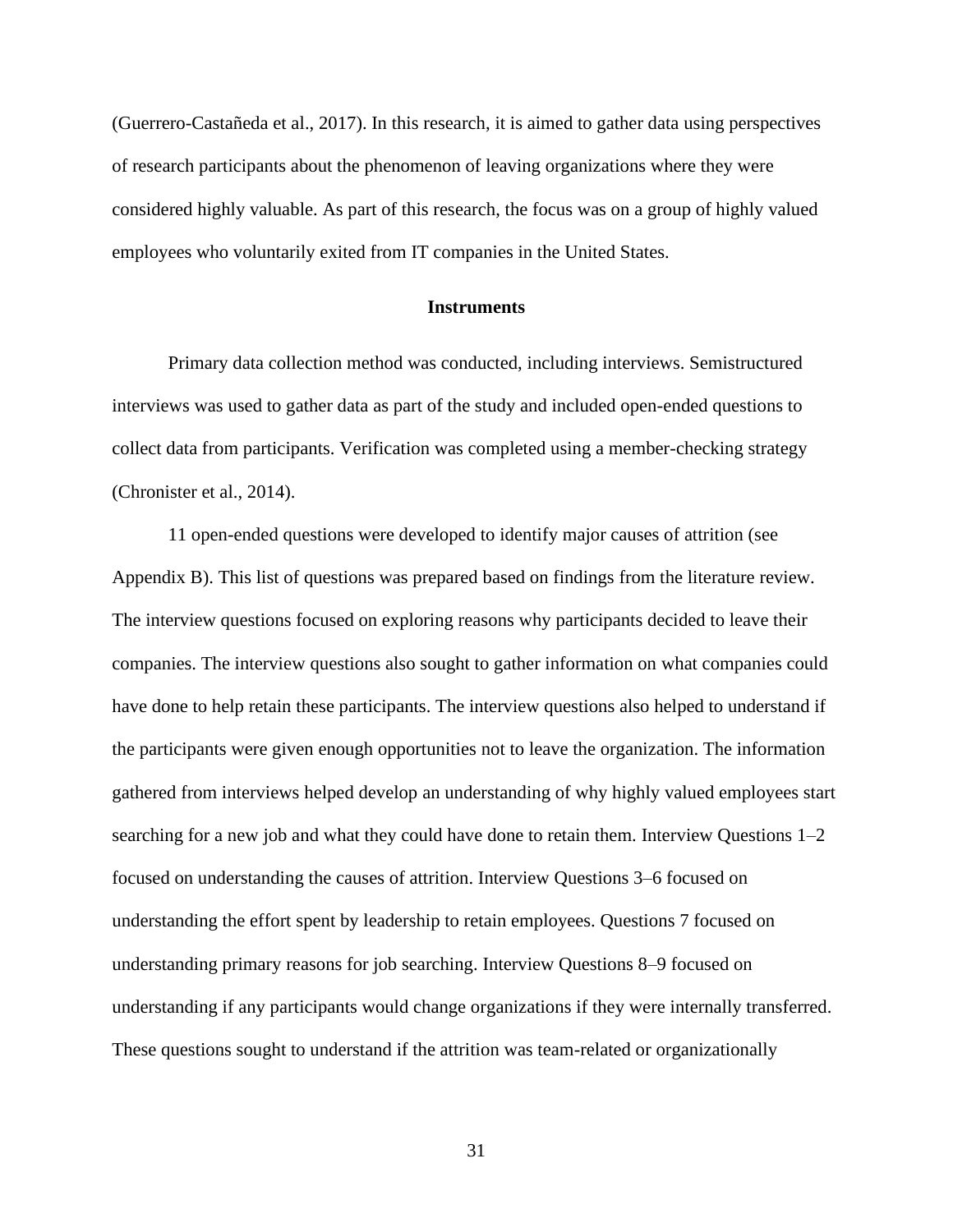(Guerrero-Castañeda et al., 2017). In this research, it is aimed to gather data using perspectives of research participants about the phenomenon of leaving organizations where they were considered highly valuable. As part of this research, the focus was on a group of highly valued employees who voluntarily exited from IT companies in the United States.

## Instruments

Primary data collection method was conducted, including interviews. Semistructured interviews was used to gather data as part of the study and included open-ended questions to collect data from participants. Verification was completed using a member-checking strategy (Chronister et al., 2014).

11 open-ended questions were developed to identify major causes of attrition (see Appendix B). This list of questions was prepared based on findings from the literature review. The interview questions focused on exploring reasons why participants decided to leave their companies. The interview questions also sought to gather information on what companies could have done to help retain these participants. The interview questions also helped to understand if the participants were given enough opportunities not to leave the organization. The information gathered from interviews helped develop an understanding of why highly valued employees start searching for a new job and what they could have done to retain them. Interview Questions 1–2 focused on understanding the causes of attrition. Interview Questions 3–6 focused on understanding the effort spent by leadership to retain employees. Questions 7 focused on understanding primary reasons for job searching. Interview Questions 8–9 focused on understanding if any participants would change organizations if they were internally transferred. These questions sought to understand if the attrition was team-related or organizationally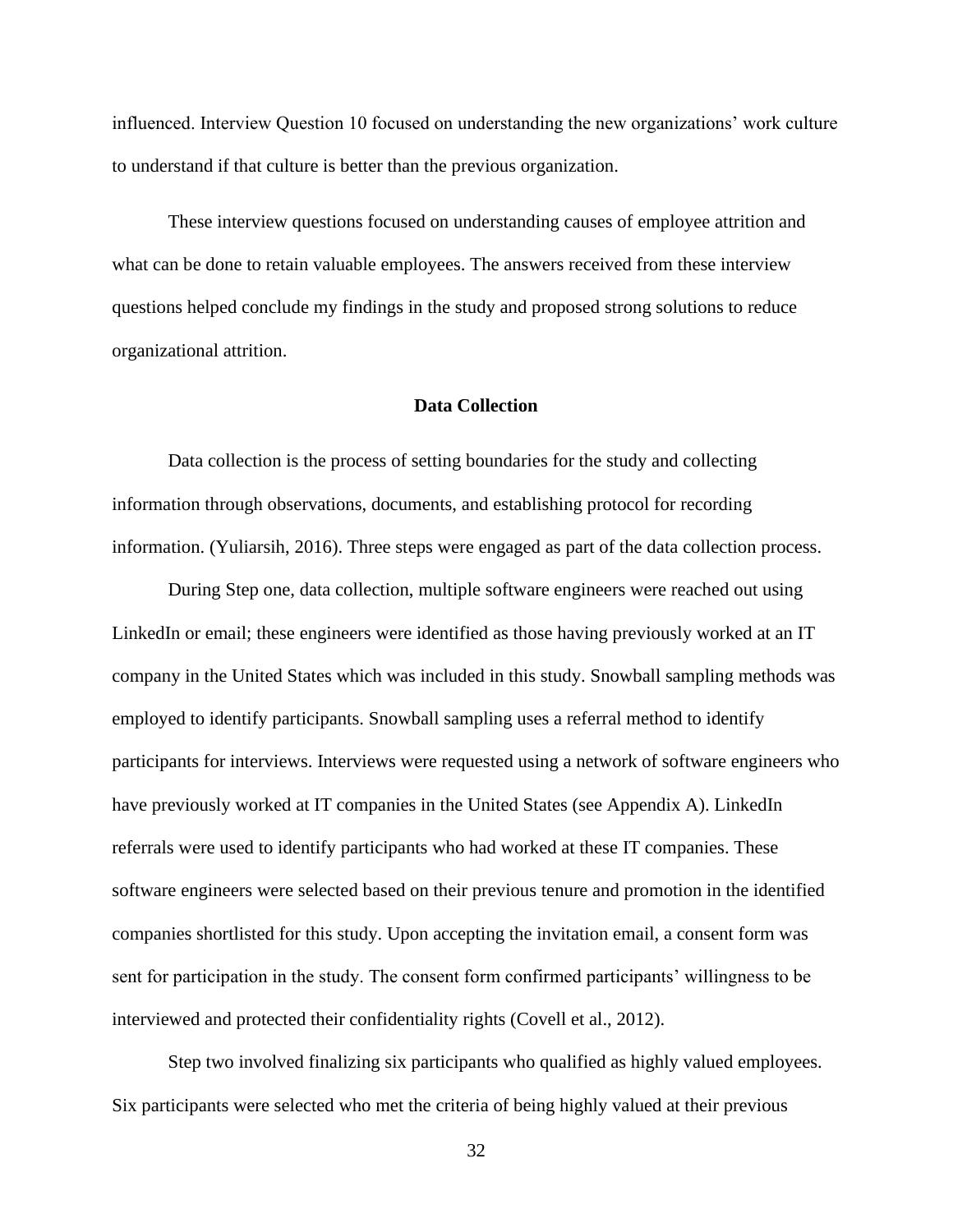influenced. Interview Question 10 focused on understanding the new organizations' work culture to understand if that culture is better than the previous organization.

These interview questions focused on understanding causes of employee attrition and what can be done to retain valuable employees. The answers received from these interview questions helped conclude my findings in the study and proposed strong solutions to reduce organizational attrition.

## Data Collection

Data collection is the process of setting boundaries for the study and collecting information through observations, documents, and establishing protocol for recording information. (Yuliarsih, 2016). Three steps were engaged as part of the data collection process.

During Step one, data collection, multiple software engineers were reached out using LinkedIn or email; these engineers were identified as those having previously worked at an IT company in the United States which was included in this study. Snowball sampling methods was employed to identify participants. Snowball sampling uses a referral method to identify participants for interviews. Interviews were requested using a network of software engineers who have previously worked at IT companies in the United States (see Appendix A). LinkedIn referrals were used to identify participants who had worked at these IT companies. These software engineers were selected based on their previous tenure and promotion in the identified companies shortlisted for this study. Upon accepting the invitation email, a consent form was sent for participation in the study. The consent form confirmed participants' willingness to be interviewed and protected their confidentiality rights (Covell et al., 2012).

Step two involved finalizing six participants who qualified as highly valued employees. Six participants were selected who met the criteria of being highly valued at their previous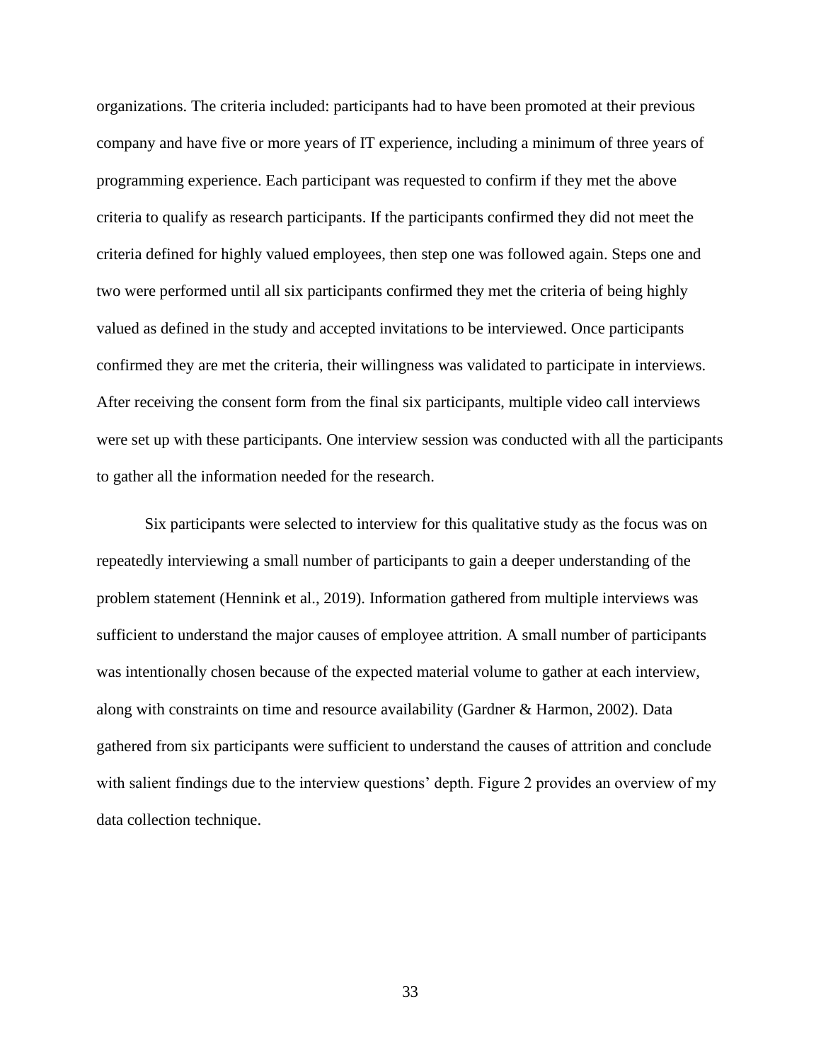organizations. The criteria included: participants had to have been promoted at their previous company and have five or more years of IT experience, including a minimum of three years of programming experience. Each participant was requested to confirm if they met the above criteria to qualify as research participants. If the participants confirmed they did not meet the criteria defined for highly valued employees, then step one was followed again. Steps one and two were performed until all six participants confirmed they met the criteria of being highly valued as defined in the study and accepted invitations to be interviewed. Once participants confirmed they are met the criteria, their willingness was validated to participate in interviews. After receiving the consent form from the final six participants, multiple video call interviews were set up with these participants. One interview session was conducted with all the participants to gather all the information needed for the research.

Six participants were selected to interview for this qualitative study as the focus was on repeatedly interviewing a small number of participants to gain a deeper understanding of the problem statement (Hennink et al., 2019). Information gathered from multiple interviews was sufficient to understand the major causes of employee attrition. A small number of participants was intentionally chosen because of the expected material volume to gather at each interview, along with constraints on time and resource availability (Gardner & Harmon, 2002). Data gathered from six participants were sufficient to understand the causes of attrition and conclude with salient findings due to the interview questions' depth. Figure 2 provides an overview of my data collection technique.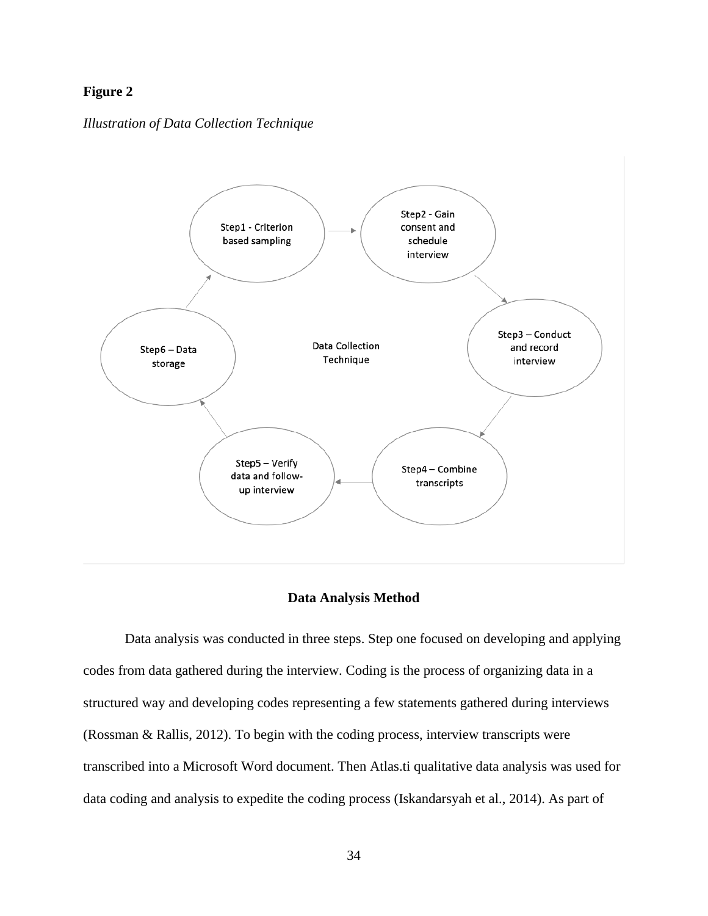**Figure 2**

*Illustration of Data Collection Technique*

Data Collection Technique

- Step1 - Criterion based sampling
- Step2 - Gain consent and schedule interview
- Step3 – Conduct and record interview
- Step4 – Combine transcripts
- Step5 – Verify data and follow-up interview
- Step6 – Data storage

## Data Analysis Method

Data analysis was conducted in three steps. Step one focused on developing and applying codes from data gathered during the interview. Coding is the process of organizing data in a structured way and developing codes representing a few statements gathered during interviews (Rossman & Rallis, 2012). To begin with the coding process, interview transcripts were transcribed into a Microsoft Word document. Then Atlas.ti qualitative data analysis was used for data coding and analysis to expedite the coding process (Iskandarsyah et al., 2014). As part of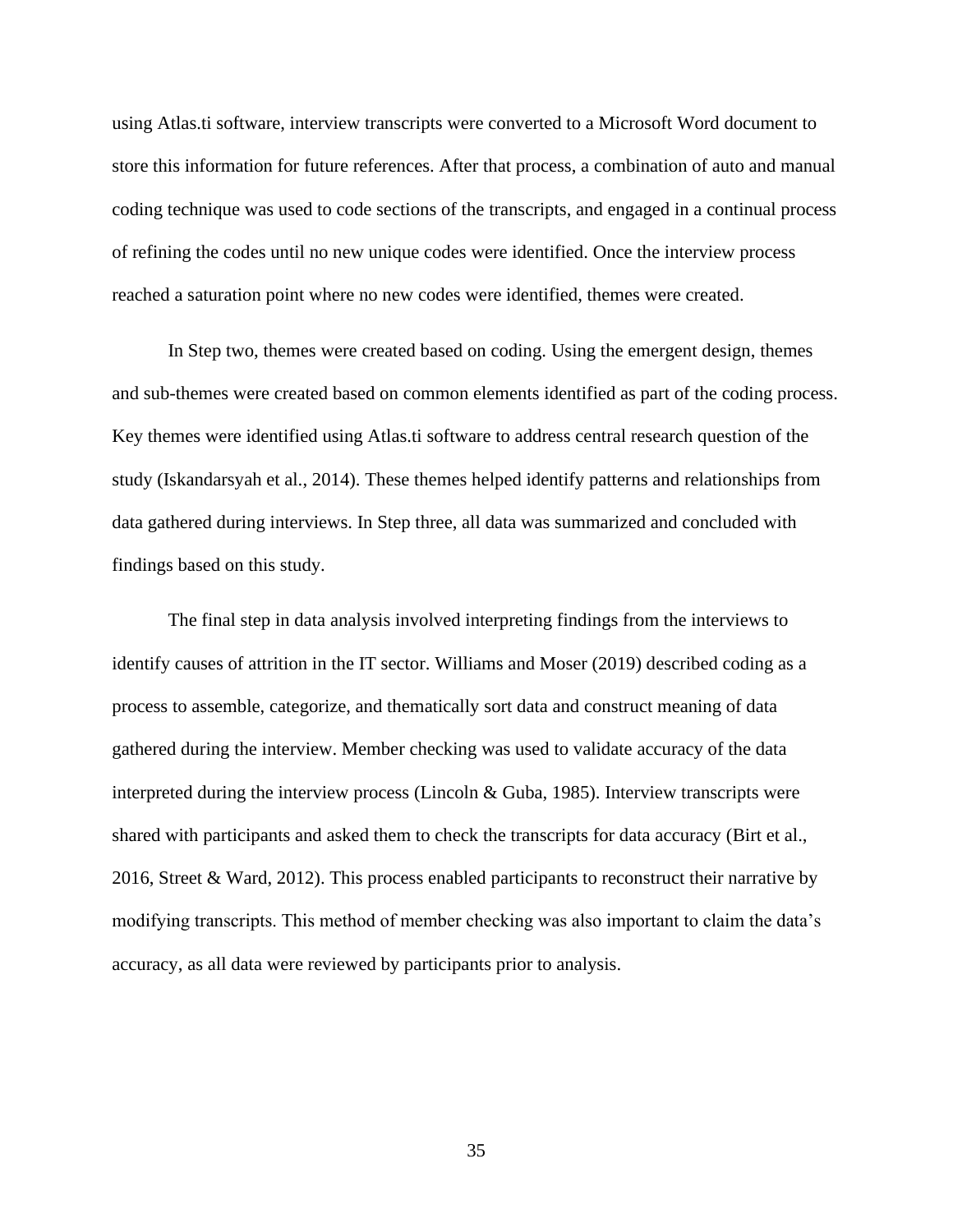using Atlas.ti software, interview transcripts were converted to a Microsoft Word document to store this information for future references. After that process, a combination of auto and manual coding technique was used to code sections of the transcripts, and engaged in a continual process of refining the codes until no new unique codes were identified. Once the interview process reached a saturation point where no new codes were identified, themes were created.

In Step two, themes were created based on coding. Using the emergent design, themes and sub-themes were created based on common elements identified as part of the coding process. Key themes were identified using Atlas.ti software to address central research question of the study (Iskandarsyah et al., 2014). These themes helped identify patterns and relationships from data gathered during interviews. In Step three, all data was summarized and concluded with findings based on this study.

The final step in data analysis involved interpreting findings from the interviews to identify causes of attrition in the IT sector. Williams and Moser (2019) described coding as a process to assemble, categorize, and thematically sort data and construct meaning of data gathered during the interview. Member checking was used to validate accuracy of the data interpreted during the interview process (Lincoln & Guba, 1985). Interview transcripts were shared with participants and asked them to check the transcripts for data accuracy (Birt et al., 2016, Street & Ward, 2012). This process enabled participants to reconstruct their narrative by modifying transcripts. This method of member checking was also important to claim the data's accuracy, as all data were reviewed by participants prior to analysis.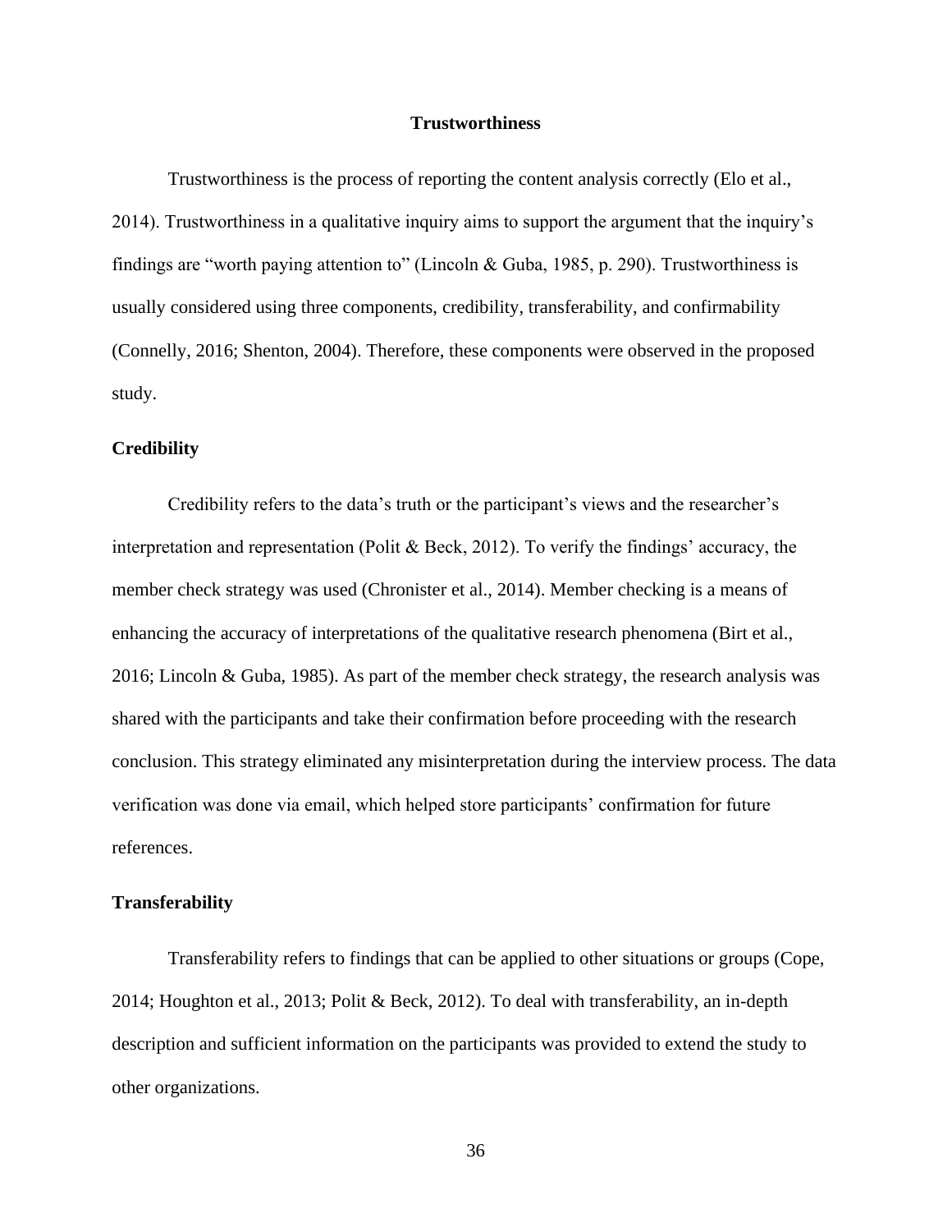# Trustworthiness

Trustworthiness is the process of reporting the content analysis correctly (Elo et al., 2014). Trustworthiness in a qualitative inquiry aims to support the argument that the inquiry's findings are "worth paying attention to" (Lincoln & Guba, 1985, p. 290). Trustworthiness is usually considered using three components, credibility, transferability, and confirmability (Connelly, 2016; Shenton, 2004). Therefore, these components were observed in the proposed study.

## Credibility

Credibility refers to the data's truth or the participant's views and the researcher's interpretation and representation (Polit & Beck, 2012). To verify the findings' accuracy, the member check strategy was used (Chronister et al., 2014). Member checking is a means of enhancing the accuracy of interpretations of the qualitative research phenomena (Birt et al., 2016; Lincoln & Guba, 1985). As part of the member check strategy, the research analysis was shared with the participants and take their confirmation before proceeding with the research conclusion. This strategy eliminated any misinterpretation during the interview process. The data verification was done via email, which helped store participants' confirmation for future references.

## Transferability

Transferability refers to findings that can be applied to other situations or groups (Cope, 2014; Houghton et al., 2013; Polit & Beck, 2012). To deal with transferability, an in-depth description and sufficient information on the participants was provided to extend the study to other organizations.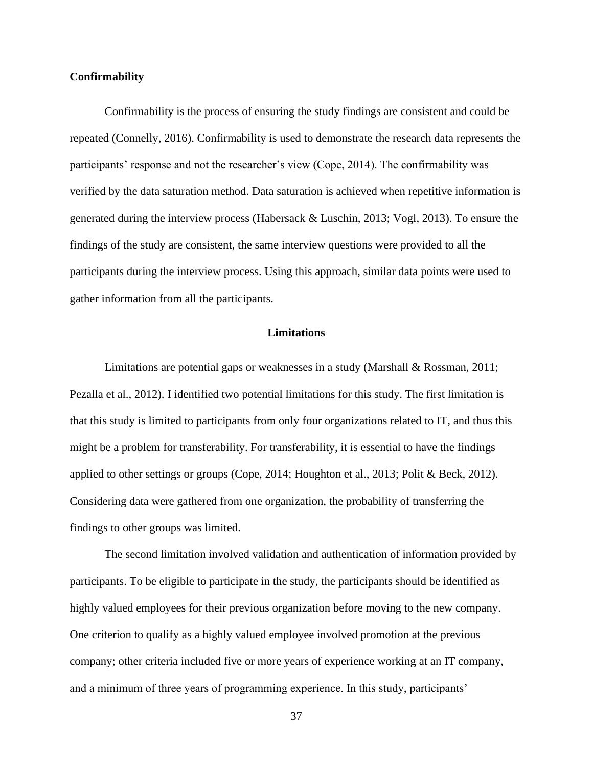### Confirmability

Confirmability is the process of ensuring the study findings are consistent and could be repeated (Connelly, 2016). Confirmability is used to demonstrate the research data represents the participants' response and not the researcher's view (Cope, 2014). The confirmability was verified by the data saturation method. Data saturation is achieved when repetitive information is generated during the interview process (Habersack & Luschin, 2013; Vogl, 2013). To ensure the findings of the study are consistent, the same interview questions were provided to all the participants during the interview process. Using this approach, similar data points were used to gather information from all the participants.

## Limitations

Limitations are potential gaps or weaknesses in a study (Marshall & Rossman, 2011; Pezalla et al., 2012). I identified two potential limitations for this study. The first limitation is that this study is limited to participants from only four organizations related to IT, and thus this might be a problem for transferability. For transferability, it is essential to have the findings applied to other settings or groups (Cope, 2014; Houghton et al., 2013; Polit & Beck, 2012). Considering data were gathered from one organization, the probability of transferring the findings to other groups was limited.

The second limitation involved validation and authentication of information provided by participants. To be eligible to participate in the study, the participants should be identified as highly valued employees for their previous organization before moving to the new company. One criterion to qualify as a highly valued employee involved promotion at the previous company; other criteria included five or more years of experience working at an IT company, and a minimum of three years of programming experience. In this study, participants'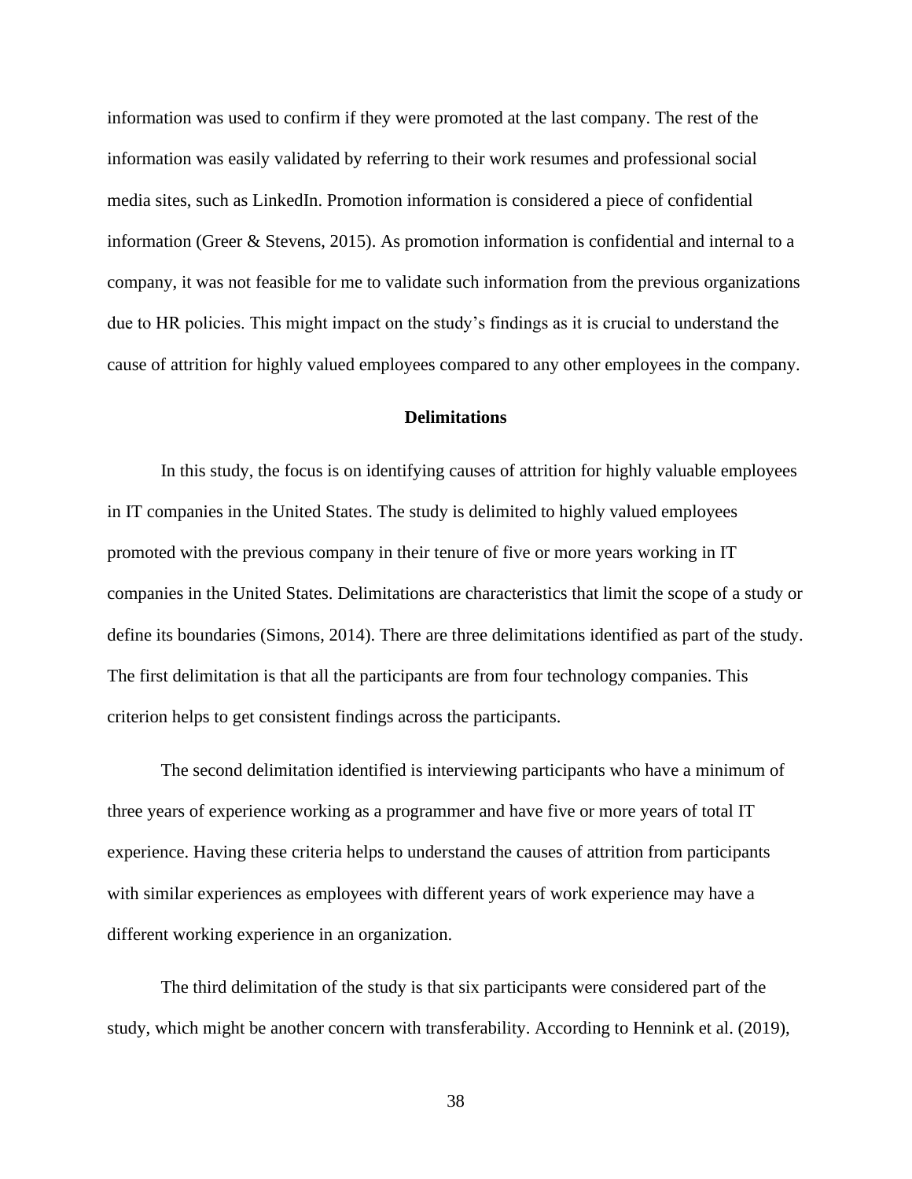information was used to confirm if they were promoted at the last company. The rest of the information was easily validated by referring to their work resumes and professional social media sites, such as LinkedIn. Promotion information is considered a piece of confidential information (Greer & Stevens, 2015). As promotion information is confidential and internal to a company, it was not feasible for me to validate such information from the previous organizations due to HR policies. This might impact on the study's findings as it is crucial to understand the cause of attrition for highly valued employees compared to any other employees in the company.

## Delimitations

In this study, the focus is on identifying causes of attrition for highly valuable employees in IT companies in the United States. The study is delimited to highly valued employees promoted with the previous company in their tenure of five or more years working in IT companies in the United States. Delimitations are characteristics that limit the scope of a study or define its boundaries (Simons, 2014). There are three delimitations identified as part of the study. The first delimitation is that all the participants are from four technology companies. This criterion helps to get consistent findings across the participants.

The second delimitation identified is interviewing participants who have a minimum of three years of experience working as a programmer and have five or more years of total IT experience. Having these criteria helps to understand the causes of attrition from participants with similar experiences as employees with different years of work experience may have a different working experience in an organization.

The third delimitation of the study is that six participants were considered part of the study, which might be another concern with transferability. According to Hennink et al. (2019),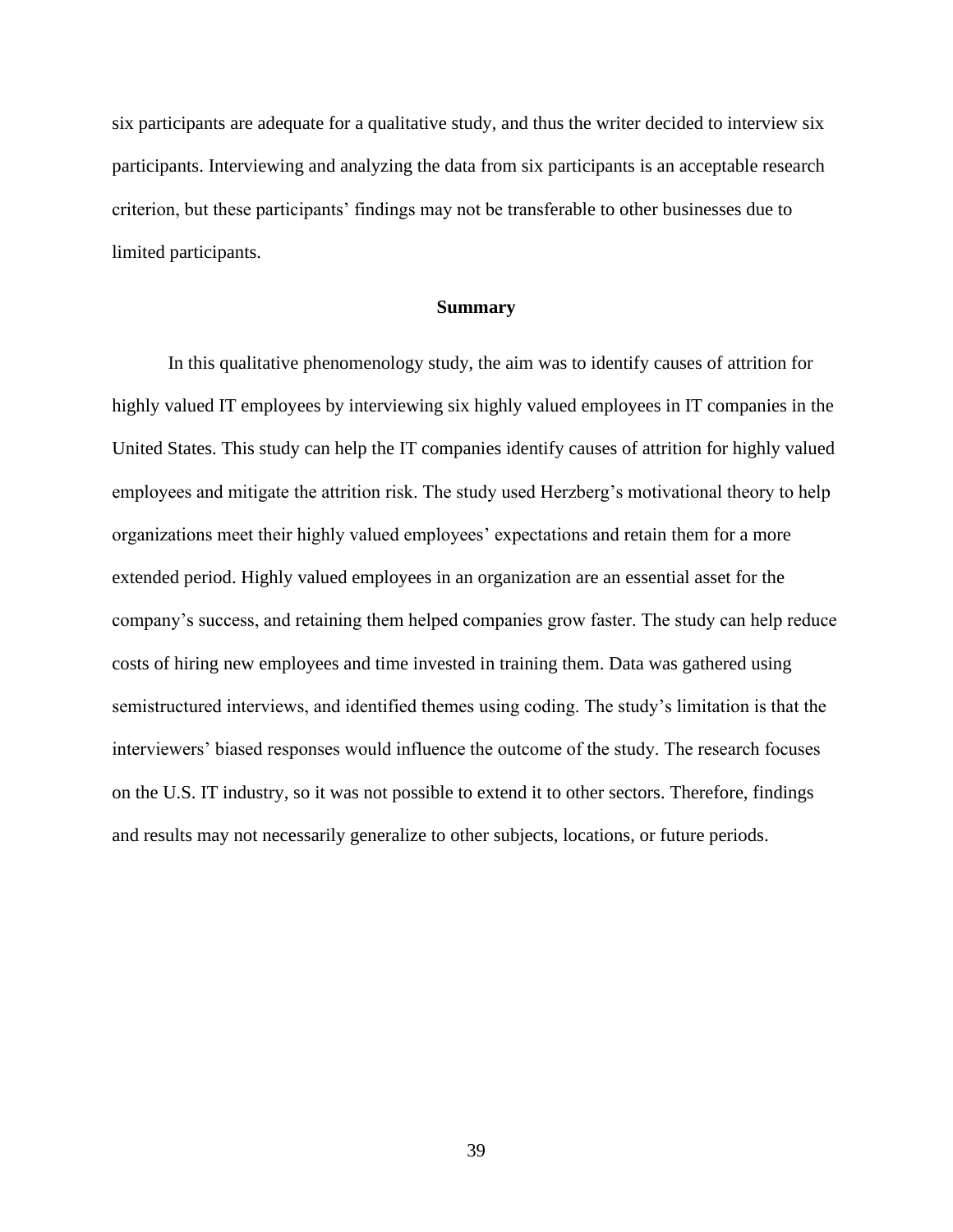six participants are adequate for a qualitative study, and thus the writer decided to interview six participants. Interviewing and analyzing the data from six participants is an acceptable research criterion, but these participants' findings may not be transferable to other businesses due to limited participants.

## Summary

In this qualitative phenomenology study, the aim was to identify causes of attrition for highly valued IT employees by interviewing six highly valued employees in IT companies in the United States. This study can help the IT companies identify causes of attrition for highly valued employees and mitigate the attrition risk. The study used Herzberg's motivational theory to help organizations meet their highly valued employees' expectations and retain them for a more extended period. Highly valued employees in an organization are an essential asset for the company's success, and retaining them helped companies grow faster. The study can help reduce costs of hiring new employees and time invested in training them. Data was gathered using semistructured interviews, and identified themes using coding. The study's limitation is that the interviewers' biased responses would influence the outcome of the study. The research focuses on the U.S. IT industry, so it was not possible to extend it to other sectors. Therefore, findings and results may not necessarily generalize to other subjects, locations, or future periods.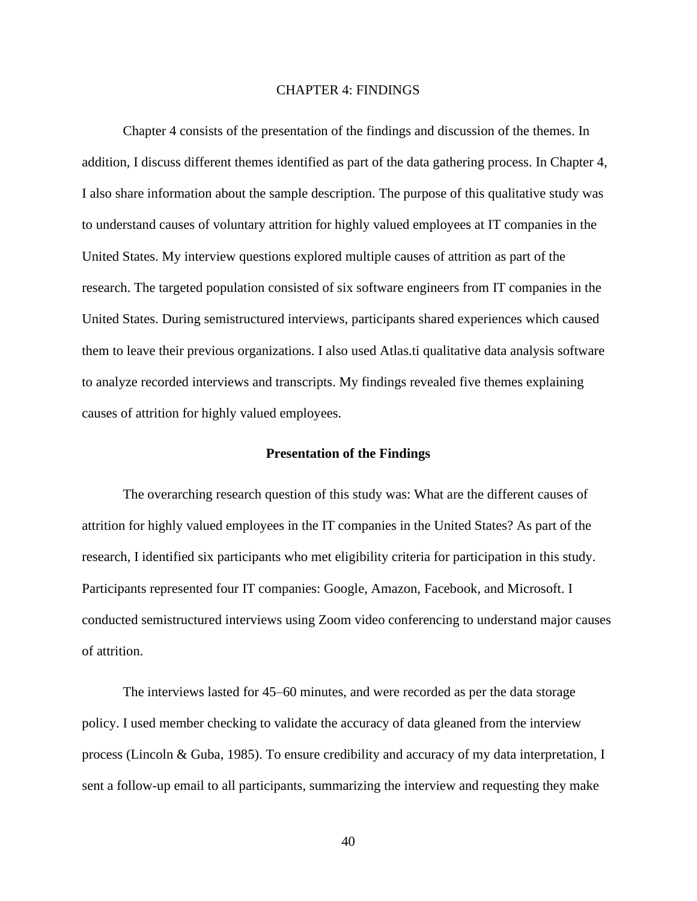# CHAPTER 4: FINDINGS

Chapter 4 consists of the presentation of the findings and discussion of the themes. In addition, I discuss different themes identified as part of the data gathering process. In Chapter 4, I also share information about the sample description. The purpose of this qualitative study was to understand causes of voluntary attrition for highly valued employees at IT companies in the United States. My interview questions explored multiple causes of attrition as part of the research. The targeted population consisted of six software engineers from IT companies in the United States. During semistructured interviews, participants shared experiences which caused them to leave their previous organizations. I also used Atlas.ti qualitative data analysis software to analyze recorded interviews and transcripts. My findings revealed five themes explaining causes of attrition for highly valued employees.

## Presentation of the Findings

The overarching research question of this study was: What are the different causes of attrition for highly valued employees in the IT companies in the United States? As part of the research, I identified six participants who met eligibility criteria for participation in this study. Participants represented four IT companies: Google, Amazon, Facebook, and Microsoft. I conducted semistructured interviews using Zoom video conferencing to understand major causes of attrition.

The interviews lasted for 45–60 minutes, and were recorded as per the data storage policy. I used member checking to validate the accuracy of data gleaned from the interview process (Lincoln & Guba, 1985). To ensure credibility and accuracy of my data interpretation, I sent a follow-up email to all participants, summarizing the interview and requesting they make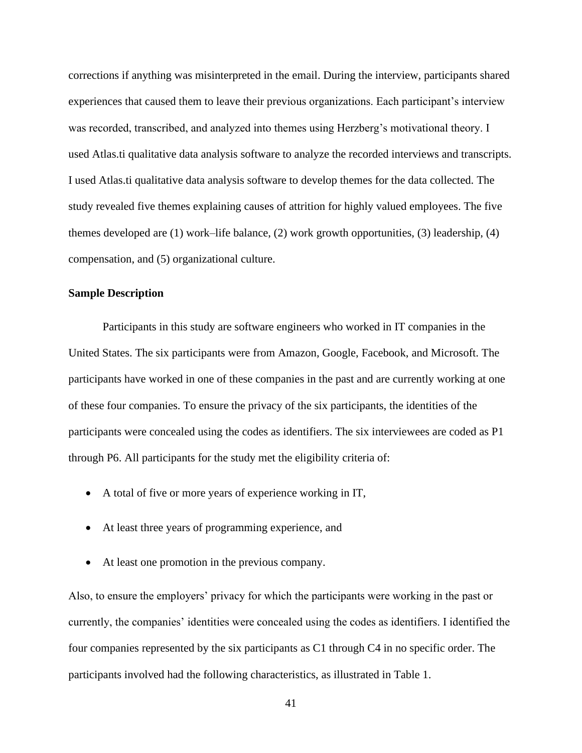corrections if anything was misinterpreted in the email. During the interview, participants shared experiences that caused them to leave their previous organizations. Each participant's interview was recorded, transcribed, and analyzed into themes using Herzberg's motivational theory. I used Atlas.ti qualitative data analysis software to analyze the recorded interviews and transcripts. I used Atlas.ti qualitative data analysis software to develop themes for the data collected. The study revealed five themes explaining causes of attrition for highly valued employees. The five themes developed are (1) work–life balance, (2) work growth opportunities, (3) leadership, (4) compensation, and (5) organizational culture.

**Sample Description**

Participants in this study are software engineers who worked in IT companies in the United States. The six participants were from Amazon, Google, Facebook, and Microsoft. The participants have worked in one of these companies in the past and are currently working at one of these four companies. To ensure the privacy of the six participants, the identities of the participants were concealed using the codes as identifiers. The six interviewees are coded as P1 through P6. All participants for the study met the eligibility criteria of:

- A total of five or more years of experience working in IT,
- At least three years of programming experience, and
- At least one promotion in the previous company.

Also, to ensure the employers' privacy for which the participants were working in the past or currently, the companies' identities were concealed using the codes as identifiers. I identified the four companies represented by the six participants as C1 through C4 in no specific order. The participants involved had the following characteristics, as illustrated in Table 1.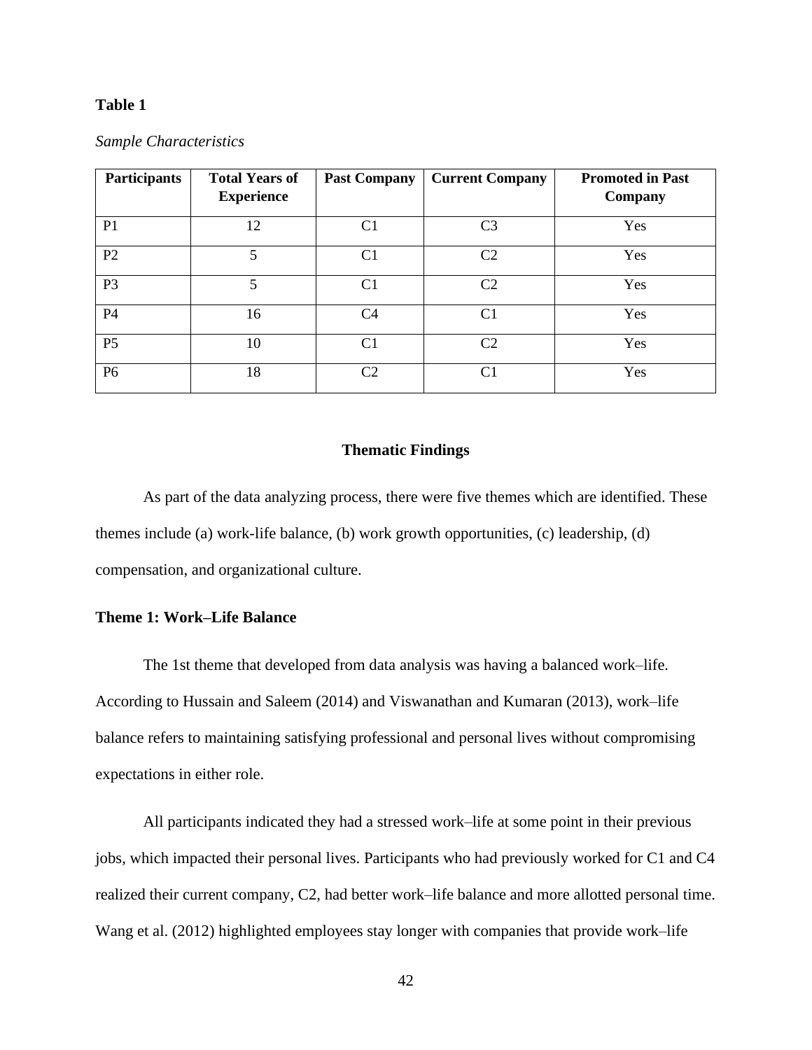**Table 1**

*Sample Characteristics*

| Participants | Total Years of Experience | Past Company | Current Company | Promoted in Past Company |
|---|---|---|---|---|
| P1 | 12 | C1 | C3 | Yes |
| P2 | 5 | C1 | C2 | Yes |
| P3 | 5 | C1 | C2 | Yes |
| P4 | 16 | C4 | C1 | Yes |
| P5 | 10 | C1 | C2 | Yes |
| P6 | 18 | C2 | C1 | Yes |

## Thematic Findings

As part of the data analyzing process, there were five themes which are identified. These themes include (a) work-life balance, (b) work growth opportunities, (c) leadership, (d) compensation, and organizational culture.

### Theme 1: Work–Life Balance

The 1st theme that developed from data analysis was having a balanced work–life. According to Hussain and Saleem (2014) and Viswanathan and Kumaran (2013), work–life balance refers to maintaining satisfying professional and personal lives without compromising expectations in either role.

All participants indicated they had a stressed work–life at some point in their previous jobs, which impacted their personal lives. Participants who had previously worked for C1 and C4 realized their current company, C2, had better work–life balance and more allotted personal time. Wang et al. (2012) highlighted employees stay longer with companies that provide work–life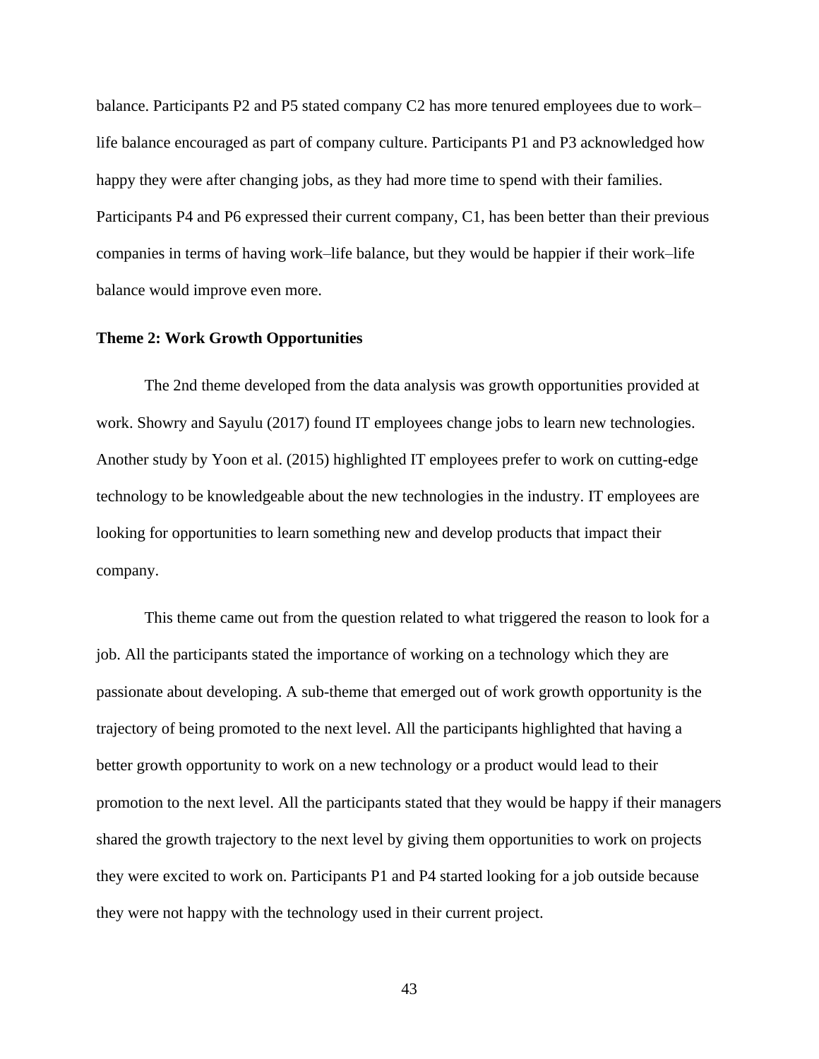balance. Participants P2 and P5 stated company C2 has more tenured employees due to work–life balance encouraged as part of company culture. Participants P1 and P3 acknowledged how happy they were after changing jobs, as they had more time to spend with their families. Participants P4 and P6 expressed their current company, C1, has been better than their previous companies in terms of having work–life balance, but they would be happier if their work–life balance would improve even more.

### Theme 2: Work Growth Opportunities

The 2nd theme developed from the data analysis was growth opportunities provided at work. Showry and Sayulu (2017) found IT employees change jobs to learn new technologies. Another study by Yoon et al. (2015) highlighted IT employees prefer to work on cutting-edge technology to be knowledgeable about the new technologies in the industry. IT employees are looking for opportunities to learn something new and develop products that impact their company.

This theme came out from the question related to what triggered the reason to look for a job. All the participants stated the importance of working on a technology which they are passionate about developing. A sub-theme that emerged out of work growth opportunity is the trajectory of being promoted to the next level. All the participants highlighted that having a better growth opportunity to work on a new technology or a product would lead to their promotion to the next level. All the participants stated that they would be happy if their managers shared the growth trajectory to the next level by giving them opportunities to work on projects they were excited to work on. Participants P1 and P4 started looking for a job outside because they were not happy with the technology used in their current project.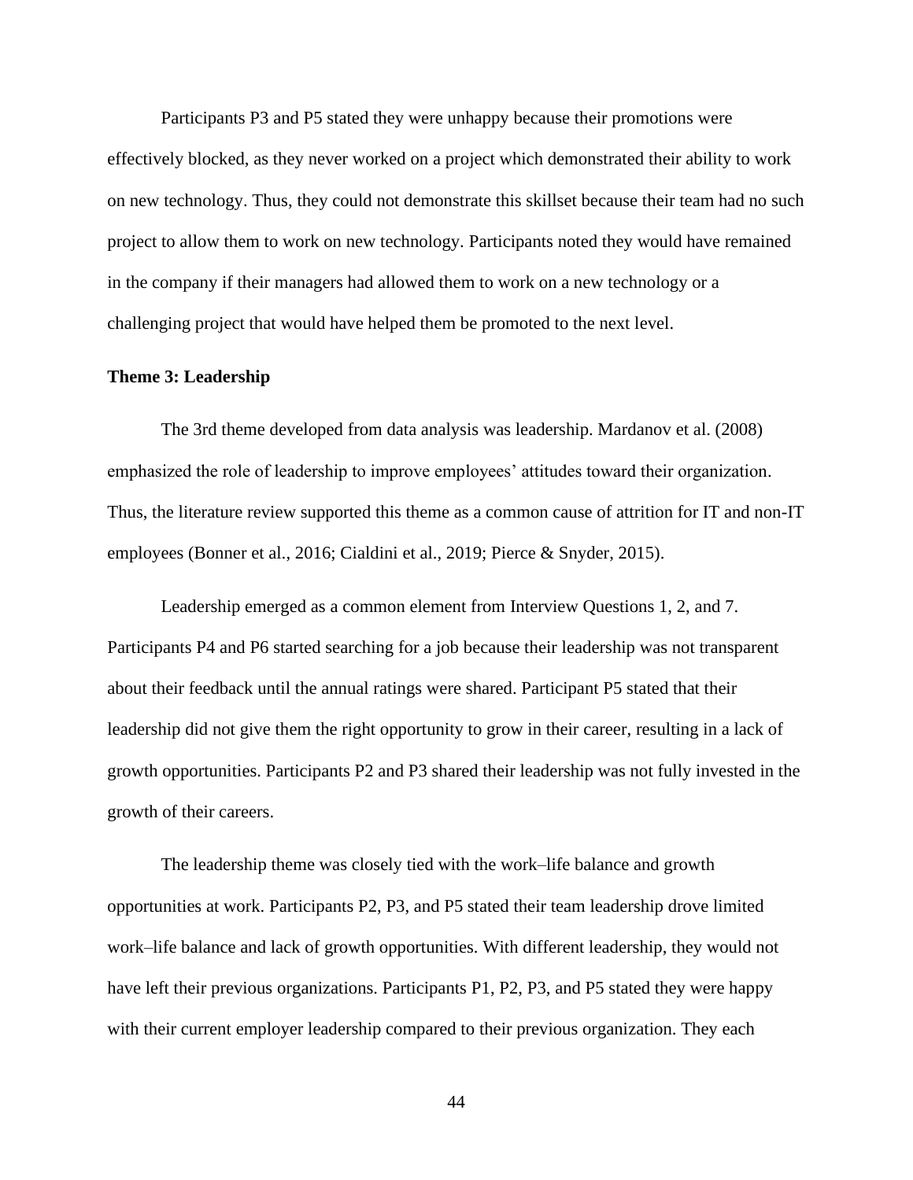Participants P3 and P5 stated they were unhappy because their promotions were effectively blocked, as they never worked on a project which demonstrated their ability to work on new technology. Thus, they could not demonstrate this skillset because their team had no such project to allow them to work on new technology. Participants noted they would have remained in the company if their managers had allowed them to work on a new technology or a challenging project that would have helped them be promoted to the next level.

**Theme 3: Leadership**

The 3rd theme developed from data analysis was leadership. Mardanov et al. (2008) emphasized the role of leadership to improve employees' attitudes toward their organization. Thus, the literature review supported this theme as a common cause of attrition for IT and non-IT employees (Bonner et al., 2016; Cialdini et al., 2019; Pierce & Snyder, 2015).

Leadership emerged as a common element from Interview Questions 1, 2, and 7. Participants P4 and P6 started searching for a job because their leadership was not transparent about their feedback until the annual ratings were shared. Participant P5 stated that their leadership did not give them the right opportunity to grow in their career, resulting in a lack of growth opportunities. Participants P2 and P3 shared their leadership was not fully invested in the growth of their careers.

The leadership theme was closely tied with the work–life balance and growth opportunities at work. Participants P2, P3, and P5 stated their team leadership drove limited work–life balance and lack of growth opportunities. With different leadership, they would not have left their previous organizations. Participants P1, P2, P3, and P5 stated they were happy with their current employer leadership compared to their previous organization. They each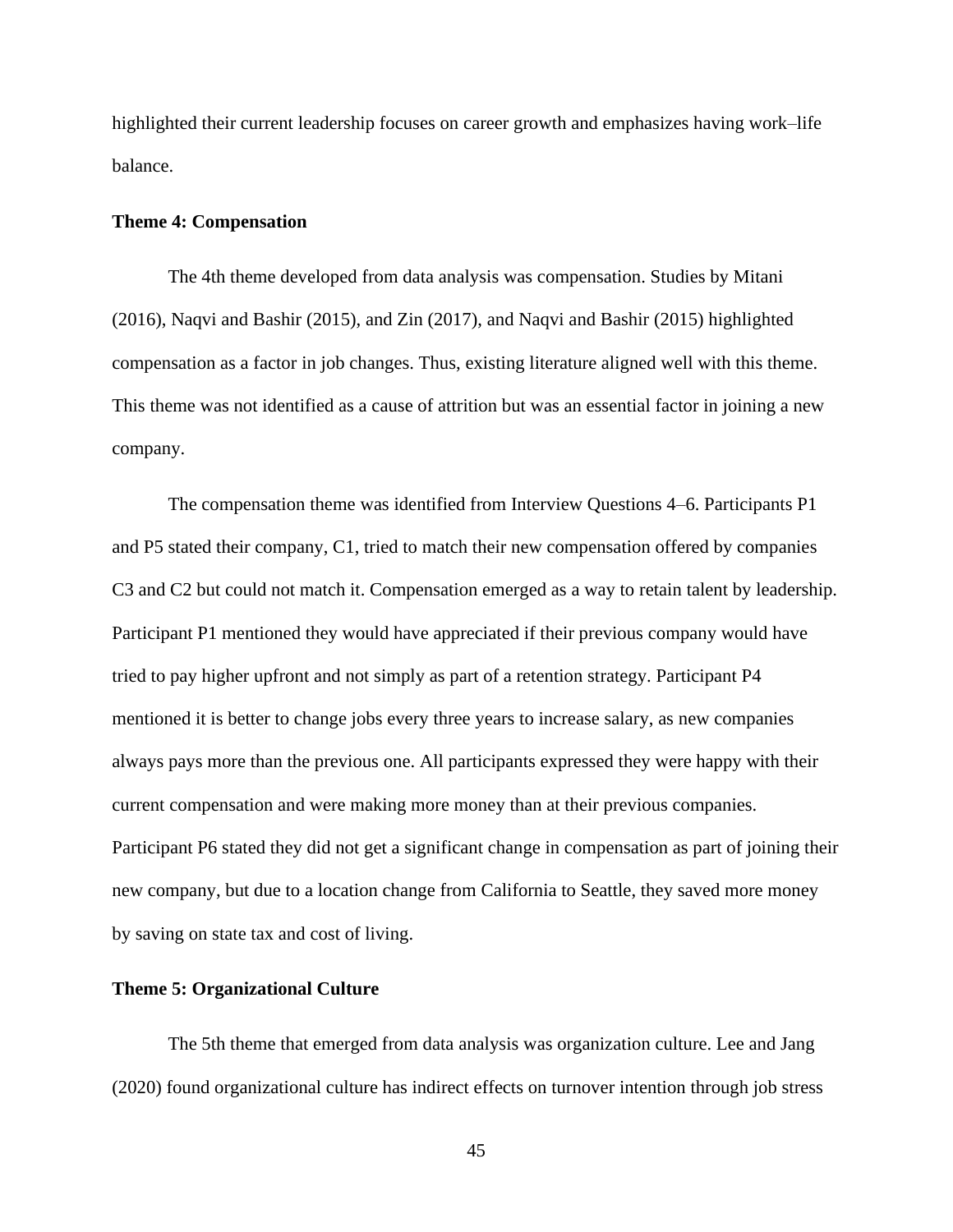highlighted their current leadership focuses on career growth and emphasizes having work–life balance.

### Theme 4: Compensation

The 4th theme developed from data analysis was compensation. Studies by Mitani (2016), Naqvi and Bashir (2015), and Zin (2017), and Naqvi and Bashir (2015) highlighted compensation as a factor in job changes. Thus, existing literature aligned well with this theme. This theme was not identified as a cause of attrition but was an essential factor in joining a new company.

The compensation theme was identified from Interview Questions 4–6. Participants P1 and P5 stated their company, C1, tried to match their new compensation offered by companies C3 and C2 but could not match it. Compensation emerged as a way to retain talent by leadership. Participant P1 mentioned they would have appreciated if their previous company would have tried to pay higher upfront and not simply as part of a retention strategy. Participant P4 mentioned it is better to change jobs every three years to increase salary, as new companies always pays more than the previous one. All participants expressed they were happy with their current compensation and were making more money than at their previous companies. Participant P6 stated they did not get a significant change in compensation as part of joining their new company, but due to a location change from California to Seattle, they saved more money by saving on state tax and cost of living.

### Theme 5: Organizational Culture

The 5th theme that emerged from data analysis was organization culture. Lee and Jang (2020) found organizational culture has indirect effects on turnover intention through job stress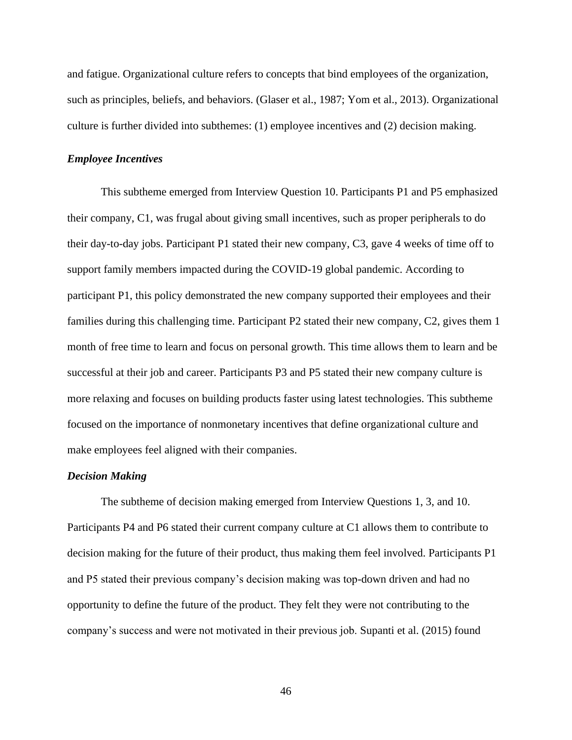and fatigue. Organizational culture refers to concepts that bind employees of the organization, such as principles, beliefs, and behaviors. (Glaser et al., 1987; Yom et al., 2013). Organizational culture is further divided into subthemes: (1) employee incentives and (2) decision making.

### *Employee Incentives*

This subtheme emerged from Interview Question 10. Participants P1 and P5 emphasized their company, C1, was frugal about giving small incentives, such as proper peripherals to do their day-to-day jobs. Participant P1 stated their new company, C3, gave 4 weeks of time off to support family members impacted during the COVID-19 global pandemic. According to participant P1, this policy demonstrated the new company supported their employees and their families during this challenging time. Participant P2 stated their new company, C2, gives them 1 month of free time to learn and focus on personal growth. This time allows them to learn and be successful at their job and career. Participants P3 and P5 stated their new company culture is more relaxing and focuses on building products faster using latest technologies. This subtheme focused on the importance of nonmonetary incentives that define organizational culture and make employees feel aligned with their companies.

### *Decision Making*

The subtheme of decision making emerged from Interview Questions 1, 3, and 10. Participants P4 and P6 stated their current company culture at C1 allows them to contribute to decision making for the future of their product, thus making them feel involved. Participants P1 and P5 stated their previous company's decision making was top-down driven and had no opportunity to define the future of the product. They felt they were not contributing to the company's success and were not motivated in their previous job. Supanti et al. (2015) found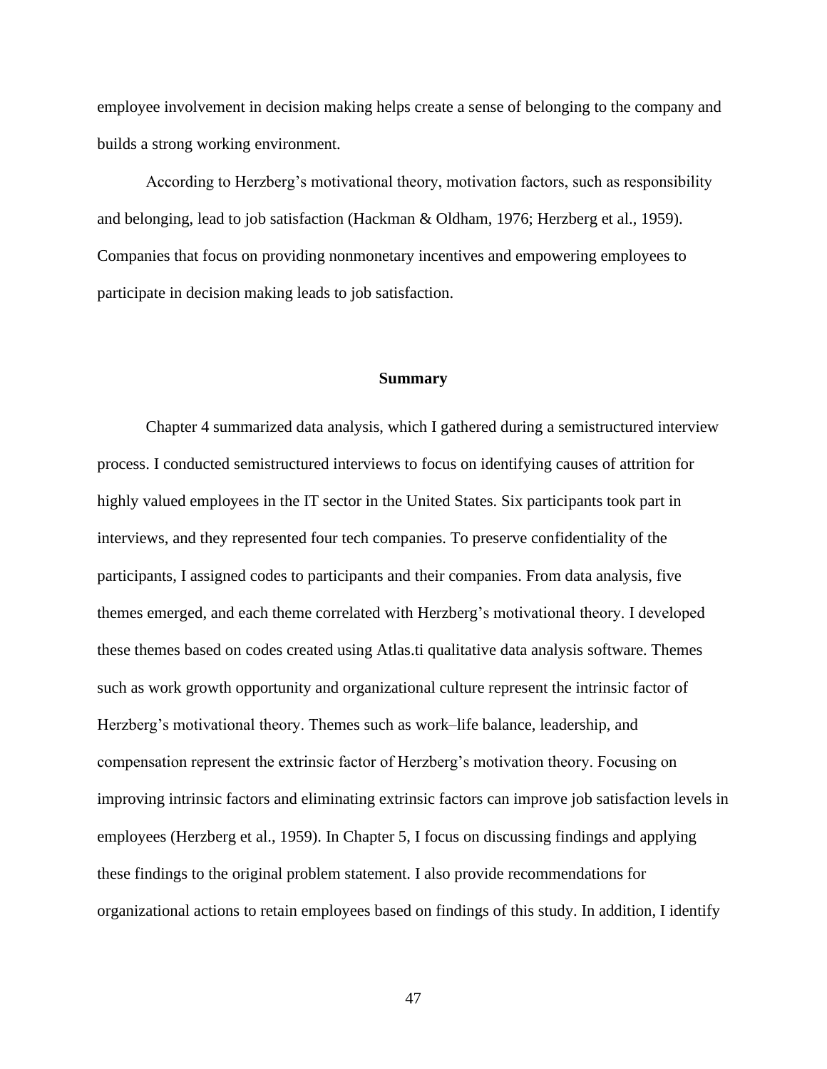employee involvement in decision making helps create a sense of belonging to the company and builds a strong working environment.

According to Herzberg's motivational theory, motivation factors, such as responsibility and belonging, lead to job satisfaction (Hackman & Oldham, 1976; Herzberg et al., 1959). Companies that focus on providing nonmonetary incentives and empowering employees to participate in decision making leads to job satisfaction.

## Summary

Chapter 4 summarized data analysis, which I gathered during a semistructured interview process. I conducted semistructured interviews to focus on identifying causes of attrition for highly valued employees in the IT sector in the United States. Six participants took part in interviews, and they represented four tech companies. To preserve confidentiality of the participants, I assigned codes to participants and their companies. From data analysis, five themes emerged, and each theme correlated with Herzberg's motivational theory. I developed these themes based on codes created using Atlas.ti qualitative data analysis software. Themes such as work growth opportunity and organizational culture represent the intrinsic factor of Herzberg's motivational theory. Themes such as work–life balance, leadership, and compensation represent the extrinsic factor of Herzberg's motivation theory. Focusing on improving intrinsic factors and eliminating extrinsic factors can improve job satisfaction levels in employees (Herzberg et al., 1959). In Chapter 5, I focus on discussing findings and applying these findings to the original problem statement. I also provide recommendations for organizational actions to retain employees based on findings of this study. In addition, I identify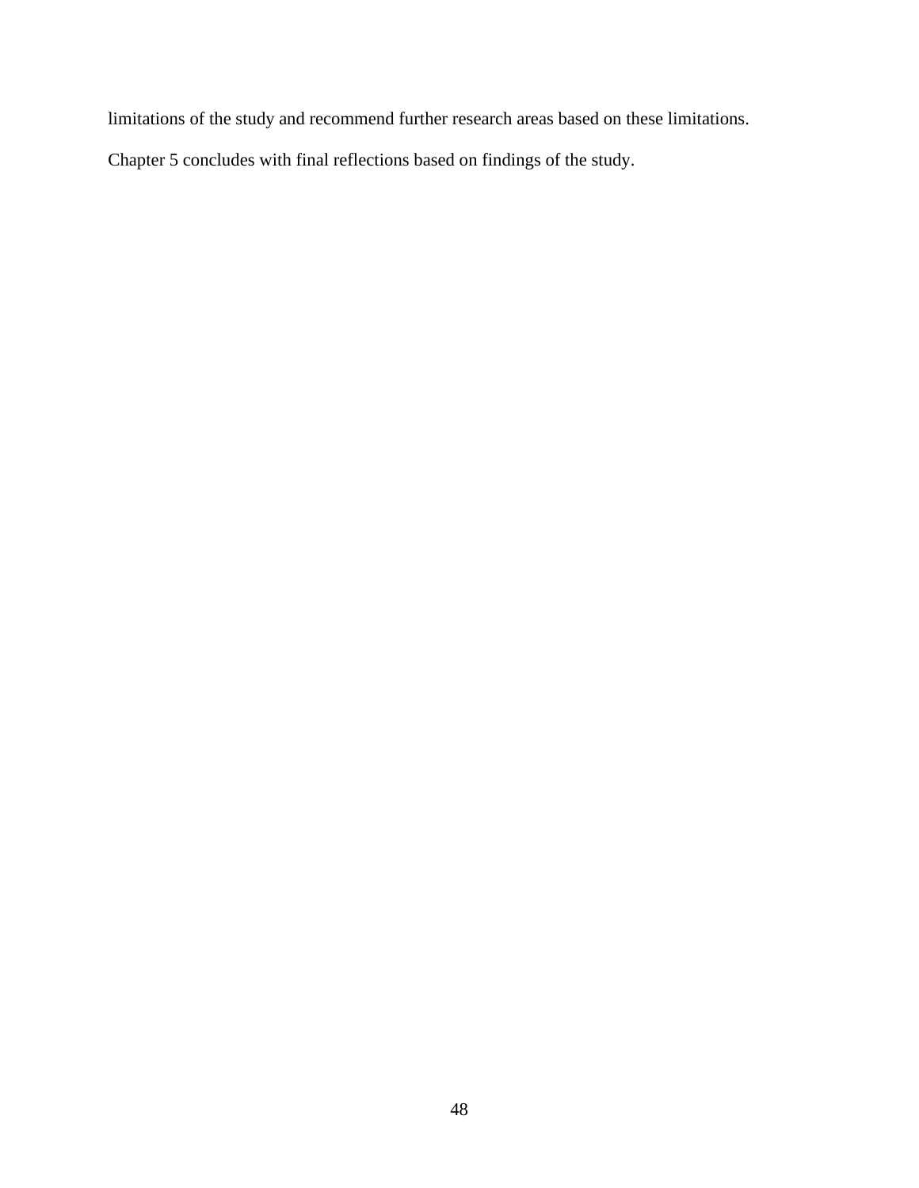limitations of the study and recommend further research areas based on these limitations.

Chapter 5 concludes with final reflections based on findings of the study.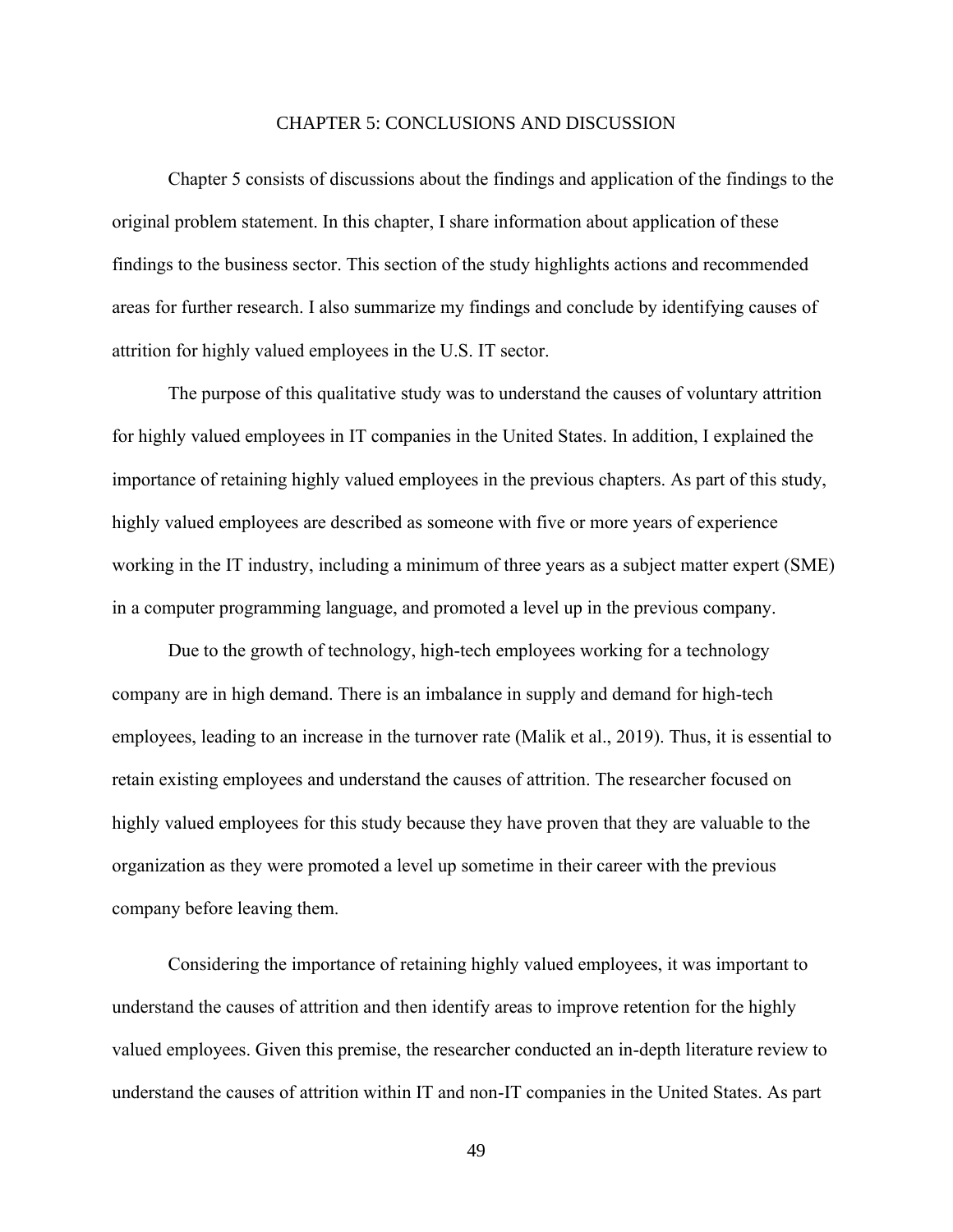# CHAPTER 5: CONCLUSIONS AND DISCUSSION

Chapter 5 consists of discussions about the findings and application of the findings to the original problem statement. In this chapter, I share information about application of these findings to the business sector. This section of the study highlights actions and recommended areas for further research. I also summarize my findings and conclude by identifying causes of attrition for highly valued employees in the U.S. IT sector.

The purpose of this qualitative study was to understand the causes of voluntary attrition for highly valued employees in IT companies in the United States. In addition, I explained the importance of retaining highly valued employees in the previous chapters. As part of this study, highly valued employees are described as someone with five or more years of experience working in the IT industry, including a minimum of three years as a subject matter expert (SME) in a computer programming language, and promoted a level up in the previous company.

Due to the growth of technology, high-tech employees working for a technology company are in high demand. There is an imbalance in supply and demand for high-tech employees, leading to an increase in the turnover rate (Malik et al., 2019). Thus, it is essential to retain existing employees and understand the causes of attrition. The researcher focused on highly valued employees for this study because they have proven that they are valuable to the organization as they were promoted a level up sometime in their career with the previous company before leaving them.

Considering the importance of retaining highly valued employees, it was important to understand the causes of attrition and then identify areas to improve retention for the highly valued employees. Given this premise, the researcher conducted an in-depth literature review to understand the causes of attrition within IT and non-IT companies in the United States. As part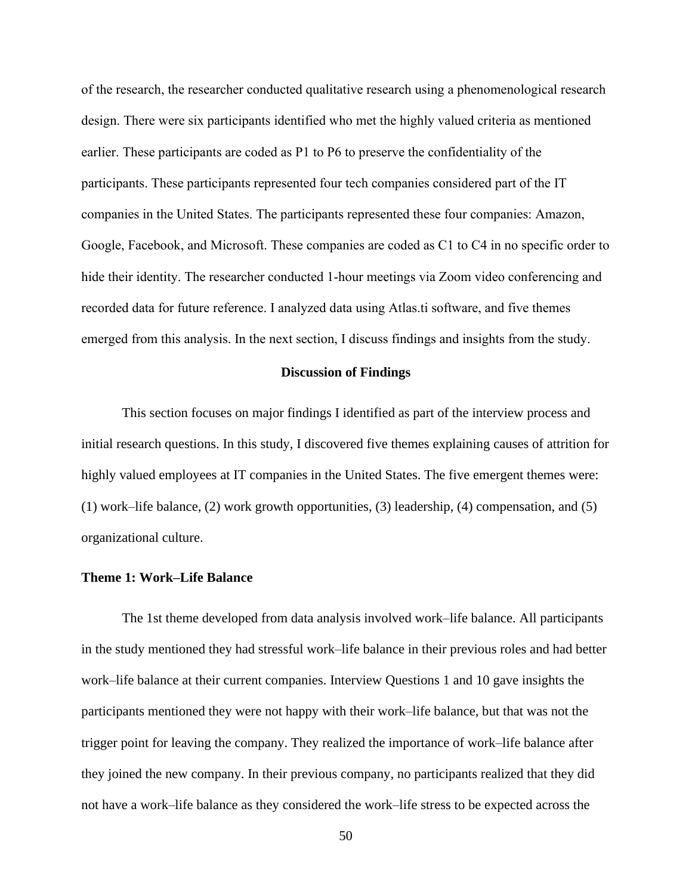of the research, the researcher conducted qualitative research using a phenomenological research design. There were six participants identified who met the highly valued criteria as mentioned earlier. These participants are coded as P1 to P6 to preserve the confidentiality of the participants. These participants represented four tech companies considered part of the IT companies in the United States. The participants represented these four companies: Amazon, Google, Facebook, and Microsoft. These companies are coded as C1 to C4 in no specific order to hide their identity. The researcher conducted 1-hour meetings via Zoom video conferencing and recorded data for future reference. I analyzed data using Atlas.ti software, and five themes emerged from this analysis. In the next section, I discuss findings and insights from the study.

## Discussion of Findings

This section focuses on major findings I identified as part of the interview process and initial research questions. In this study, I discovered five themes explaining causes of attrition for highly valued employees at IT companies in the United States. The five emergent themes were: (1) work–life balance, (2) work growth opportunities, (3) leadership, (4) compensation, and (5) organizational culture.

### Theme 1: Work–Life Balance

The 1st theme developed from data analysis involved work–life balance. All participants in the study mentioned they had stressful work–life balance in their previous roles and had better work–life balance at their current companies. Interview Questions 1 and 10 gave insights the participants mentioned they were not happy with their work–life balance, but that was not the trigger point for leaving the company. They realized the importance of work–life balance after they joined the new company. In their previous company, no participants realized that they did not have a work–life balance as they considered the work–life stress to be expected across the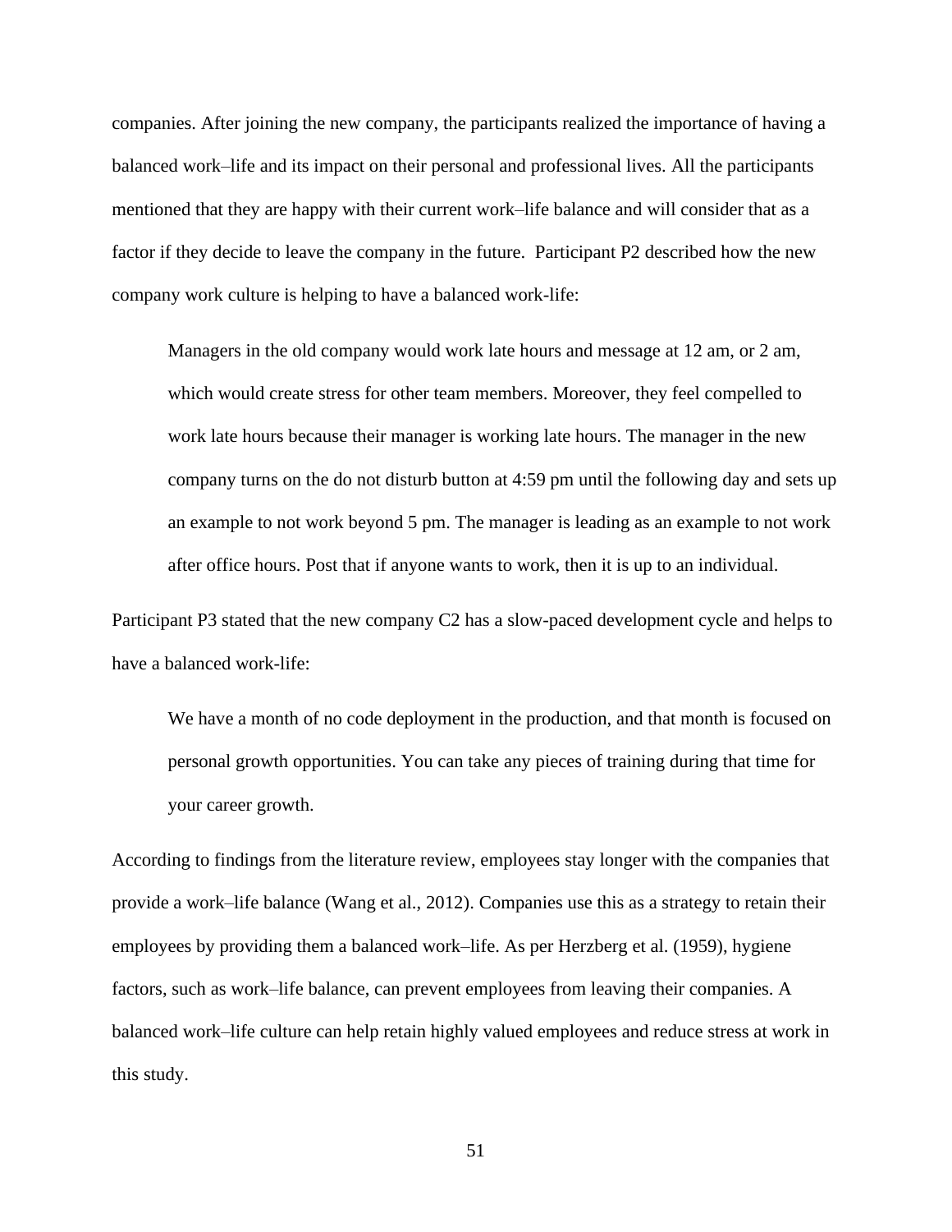companies. After joining the new company, the participants realized the importance of having a balanced work–life and its impact on their personal and professional lives. All the participants mentioned that they are happy with their current work–life balance and will consider that as a factor if they decide to leave the company in the future.  Participant P2 described how the new company work culture is helping to have a balanced work-life:

> Managers in the old company would work late hours and message at 12 am, or 2 am, which would create stress for other team members. Moreover, they feel compelled to work late hours because their manager is working late hours. The manager in the new company turns on the do not disturb button at 4:59 pm until the following day and sets up an example to not work beyond 5 pm. The manager is leading as an example to not work after office hours. Post that if anyone wants to work, then it is up to an individual.

Participant P3 stated that the new company C2 has a slow-paced development cycle and helps to have a balanced work-life:

> We have a month of no code deployment in the production, and that month is focused on personal growth opportunities. You can take any pieces of training during that time for your career growth.

According to findings from the literature review, employees stay longer with the companies that provide a work–life balance (Wang et al., 2012). Companies use this as a strategy to retain their employees by providing them a balanced work–life. As per Herzberg et al. (1959), hygiene factors, such as work–life balance, can prevent employees from leaving their companies. A balanced work–life culture can help retain highly valued employees and reduce stress at work in this study.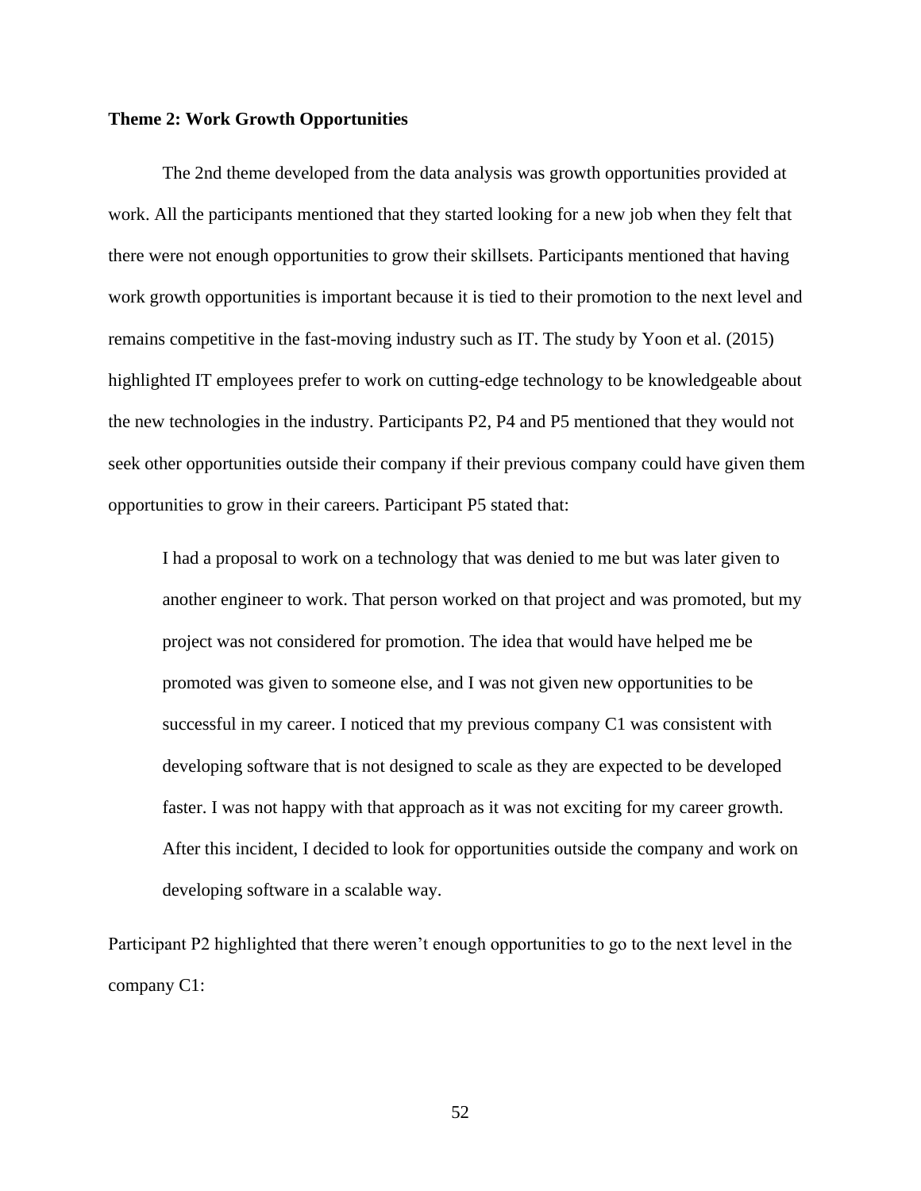**Theme 2: Work Growth Opportunities**

The 2nd theme developed from the data analysis was growth opportunities provided at work. All the participants mentioned that they started looking for a new job when they felt that there were not enough opportunities to grow their skillsets. Participants mentioned that having work growth opportunities is important because it is tied to their promotion to the next level and remains competitive in the fast-moving industry such as IT. The study by Yoon et al. (2015) highlighted IT employees prefer to work on cutting-edge technology to be knowledgeable about the new technologies in the industry. Participants P2, P4 and P5 mentioned that they would not seek other opportunities outside their company if their previous company could have given them opportunities to grow in their careers. Participant P5 stated that:

> I had a proposal to work on a technology that was denied to me but was later given to another engineer to work. That person worked on that project and was promoted, but my project was not considered for promotion. The idea that would have helped me be promoted was given to someone else, and I was not given new opportunities to be successful in my career. I noticed that my previous company C1 was consistent with developing software that is not designed to scale as they are expected to be developed faster. I was not happy with that approach as it was not exciting for my career growth. After this incident, I decided to look for opportunities outside the company and work on developing software in a scalable way.

Participant P2 highlighted that there weren't enough opportunities to go to the next level in the company C1: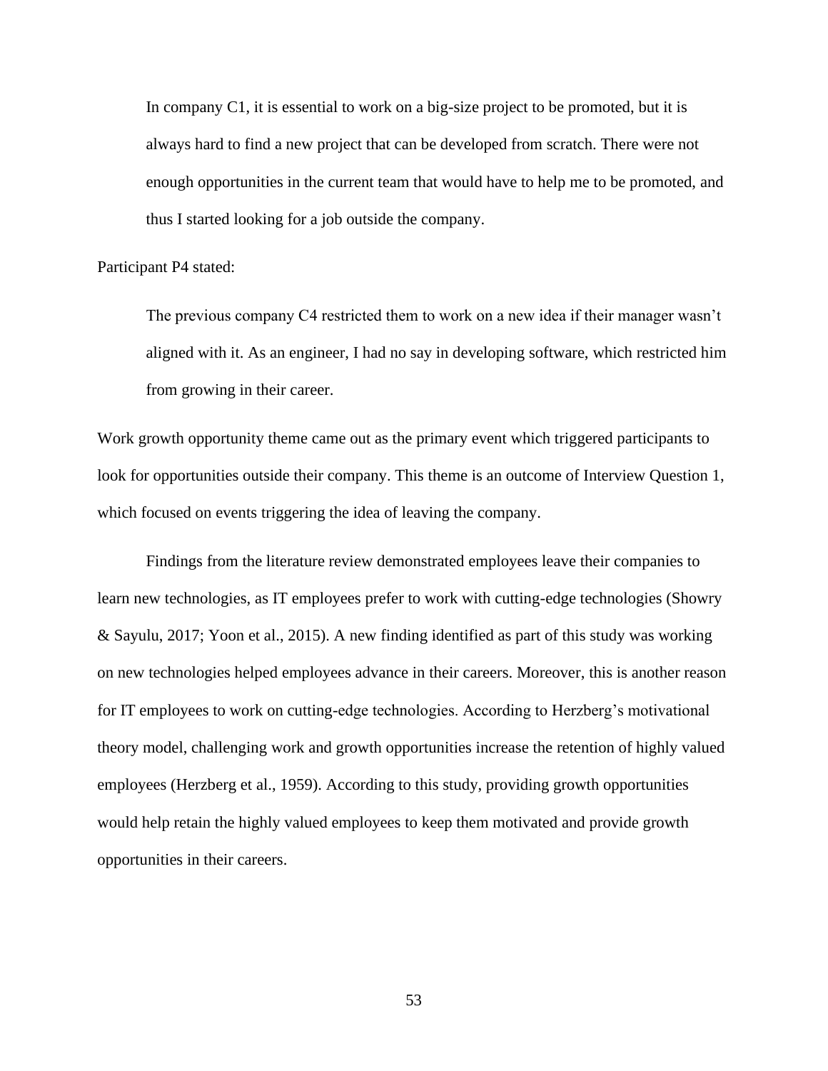> In company C1, it is essential to work on a big-size project to be promoted, but it is always hard to find a new project that can be developed from scratch. There were not enough opportunities in the current team that would have to help me to be promoted, and thus I started looking for a job outside the company.

Participant P4 stated:

> The previous company C4 restricted them to work on a new idea if their manager wasn't aligned with it. As an engineer, I had no say in developing software, which restricted him from growing in their career.

Work growth opportunity theme came out as the primary event which triggered participants to look for opportunities outside their company. This theme is an outcome of Interview Question 1, which focused on events triggering the idea of leaving the company.

Findings from the literature review demonstrated employees leave their companies to learn new technologies, as IT employees prefer to work with cutting-edge technologies (Showry & Sayulu, 2017; Yoon et al., 2015). A new finding identified as part of this study was working on new technologies helped employees advance in their careers. Moreover, this is another reason for IT employees to work on cutting-edge technologies. According to Herzberg's motivational theory model, challenging work and growth opportunities increase the retention of highly valued employees (Herzberg et al., 1959). According to this study, providing growth opportunities would help retain the highly valued employees to keep them motivated and provide growth opportunities in their careers.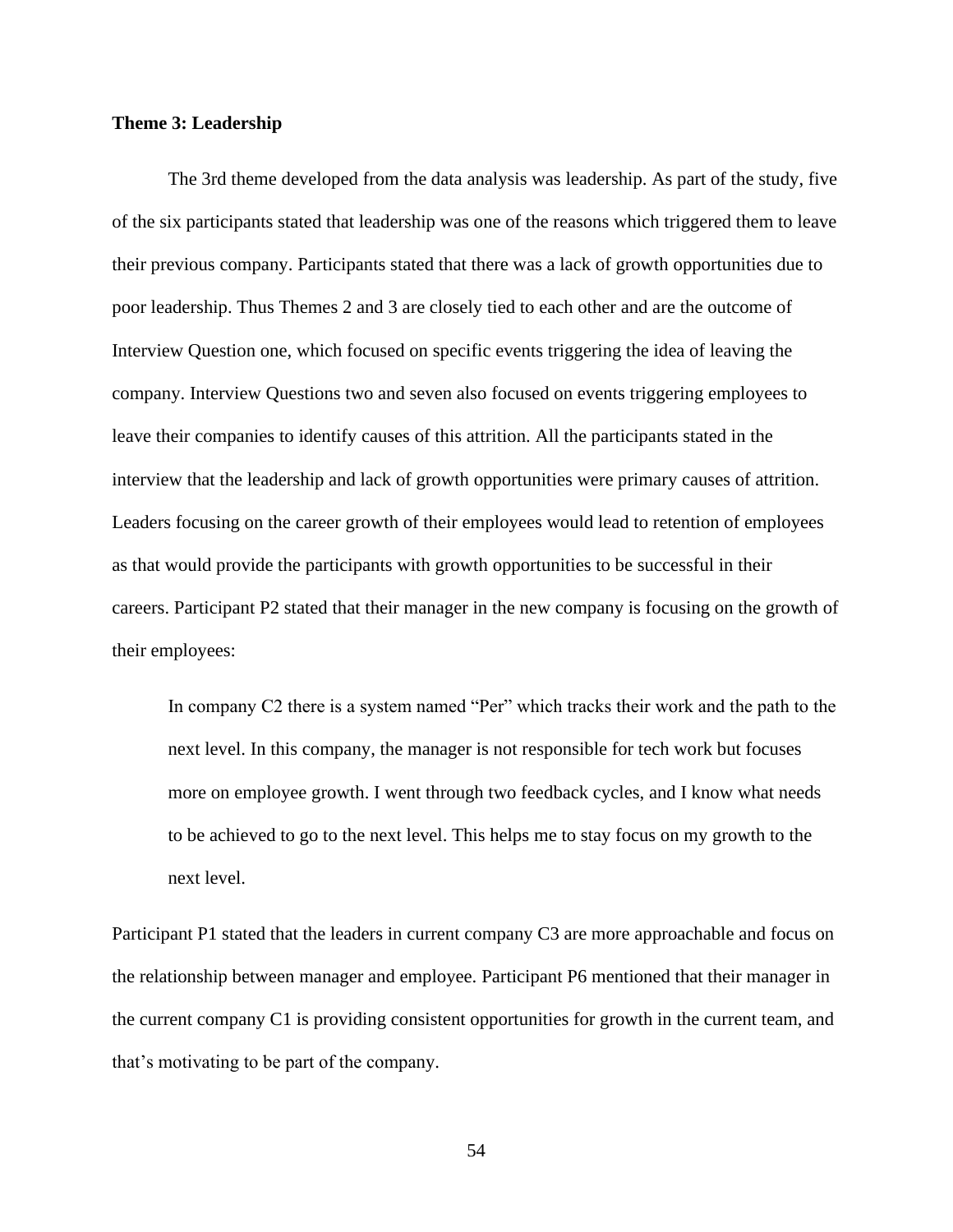**Theme 3: Leadership**

The 3rd theme developed from the data analysis was leadership. As part of the study, five of the six participants stated that leadership was one of the reasons which triggered them to leave their previous company. Participants stated that there was a lack of growth opportunities due to poor leadership. Thus Themes 2 and 3 are closely tied to each other and are the outcome of Interview Question one, which focused on specific events triggering the idea of leaving the company. Interview Questions two and seven also focused on events triggering employees to leave their companies to identify causes of this attrition. All the participants stated in the interview that the leadership and lack of growth opportunities were primary causes of attrition. Leaders focusing on the career growth of their employees would lead to retention of employees as that would provide the participants with growth opportunities to be successful in their careers. Participant P2 stated that their manager in the new company is focusing on the growth of their employees:

> In company C2 there is a system named "Per" which tracks their work and the path to the next level. In this company, the manager is not responsible for tech work but focuses more on employee growth. I went through two feedback cycles, and I know what needs to be achieved to go to the next level. This helps me to stay focus on my growth to the next level.

Participant P1 stated that the leaders in current company C3 are more approachable and focus on the relationship between manager and employee. Participant P6 mentioned that their manager in the current company C1 is providing consistent opportunities for growth in the current team, and that's motivating to be part of the company.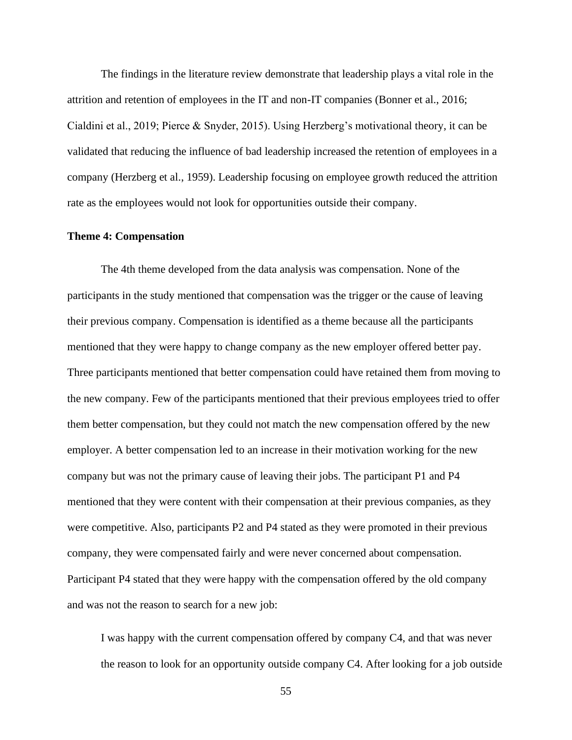The findings in the literature review demonstrate that leadership plays a vital role in the attrition and retention of employees in the IT and non-IT companies (Bonner et al., 2016; Cialdini et al., 2019; Pierce & Snyder, 2015). Using Herzberg's motivational theory, it can be validated that reducing the influence of bad leadership increased the retention of employees in a company (Herzberg et al., 1959). Leadership focusing on employee growth reduced the attrition rate as the employees would not look for opportunities outside their company.

**Theme 4: Compensation**

The 4th theme developed from the data analysis was compensation. None of the participants in the study mentioned that compensation was the trigger or the cause of leaving their previous company. Compensation is identified as a theme because all the participants mentioned that they were happy to change company as the new employer offered better pay. Three participants mentioned that better compensation could have retained them from moving to the new company. Few of the participants mentioned that their previous employees tried to offer them better compensation, but they could not match the new compensation offered by the new employer. A better compensation led to an increase in their motivation working for the new company but was not the primary cause of leaving their jobs. The participant P1 and P4 mentioned that they were content with their compensation at their previous companies, as they were competitive. Also, participants P2 and P4 stated as they were promoted in their previous company, they were compensated fairly and were never concerned about compensation. Participant P4 stated that they were happy with the compensation offered by the old company and was not the reason to search for a new job:

> I was happy with the current compensation offered by company C4, and that was never the reason to look for an opportunity outside company C4. After looking for a job outside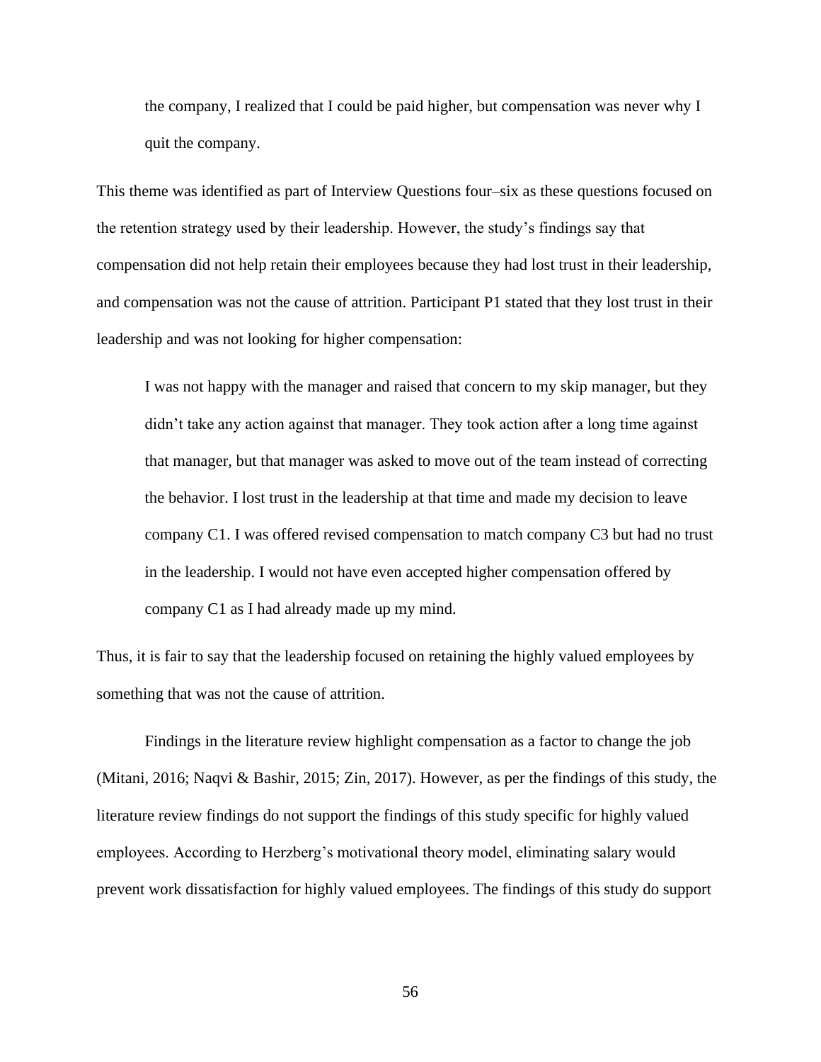> the company, I realized that I could be paid higher, but compensation was never why I quit the company.

This theme was identified as part of Interview Questions four–six as these questions focused on the retention strategy used by their leadership. However, the study's findings say that compensation did not help retain their employees because they had lost trust in their leadership, and compensation was not the cause of attrition. Participant P1 stated that they lost trust in their leadership and was not looking for higher compensation:

> I was not happy with the manager and raised that concern to my skip manager, but they didn't take any action against that manager. They took action after a long time against that manager, but that manager was asked to move out of the team instead of correcting the behavior. I lost trust in the leadership at that time and made my decision to leave company C1. I was offered revised compensation to match company C3 but had no trust in the leadership. I would not have even accepted higher compensation offered by company C1 as I had already made up my mind.

Thus, it is fair to say that the leadership focused on retaining the highly valued employees by something that was not the cause of attrition.

Findings in the literature review highlight compensation as a factor to change the job (Mitani, 2016; Naqvi & Bashir, 2015; Zin, 2017). However, as per the findings of this study, the literature review findings do not support the findings of this study specific for highly valued employees. According to Herzberg's motivational theory model, eliminating salary would prevent work dissatisfaction for highly valued employees. The findings of this study do support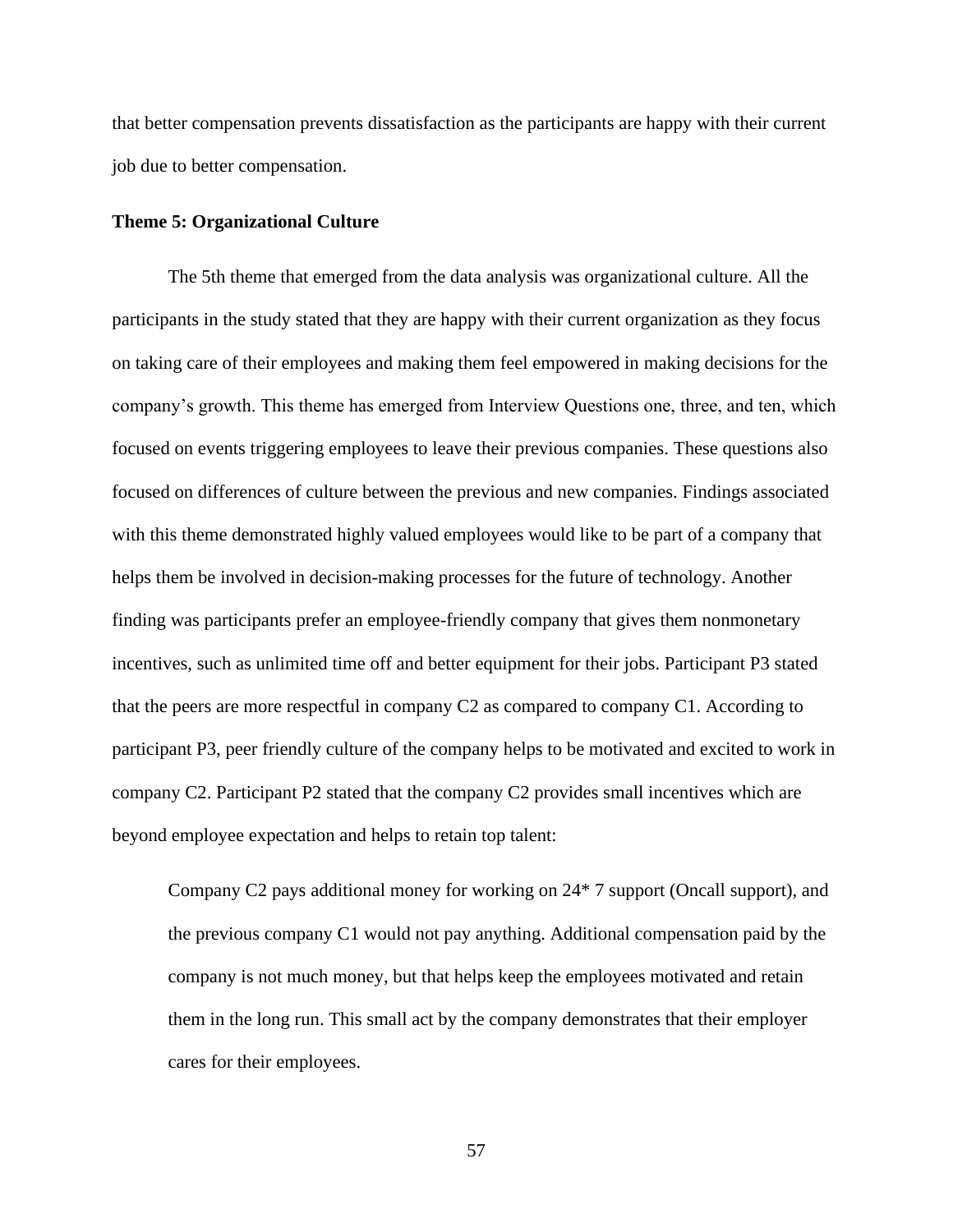that better compensation prevents dissatisfaction as the participants are happy with their current job due to better compensation.

### Theme 5: Organizational Culture

The 5th theme that emerged from the data analysis was organizational culture. All the participants in the study stated that they are happy with their current organization as they focus on taking care of their employees and making them feel empowered in making decisions for the company's growth. This theme has emerged from Interview Questions one, three, and ten, which focused on events triggering employees to leave their previous companies. These questions also focused on differences of culture between the previous and new companies. Findings associated with this theme demonstrated highly valued employees would like to be part of a company that helps them be involved in decision-making processes for the future of technology. Another finding was participants prefer an employee-friendly company that gives them nonmonetary incentives, such as unlimited time off and better equipment for their jobs. Participant P3 stated that the peers are more respectful in company C2 as compared to company C1. According to participant P3, peer friendly culture of the company helps to be motivated and excited to work in company C2. Participant P2 stated that the company C2 provides small incentives which are beyond employee expectation and helps to retain top talent:

> Company C2 pays additional money for working on 24* 7 support (Oncall support), and the previous company C1 would not pay anything. Additional compensation paid by the company is not much money, but that helps keep the employees motivated and retain them in the long run. This small act by the company demonstrates that their employer cares for their employees.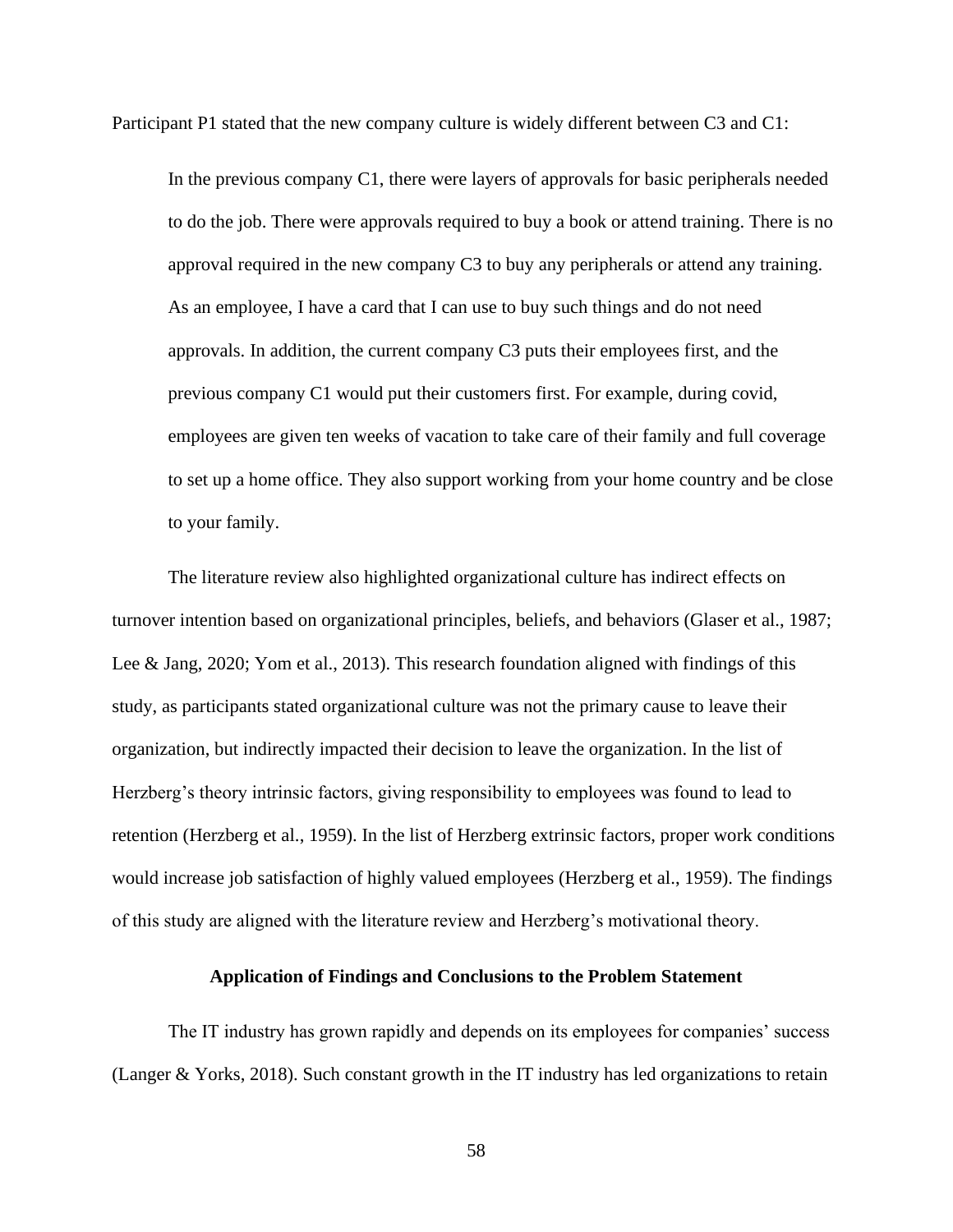Participant P1 stated that the new company culture is widely different between C3 and C1:

> In the previous company C1, there were layers of approvals for basic peripherals needed to do the job. There were approvals required to buy a book or attend training. There is no approval required in the new company C3 to buy any peripherals or attend any training. As an employee, I have a card that I can use to buy such things and do not need approvals. In addition, the current company C3 puts their employees first, and the previous company C1 would put their customers first. For example, during covid, employees are given ten weeks of vacation to take care of their family and full coverage to set up a home office. They also support working from your home country and be close to your family.

The literature review also highlighted organizational culture has indirect effects on turnover intention based on organizational principles, beliefs, and behaviors (Glaser et al., 1987; Lee & Jang, 2020; Yom et al., 2013). This research foundation aligned with findings of this study, as participants stated organizational culture was not the primary cause to leave their organization, but indirectly impacted their decision to leave the organization. In the list of Herzberg's theory intrinsic factors, giving responsibility to employees was found to lead to retention (Herzberg et al., 1959). In the list of Herzberg extrinsic factors, proper work conditions would increase job satisfaction of highly valued employees (Herzberg et al., 1959). The findings of this study are aligned with the literature review and Herzberg's motivational theory.

## Application of Findings and Conclusions to the Problem Statement

The IT industry has grown rapidly and depends on its employees for companies' success (Langer & Yorks, 2018). Such constant growth in the IT industry has led organizations to retain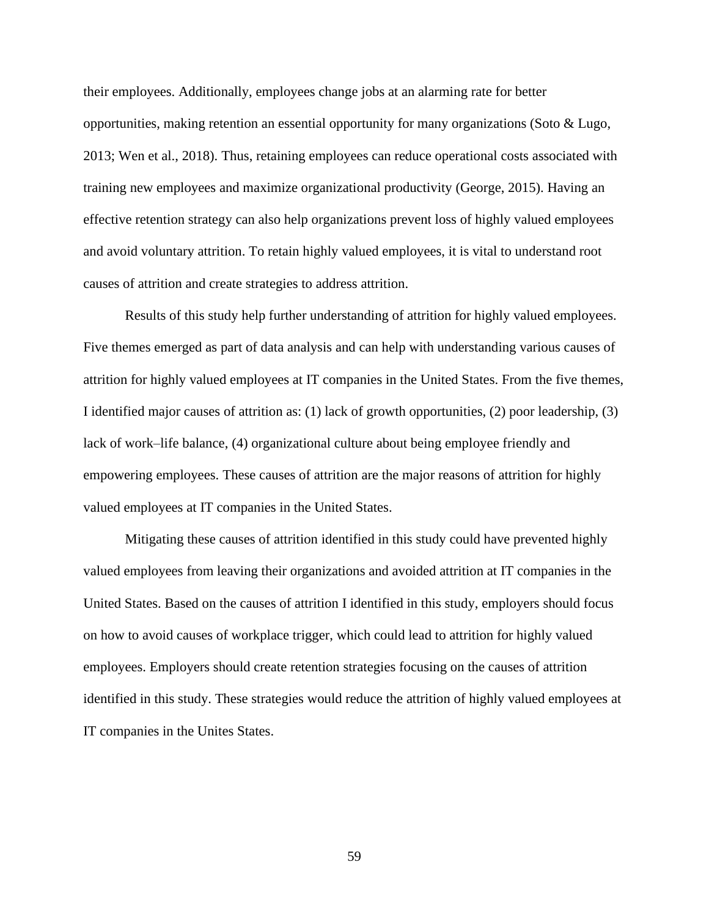their employees. Additionally, employees change jobs at an alarming rate for better opportunities, making retention an essential opportunity for many organizations (Soto & Lugo, 2013; Wen et al., 2018). Thus, retaining employees can reduce operational costs associated with training new employees and maximize organizational productivity (George, 2015). Having an effective retention strategy can also help organizations prevent loss of highly valued employees and avoid voluntary attrition. To retain highly valued employees, it is vital to understand root causes of attrition and create strategies to address attrition.

Results of this study help further understanding of attrition for highly valued employees. Five themes emerged as part of data analysis and can help with understanding various causes of attrition for highly valued employees at IT companies in the United States. From the five themes, I identified major causes of attrition as: (1) lack of growth opportunities, (2) poor leadership, (3) lack of work–life balance, (4) organizational culture about being employee friendly and empowering employees. These causes of attrition are the major reasons of attrition for highly valued employees at IT companies in the United States.

Mitigating these causes of attrition identified in this study could have prevented highly valued employees from leaving their organizations and avoided attrition at IT companies in the United States. Based on the causes of attrition I identified in this study, employers should focus on how to avoid causes of workplace trigger, which could lead to attrition for highly valued employees. Employers should create retention strategies focusing on the causes of attrition identified in this study. These strategies would reduce the attrition of highly valued employees at IT companies in the Unites States.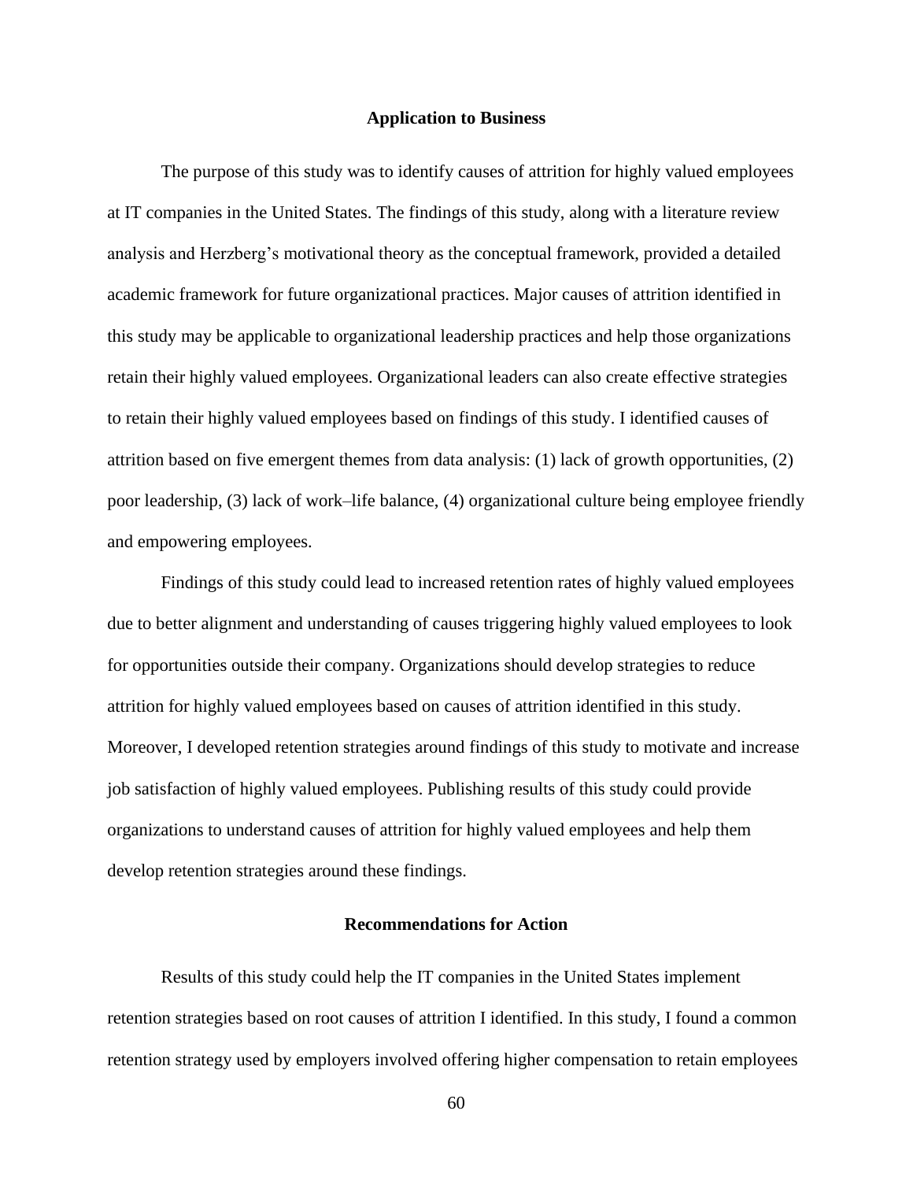## Application to Business

The purpose of this study was to identify causes of attrition for highly valued employees at IT companies in the United States. The findings of this study, along with a literature review analysis and Herzberg's motivational theory as the conceptual framework, provided a detailed academic framework for future organizational practices. Major causes of attrition identified in this study may be applicable to organizational leadership practices and help those organizations retain their highly valued employees. Organizational leaders can also create effective strategies to retain their highly valued employees based on findings of this study. I identified causes of attrition based on five emergent themes from data analysis: (1) lack of growth opportunities, (2) poor leadership, (3) lack of work–life balance, (4) organizational culture being employee friendly and empowering employees.

Findings of this study could lead to increased retention rates of highly valued employees due to better alignment and understanding of causes triggering highly valued employees to look for opportunities outside their company. Organizations should develop strategies to reduce attrition for highly valued employees based on causes of attrition identified in this study. Moreover, I developed retention strategies around findings of this study to motivate and increase job satisfaction of highly valued employees. Publishing results of this study could provide organizations to understand causes of attrition for highly valued employees and help them develop retention strategies around these findings.

## Recommendations for Action

Results of this study could help the IT companies in the United States implement retention strategies based on root causes of attrition I identified. In this study, I found a common retention strategy used by employers involved offering higher compensation to retain employees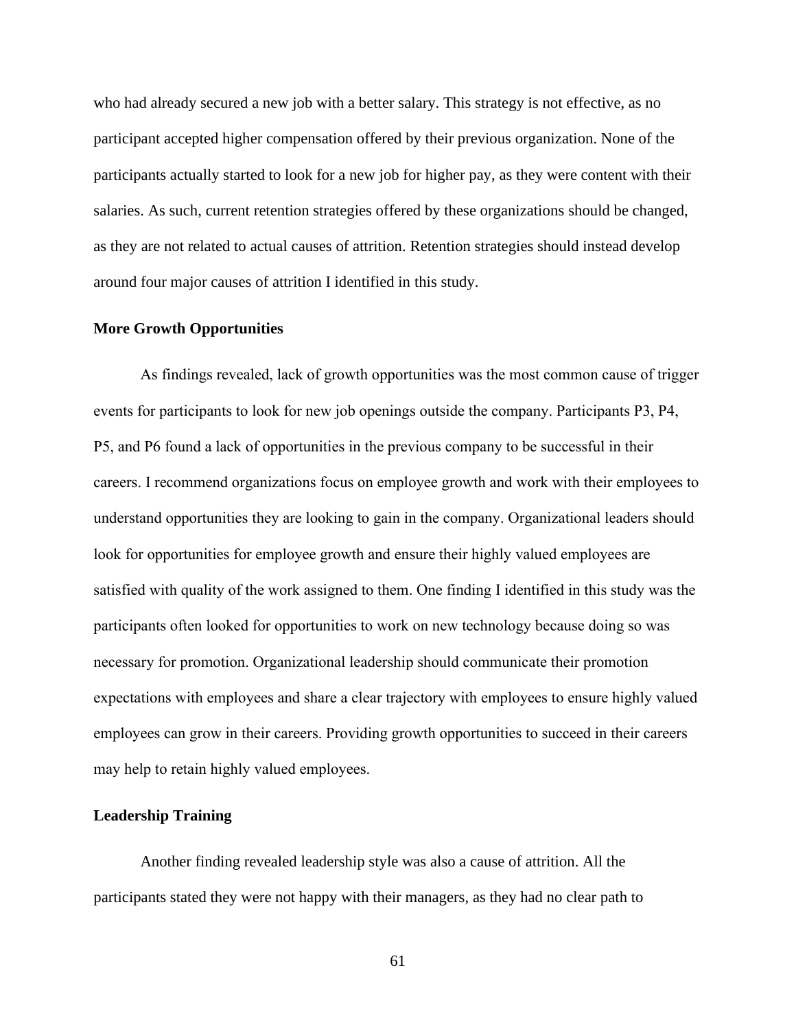who had already secured a new job with a better salary. This strategy is not effective, as no participant accepted higher compensation offered by their previous organization. None of the participants actually started to look for a new job for higher pay, as they were content with their salaries. As such, current retention strategies offered by these organizations should be changed, as they are not related to actual causes of attrition. Retention strategies should instead develop around four major causes of attrition I identified in this study.

**More Growth Opportunities**

As findings revealed, lack of growth opportunities was the most common cause of trigger events for participants to look for new job openings outside the company. Participants P3, P4, P5, and P6 found a lack of opportunities in the previous company to be successful in their careers. I recommend organizations focus on employee growth and work with their employees to understand opportunities they are looking to gain in the company. Organizational leaders should look for opportunities for employee growth and ensure their highly valued employees are satisfied with quality of the work assigned to them. One finding I identified in this study was the participants often looked for opportunities to work on new technology because doing so was necessary for promotion. Organizational leadership should communicate their promotion expectations with employees and share a clear trajectory with employees to ensure highly valued employees can grow in their careers. Providing growth opportunities to succeed in their careers may help to retain highly valued employees.

**Leadership Training**

Another finding revealed leadership style was also a cause of attrition. All the participants stated they were not happy with their managers, as they had no clear path to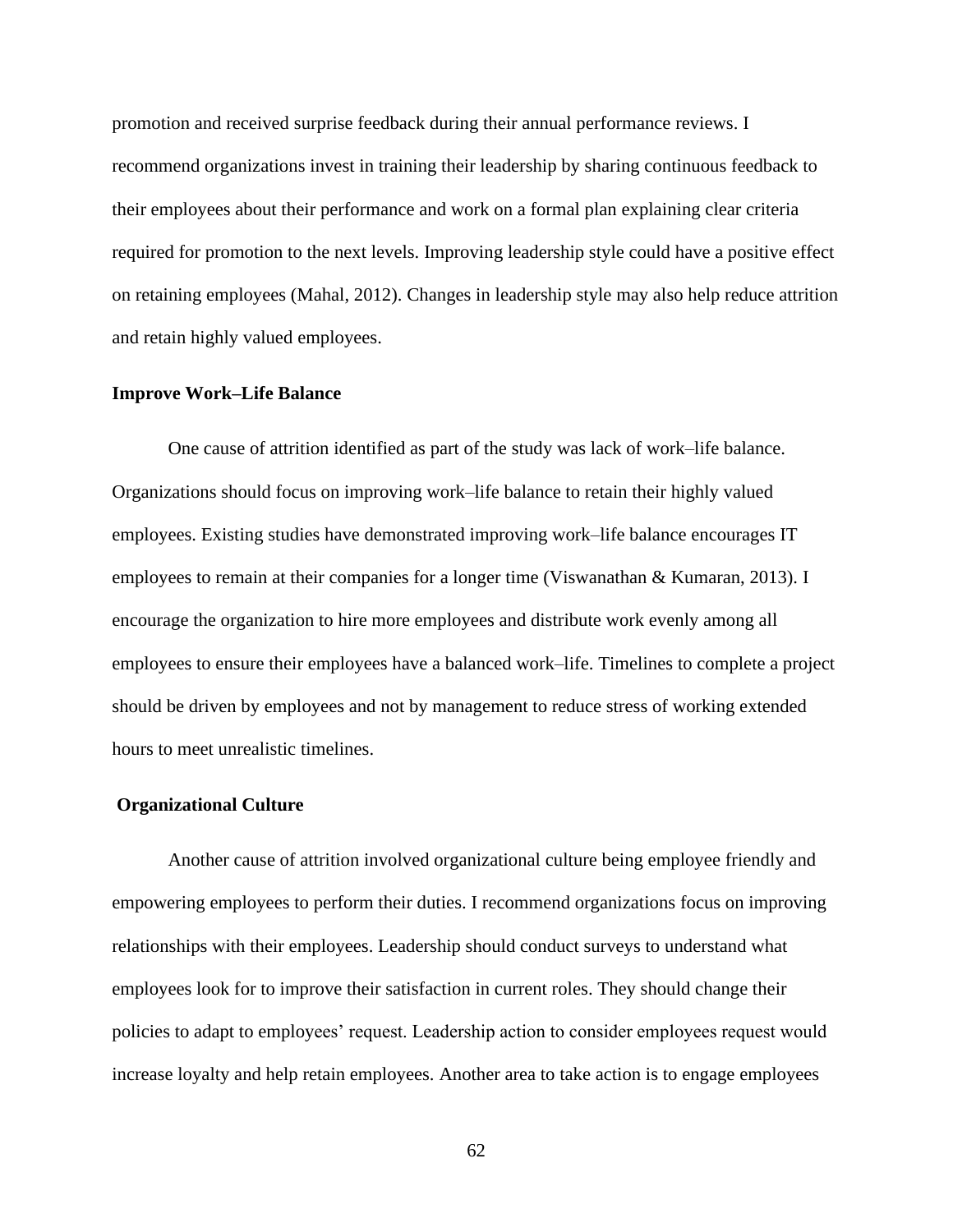promotion and received surprise feedback during their annual performance reviews. I recommend organizations invest in training their leadership by sharing continuous feedback to their employees about their performance and work on a formal plan explaining clear criteria required for promotion to the next levels. Improving leadership style could have a positive effect on retaining employees (Mahal, 2012). Changes in leadership style may also help reduce attrition and retain highly valued employees.

**Improve Work–Life Balance**

One cause of attrition identified as part of the study was lack of work–life balance. Organizations should focus on improving work–life balance to retain their highly valued employees. Existing studies have demonstrated improving work–life balance encourages IT employees to remain at their companies for a longer time (Viswanathan & Kumaran, 2013). I encourage the organization to hire more employees and distribute work evenly among all employees to ensure their employees have a balanced work–life. Timelines to complete a project should be driven by employees and not by management to reduce stress of working extended hours to meet unrealistic timelines.

**Organizational Culture**

Another cause of attrition involved organizational culture being employee friendly and empowering employees to perform their duties. I recommend organizations focus on improving relationships with their employees. Leadership should conduct surveys to understand what employees look for to improve their satisfaction in current roles. They should change their policies to adapt to employees' request. Leadership action to consider employees request would increase loyalty and help retain employees. Another area to take action is to engage employees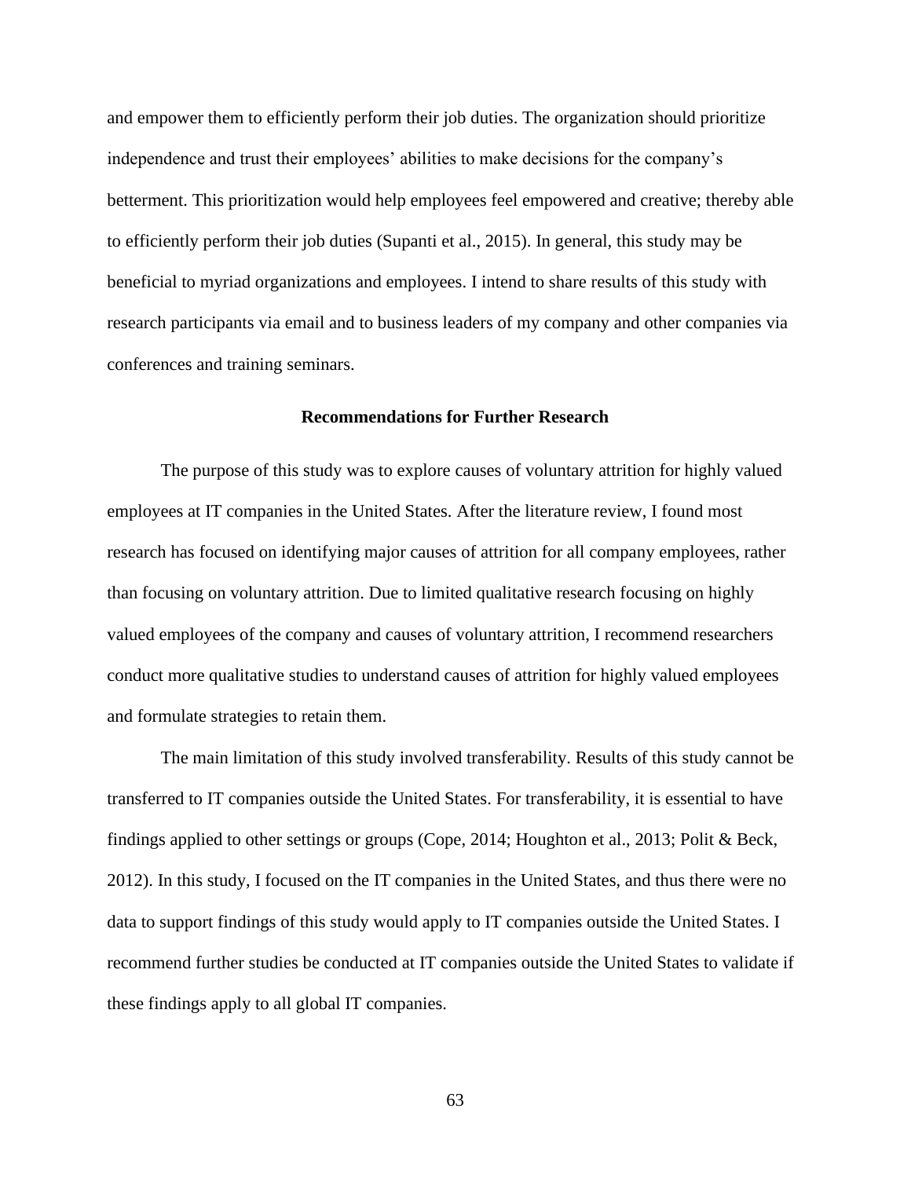and empower them to efficiently perform their job duties. The organization should prioritize independence and trust their employees' abilities to make decisions for the company's betterment. This prioritization would help employees feel empowered and creative; thereby able to efficiently perform their job duties (Supanti et al., 2015). In general, this study may be beneficial to myriad organizations and employees. I intend to share results of this study with research participants via email and to business leaders of my company and other companies via conferences and training seminars.

## Recommendations for Further Research

The purpose of this study was to explore causes of voluntary attrition for highly valued employees at IT companies in the United States. After the literature review, I found most research has focused on identifying major causes of attrition for all company employees, rather than focusing on voluntary attrition. Due to limited qualitative research focusing on highly valued employees of the company and causes of voluntary attrition, I recommend researchers conduct more qualitative studies to understand causes of attrition for highly valued employees and formulate strategies to retain them.

The main limitation of this study involved transferability. Results of this study cannot be transferred to IT companies outside the United States. For transferability, it is essential to have findings applied to other settings or groups (Cope, 2014; Houghton et al., 2013; Polit & Beck, 2012). In this study, I focused on the IT companies in the United States, and thus there were no data to support findings of this study would apply to IT companies outside the United States. I recommend further studies be conducted at IT companies outside the United States to validate if these findings apply to all global IT companies.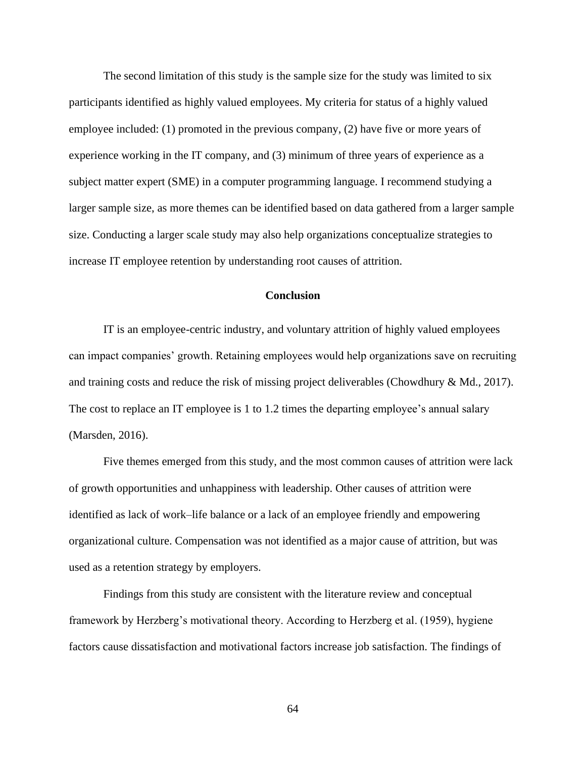The second limitation of this study is the sample size for the study was limited to six participants identified as highly valued employees. My criteria for status of a highly valued employee included: (1) promoted in the previous company, (2) have five or more years of experience working in the IT company, and (3) minimum of three years of experience as a subject matter expert (SME) in a computer programming language. I recommend studying a larger sample size, as more themes can be identified based on data gathered from a larger sample size. Conducting a larger scale study may also help organizations conceptualize strategies to increase IT employee retention by understanding root causes of attrition.

## Conclusion

IT is an employee-centric industry, and voluntary attrition of highly valued employees can impact companies' growth. Retaining employees would help organizations save on recruiting and training costs and reduce the risk of missing project deliverables (Chowdhury & Md., 2017). The cost to replace an IT employee is 1 to 1.2 times the departing employee's annual salary (Marsden, 2016).

Five themes emerged from this study, and the most common causes of attrition were lack of growth opportunities and unhappiness with leadership. Other causes of attrition were identified as lack of work–life balance or a lack of an employee friendly and empowering organizational culture. Compensation was not identified as a major cause of attrition, but was used as a retention strategy by employers.

Findings from this study are consistent with the literature review and conceptual framework by Herzberg's motivational theory. According to Herzberg et al. (1959), hygiene factors cause dissatisfaction and motivational factors increase job satisfaction. The findings of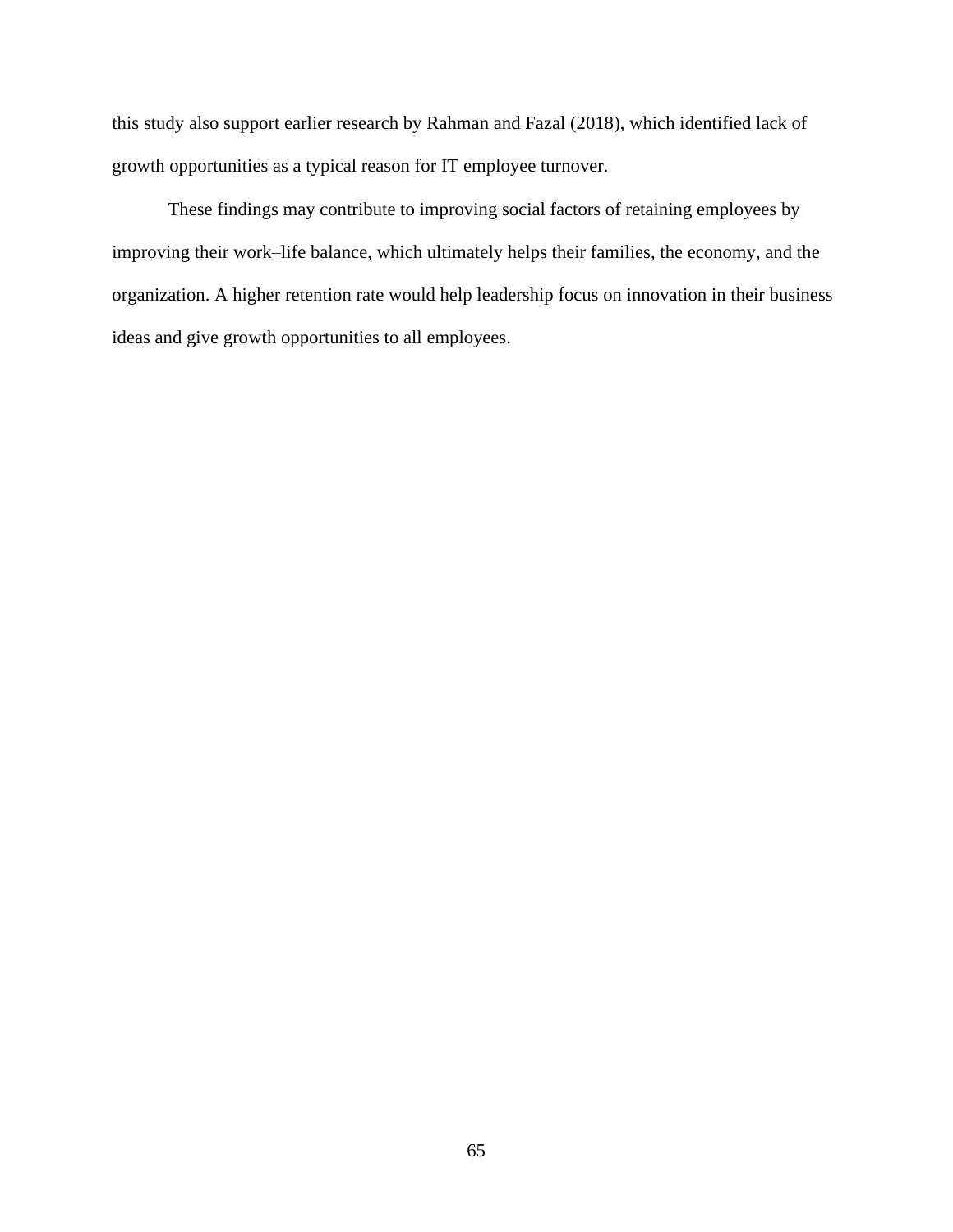this study also support earlier research by Rahman and Fazal (2018), which identified lack of growth opportunities as a typical reason for IT employee turnover.

These findings may contribute to improving social factors of retaining employees by improving their work–life balance, which ultimately helps their families, the economy, and the organization. A higher retention rate would help leadership focus on innovation in their business ideas and give growth opportunities to all employees.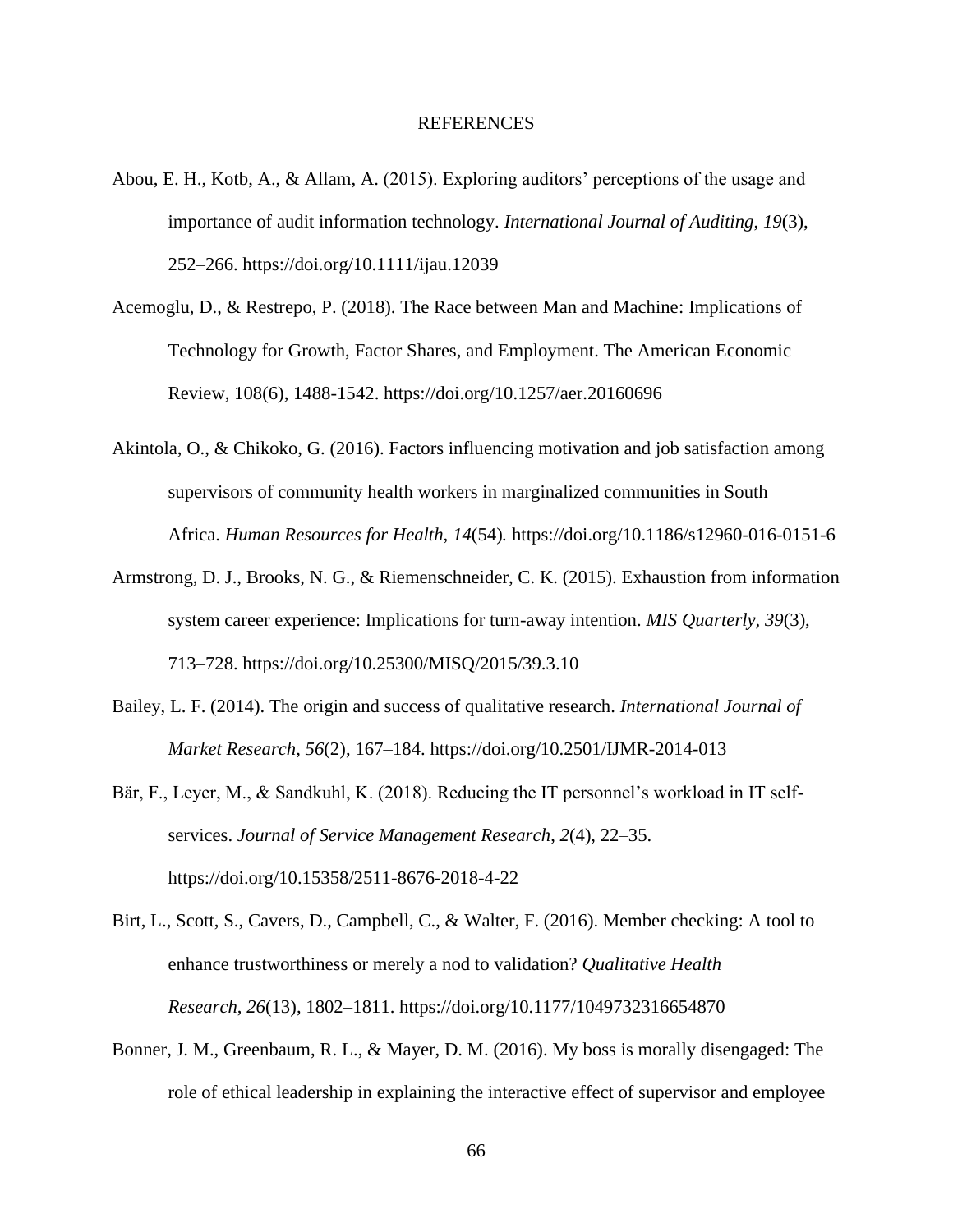# REFERENCES

Abou, E. H., Kotb, A., & Allam, A. (2015). Exploring auditors' perceptions of the usage and importance of audit information technology. *International Journal of Auditing*, *19*(3), 252–266. https://doi.org/10.1111/ijau.12039

Acemoglu, D., & Restrepo, P. (2018). The Race between Man and Machine: Implications of Technology for Growth, Factor Shares, and Employment. The American Economic Review, 108(6), 1488-1542. https://doi.org/10.1257/aer.20160696

Akintola, O., & Chikoko, G. (2016). Factors influencing motivation and job satisfaction among supervisors of community health workers in marginalized communities in South Africa. *Human Resources for Health, 14*(54)*.* https://doi.org/10.1186/s12960-016-0151-6

Armstrong, D. J., Brooks, N. G., & Riemenschneider, C. K. (2015). Exhaustion from information system career experience: Implications for turn-away intention. *MIS Quarterly, 39*(3), 713–728. https://doi.org/10.25300/MISQ/2015/39.3.10

Bailey, L. F. (2014). The origin and success of qualitative research. *International Journal of Market Research*, *56*(2), 167–184. https://doi.org/10.2501/IJMR-2014-013

Bär, F., Leyer, M., & Sandkuhl, K. (2018). Reducing the IT personnel's workload in IT self-services. *Journal of Service Management Research*, *2*(4), 22–35. https://doi.org/10.15358/2511-8676-2018-4-22

Birt, L., Scott, S., Cavers, D., Campbell, C., & Walter, F. (2016). Member checking: A tool to enhance trustworthiness or merely a nod to validation? *Qualitative Health Research*, *26*(13), 1802–1811. https://doi.org/10.1177/1049732316654870

Bonner, J. M., Greenbaum, R. L., & Mayer, D. M. (2016). My boss is morally disengaged: The role of ethical leadership in explaining the interactive effect of supervisor and employee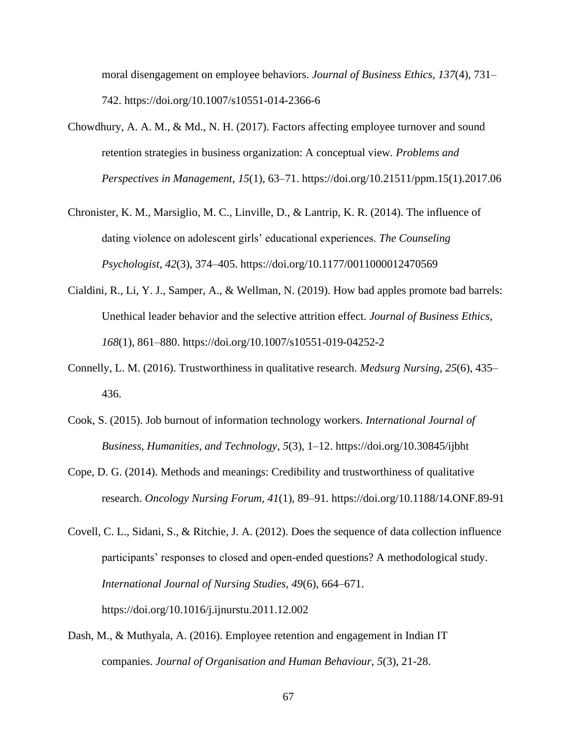moral disengagement on employee behaviors. *Journal of Business Ethics, 137*(4), 731–742. https://doi.org/10.1007/s10551-014-2366-6

Chowdhury, A. A. M., & Md., N. H. (2017). Factors affecting employee turnover and sound retention strategies in business organization: A conceptual view. *Problems and Perspectives in Management*, *15*(1), 63–71. https://doi.org/10.21511/ppm.15(1).2017.06

Chronister, K. M., Marsiglio, M. C., Linville, D., & Lantrip, K. R. (2014). The influence of dating violence on adolescent girls' educational experiences. *The Counseling Psychologist*, *42*(3), 374–405. https://doi.org/10.1177/0011000012470569

Cialdini, R., Li, Y. J., Samper, A., & Wellman, N. (2019). How bad apples promote bad barrels: Unethical leader behavior and the selective attrition effect. *Journal of Business Ethics, 168*(1), 861–880. https://doi.org/10.1007/s10551-019-04252-2

Connelly, L. M. (2016). Trustworthiness in qualitative research. *Medsurg Nursing, 25*(6), 435–436.

Cook, S. (2015). Job burnout of information technology workers. *International Journal of Business, Humanities, and Technology*, *5*(3), 1–12. https://doi.org/10.30845/ijbht

Cope, D. G. (2014). Methods and meanings: Credibility and trustworthiness of qualitative research. *Oncology Nursing Forum, 41*(1), 89–91. https://doi.org/10.1188/14.ONF.89-91

Covell, C. L., Sidani, S., & Ritchie, J. A. (2012). Does the sequence of data collection influence participants' responses to closed and open-ended questions? A methodological study. *International Journal of Nursing Studies, 49*(6), 664–671. https://doi.org/10.1016/j.ijnurstu.2011.12.002

Dash, M., & Muthyala, A. (2016). Employee retention and engagement in Indian IT companies. *Journal of Organisation and Human Behaviour, 5*(3), 21-28.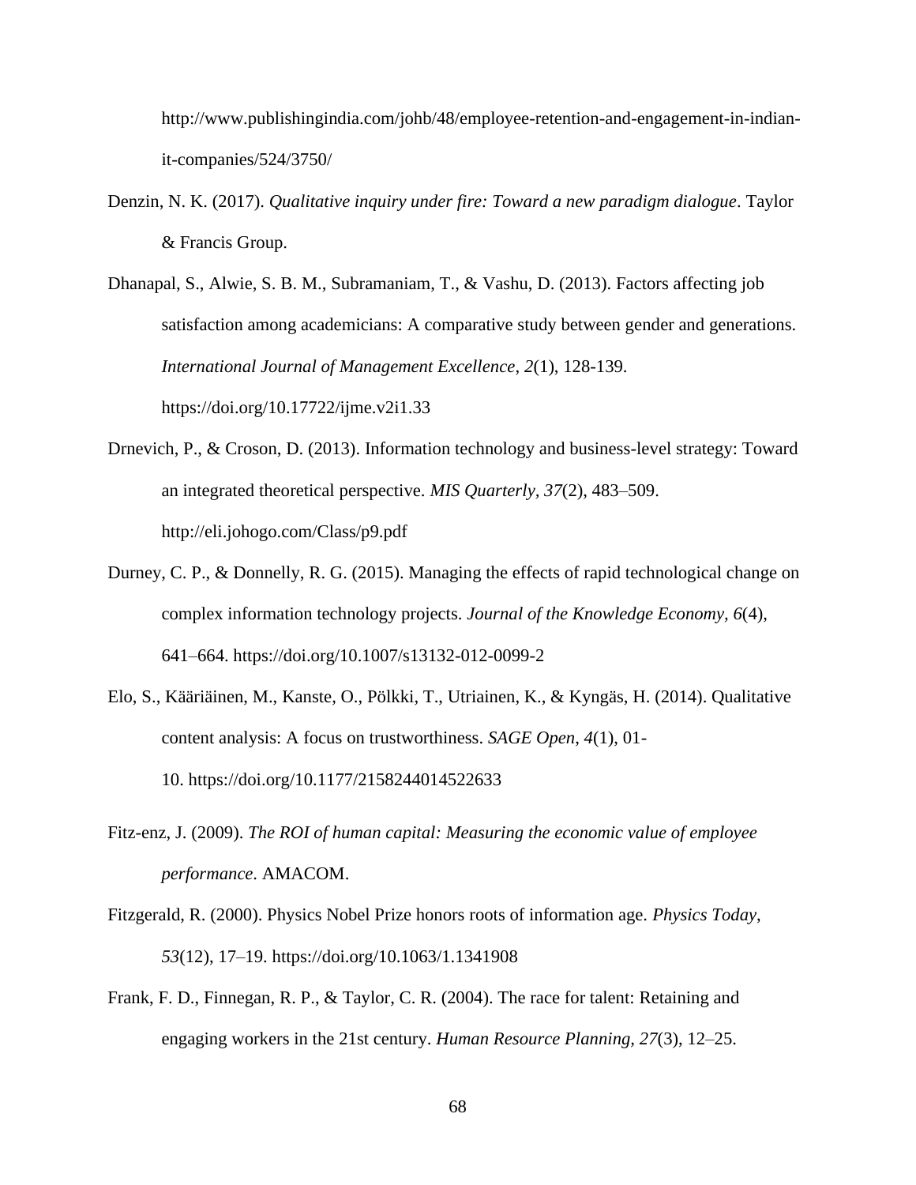http://www.publishingindia.com/johb/48/employee-retention-and-engagement-in-indian-it-companies/524/3750/

Denzin, N. K. (2017). *Qualitative inquiry under fire: Toward a new paradigm dialogue*. Taylor & Francis Group.

Dhanapal, S., Alwie, S. B. M., Subramaniam, T., & Vashu, D. (2013). Factors affecting job satisfaction among academicians: A comparative study between gender and generations. *International Journal of Management Excellence*, *2*(1), 128-139. https://doi.org/10.17722/ijme.v2i1.33

Drnevich, P., & Croson, D. (2013). Information technology and business-level strategy: Toward an integrated theoretical perspective. *MIS Quarterly, 37*(2), 483–509. http://eli.johogo.com/Class/p9.pdf

Durney, C. P., & Donnelly, R. G. (2015). Managing the effects of rapid technological change on complex information technology projects. *Journal of the Knowledge Economy, 6*(4), 641–664. https://doi.org/10.1007/s13132-012-0099-2

Elo, S., Kääriäinen, M., Kanste, O., Pölkki, T., Utriainen, K., & Kyngäs, H. (2014). Qualitative content analysis: A focus on trustworthiness. *SAGE Open*, *4*(1), 01-10. https://doi.org/10.1177/2158244014522633

Fitz-enz, J. (2009). *The ROI of human capital: Measuring the economic value of employee performance*. AMACOM.

Fitzgerald, R. (2000). Physics Nobel Prize honors roots of information age. *Physics Today*, *53*(12), 17–19. https://doi.org/10.1063/1.1341908

Frank, F. D., Finnegan, R. P., & Taylor, C. R. (2004). The race for talent: Retaining and engaging workers in the 21st century. *Human Resource Planning, 27*(3), 12–25.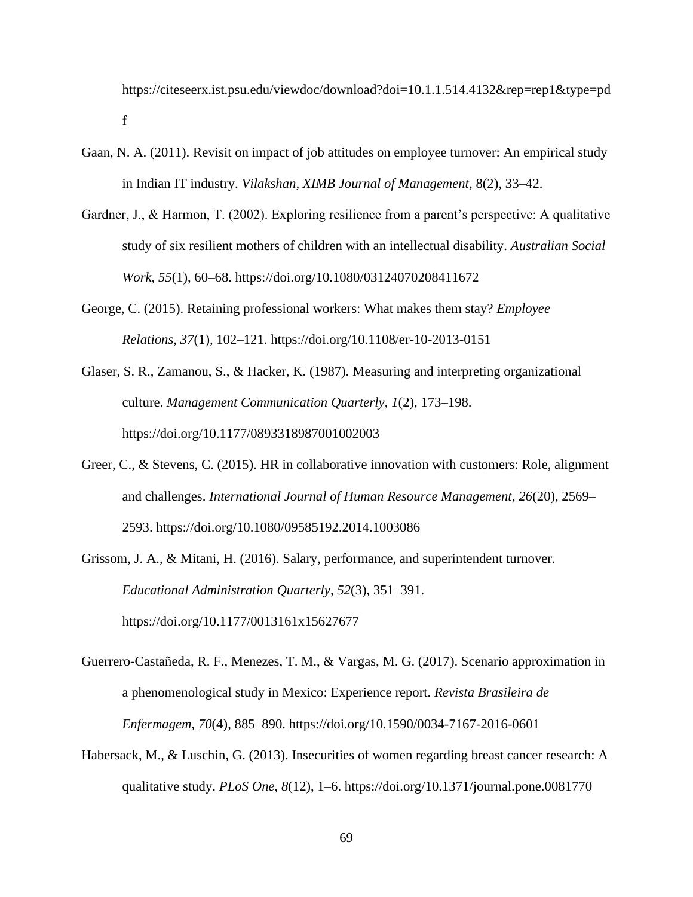https://citeseerx.ist.psu.edu/viewdoc/download?doi=10.1.1.514.4132&rep=rep1&type=pdf

Gaan, N. A. (2011). Revisit on impact of job attitudes on employee turnover: An empirical study in Indian IT industry. *Vilakshan, XIMB Journal of Management*, 8(2), 33–42.

Gardner, J., & Harmon, T. (2002). Exploring resilience from a parent's perspective: A qualitative study of six resilient mothers of children with an intellectual disability. *Australian Social Work*, *55*(1), 60–68. https://doi.org/10.1080/03124070208411672

George, C. (2015). Retaining professional workers: What makes them stay? *Employee Relations*, *37*(1), 102–121. https://doi.org/10.1108/er-10-2013-0151

Glaser, S. R., Zamanou, S., & Hacker, K. (1987). Measuring and interpreting organizational culture. *Management Communication Quarterly*, *1*(2), 173–198. https://doi.org/10.1177/0893318987001002003

Greer, C., & Stevens, C. (2015). HR in collaborative innovation with customers: Role, alignment and challenges. *International Journal of Human Resource Management*, *26*(20), 2569–2593. https://doi.org/10.1080/09585192.2014.1003086

Grissom, J. A., & Mitani, H. (2016). Salary, performance, and superintendent turnover. *Educational Administration Quarterly*, *52*(3), 351–391. https://doi.org/10.1177/0013161x15627677

Guerrero-Castañeda, R. F., Menezes, T. M., & Vargas, M. G. (2017). Scenario approximation in a phenomenological study in Mexico: Experience report. *Revista Brasileira de Enfermagem*, *70*(4), 885–890. https://doi.org/10.1590/0034-7167-2016-0601

Habersack, M., & Luschin, G. (2013). Insecurities of women regarding breast cancer research: A qualitative study. *PLoS One*, *8*(12), 1–6. https://doi.org/10.1371/journal.pone.0081770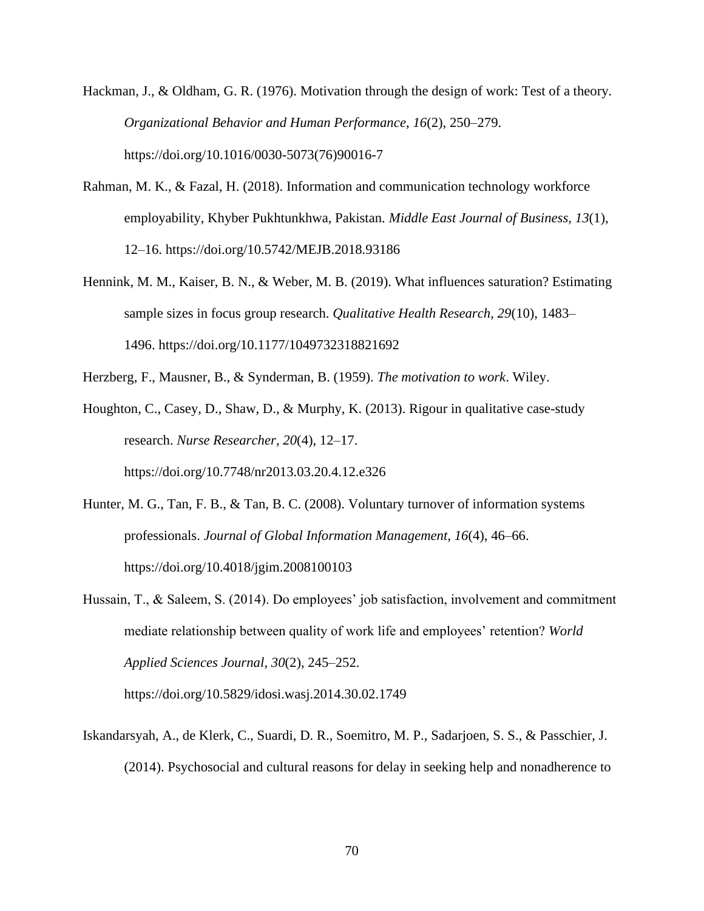Hackman, J., & Oldham, G. R. (1976). Motivation through the design of work: Test of a theory. *Organizational Behavior and Human Performance*, *16*(2), 250–279. https://doi.org/10.1016/0030-5073(76)90016-7

Rahman, M. K., & Fazal, H. (2018). Information and communication technology workforce employability, Khyber Pukhtunkhwa, Pakistan. *Middle East Journal of Business*, *13*(1), 12–16. https://doi.org/10.5742/MEJB.2018.93186

Hennink, M. M., Kaiser, B. N., & Weber, M. B. (2019). What influences saturation? Estimating sample sizes in focus group research. *Qualitative Health Research*, *29*(10), 1483–1496. https://doi.org/10.1177/1049732318821692

Herzberg, F., Mausner, B., & Synderman, B. (1959). *The motivation to work*. Wiley.

Houghton, C., Casey, D., Shaw, D., & Murphy, K. (2013). Rigour in qualitative case-study research. *Nurse Researcher*, *20*(4), 12–17. https://doi.org/10.7748/nr2013.03.20.4.12.e326

Hunter, M. G., Tan, F. B., & Tan, B. C. (2008). Voluntary turnover of information systems professionals. *Journal of Global Information Management, 16*(4), 46–66. https://doi.org/10.4018/jgim.2008100103

Hussain, T., & Saleem, S. (2014). Do employees' job satisfaction, involvement and commitment mediate relationship between quality of work life and employees' retention? *World Applied Sciences Journal*, *30*(2), 245–252. https://doi.org/10.5829/idosi.wasj.2014.30.02.1749

Iskandarsyah, A., de Klerk, C., Suardi, D. R., Soemitro, M. P., Sadarjoen, S. S., & Passchier, J. (2014). Psychosocial and cultural reasons for delay in seeking help and nonadherence to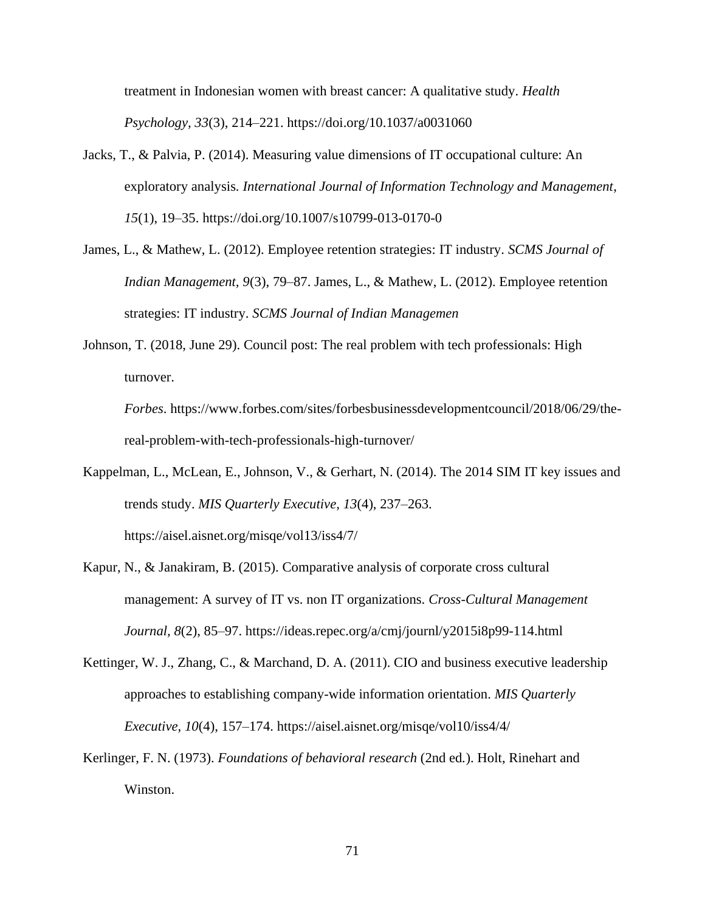treatment in Indonesian women with breast cancer: A qualitative study. *Health Psychology, 33*(3), 214–221. https://doi.org/10.1037/a0031060

Jacks, T., & Palvia, P. (2014). Measuring value dimensions of IT occupational culture: An exploratory analysis. *International Journal of Information Technology and Management*, *15*(1), 19–35. https://doi.org/10.1007/s10799-013-0170-0

James, L., & Mathew, L. (2012). Employee retention strategies: IT industry. *SCMS Journal of Indian Management, 9*(3), 79–87. James, L., & Mathew, L. (2012). Employee retention strategies: IT industry. *SCMS Journal of Indian Managemen*

Johnson, T. (2018, June 29). Council post: The real problem with tech professionals: High turnover. *Forbes*. https://www.forbes.com/sites/forbesbusinessdevelopmentcouncil/2018/06/29/the-real-problem-with-tech-professionals-high-turnover/

Kappelman, L., McLean, E., Johnson, V., & Gerhart, N. (2014). The 2014 SIM IT key issues and trends study. *MIS Quarterly Executive, 13*(4), 237–263. https://aisel.aisnet.org/misqe/vol13/iss4/7/

Kapur, N., & Janakiram, B. (2015). Comparative analysis of corporate cross cultural management: A survey of IT vs. non IT organizations. *Cross-Cultural Management Journal, 8*(2), 85–97. https://ideas.repec.org/a/cmj/journl/y2015i8p99-114.html

Kettinger, W. J., Zhang, C., & Marchand, D. A. (2011). CIO and business executive leadership approaches to establishing company-wide information orientation. *MIS Quarterly Executive, 10*(4), 157–174. https://aisel.aisnet.org/misqe/vol10/iss4/4/

Kerlinger, F. N. (1973). *Foundations of behavioral research* (2nd ed.). Holt, Rinehart and Winston.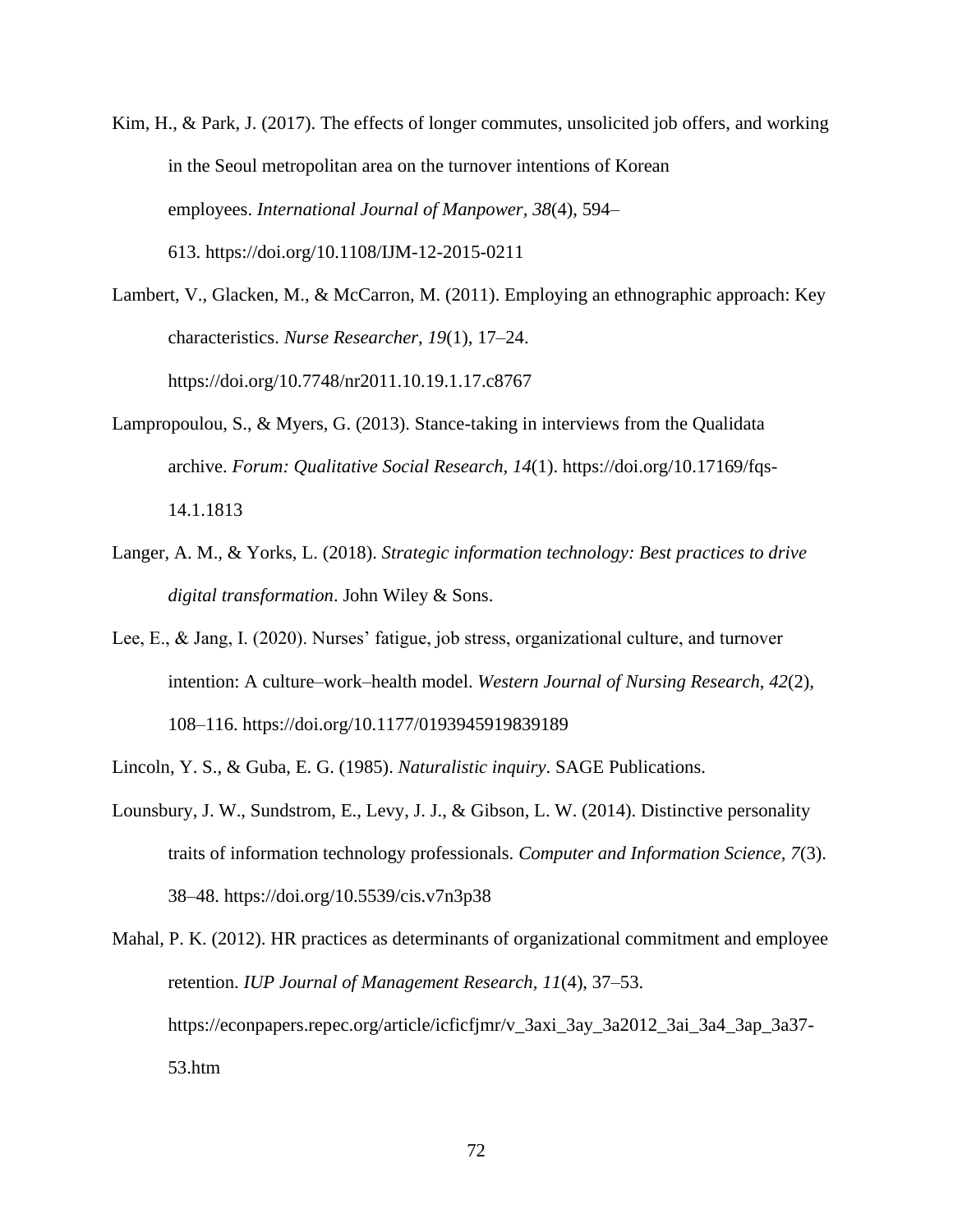Kim, H., & Park, J. (2017). The effects of longer commutes, unsolicited job offers, and working in the Seoul metropolitan area on the turnover intentions of Korean employees. *International Journal of Manpower*, *38*(4), 594–613. https://doi.org/10.1108/IJM-12-2015-0211

Lambert, V., Glacken, M., & McCarron, M. (2011). Employing an ethnographic approach: Key characteristics. *Nurse Researcher*, *19*(1), 17–24. https://doi.org/10.7748/nr2011.10.19.1.17.c8767

Lampropoulou, S., & Myers, G. (2013). Stance-taking in interviews from the Qualidata archive. *Forum: Qualitative Social Research*, *14*(1). https://doi.org/10.17169/fqs-14.1.1813

Langer, A. M., & Yorks, L. (2018). *Strategic information technology: Best practices to drive digital transformation*. John Wiley & Sons.

Lee, E., & Jang, I. (2020). Nurses' fatigue, job stress, organizational culture, and turnover intention: A culture–work–health model. *Western Journal of Nursing Research*, *42*(2), 108–116. https://doi.org/10.1177/0193945919839189

Lincoln, Y. S., & Guba, E. G. (1985). *Naturalistic inquiry*. SAGE Publications.

Lounsbury, J. W., Sundstrom, E., Levy, J. J., & Gibson, L. W. (2014). Distinctive personality traits of information technology professionals. *Computer and Information Science*, *7*(3). 38–48. https://doi.org/10.5539/cis.v7n3p38

Mahal, P. K. (2012). HR practices as determinants of organizational commitment and employee retention. *IUP Journal of Management Research, 11*(4), 37–53. https://econpapers.repec.org/article/icficfjmr/v_3axi_3ay_3a2012_3ai_3a4_3ap_3a37-53.htm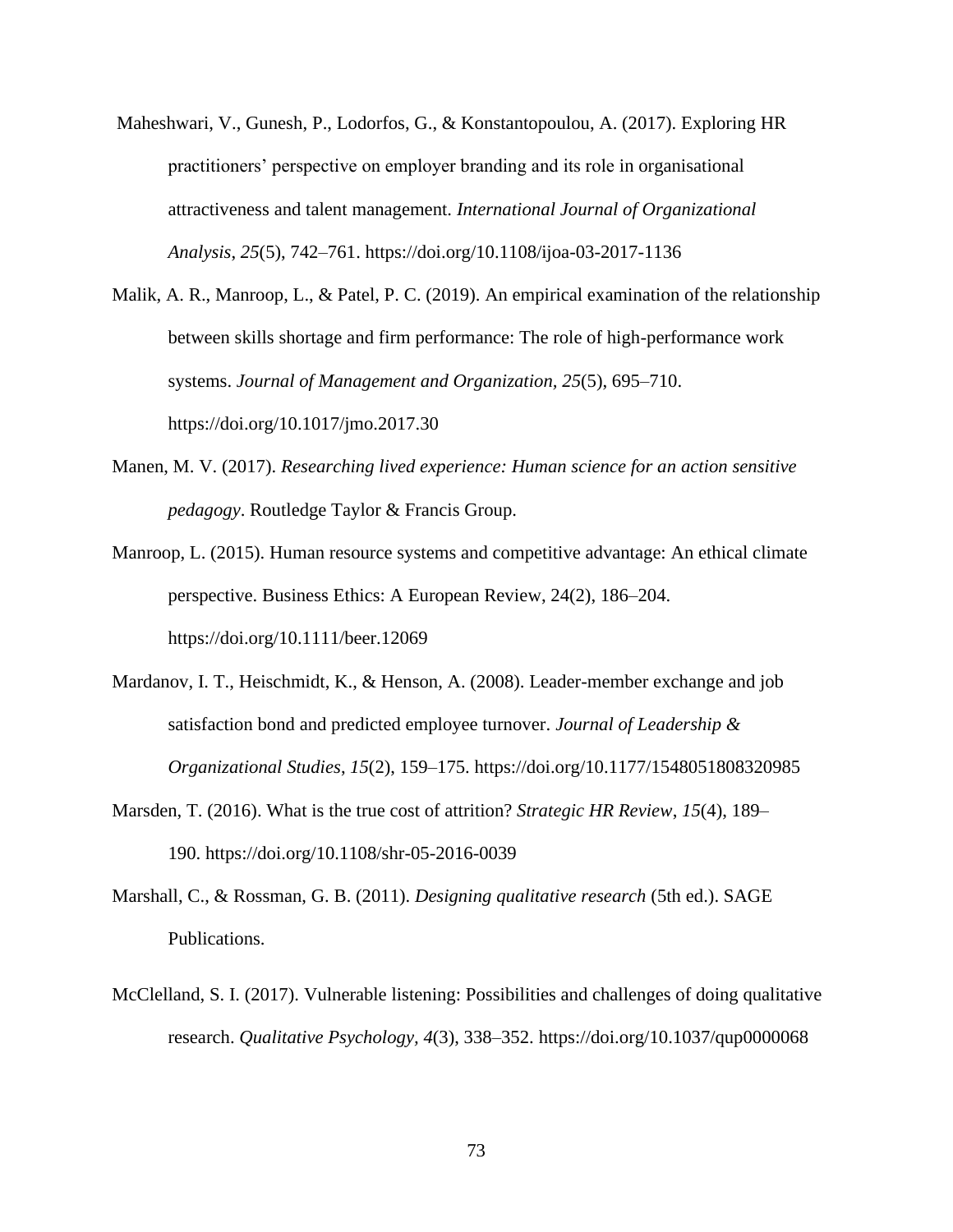Maheshwari, V., Gunesh, P., Lodorfos, G., & Konstantopoulou, A. (2017). Exploring HR practitioners' perspective on employer branding and its role in organisational attractiveness and talent management. *International Journal of Organizational Analysis*, *25*(5), 742–761. https://doi.org/10.1108/ijoa-03-2017-1136

Malik, A. R., Manroop, L., & Patel, P. C. (2019). An empirical examination of the relationship between skills shortage and firm performance: The role of high-performance work systems. *Journal of Management and Organization*, *25*(5), 695–710. https://doi.org/10.1017/jmo.2017.30

Manen, M. V. (2017). *Researching lived experience: Human science for an action sensitive pedagogy*. Routledge Taylor & Francis Group.

Manroop, L. (2015). Human resource systems and competitive advantage: An ethical climate perspective. Business Ethics: A European Review, 24(2), 186–204. https://doi.org/10.1111/beer.12069

Mardanov, I. T., Heischmidt, K., & Henson, A. (2008). Leader-member exchange and job satisfaction bond and predicted employee turnover. *Journal of Leadership & Organizational Studies*, *15*(2), 159–175. https://doi.org/10.1177/1548051808320985

Marsden, T. (2016). What is the true cost of attrition? *Strategic HR Review*, *15*(4), 189–190. https://doi.org/10.1108/shr-05-2016-0039

Marshall, C., & Rossman, G. B. (2011). *Designing qualitative research* (5th ed.). SAGE Publications.

McClelland, S. I. (2017). Vulnerable listening: Possibilities and challenges of doing qualitative research. *Qualitative Psychology*, *4*(3), 338–352. https://doi.org/10.1037/qup0000068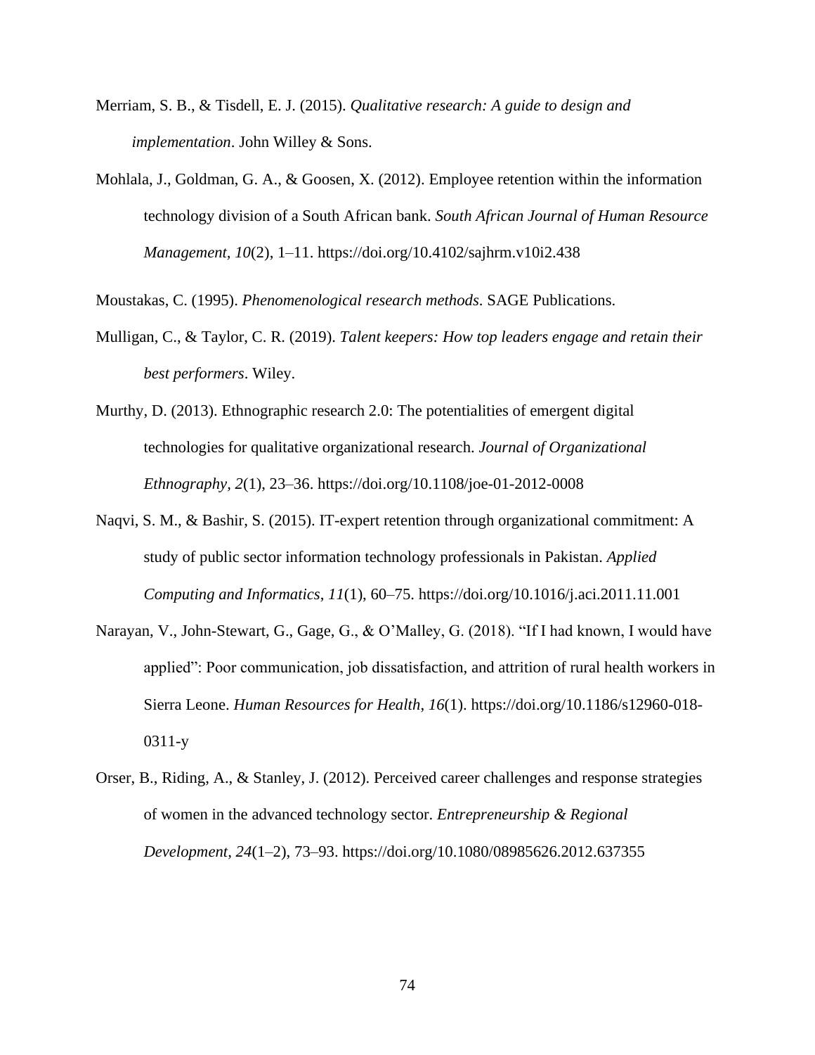Merriam, S. B., & Tisdell, E. J. (2015). *Qualitative research: A guide to design and implementation*. John Willey & Sons.

Mohlala, J., Goldman, G. A., & Goosen, X. (2012). Employee retention within the information technology division of a South African bank. *South African Journal of Human Resource Management, 10*(2), 1–11. https://doi.org/10.4102/sajhrm.v10i2.438

Moustakas, C. (1995). *Phenomenological research methods*. SAGE Publications.

Mulligan, C., & Taylor, C. R. (2019). *Talent keepers: How top leaders engage and retain their best performers*. Wiley.

Murthy, D. (2013). Ethnographic research 2.0: The potentialities of emergent digital technologies for qualitative organizational research. *Journal of Organizational Ethnography, 2*(1), 23–36. https://doi.org/10.1108/joe-01-2012-0008

Naqvi, S. M., & Bashir, S. (2015). IT-expert retention through organizational commitment: A study of public sector information technology professionals in Pakistan. *Applied Computing and Informatics*, *11*(1), 60–75. https://doi.org/10.1016/j.aci.2011.11.001

Narayan, V., John-Stewart, G., Gage, G., & O'Malley, G. (2018). "If I had known, I would have applied": Poor communication, job dissatisfaction, and attrition of rural health workers in Sierra Leone. *Human Resources for Health*, *16*(1). https://doi.org/10.1186/s12960-018-0311-y

Orser, B., Riding, A., & Stanley, J. (2012). Perceived career challenges and response strategies of women in the advanced technology sector. *Entrepreneurship & Regional Development*, *24*(1–2), 73–93. https://doi.org/10.1080/08985626.2012.637355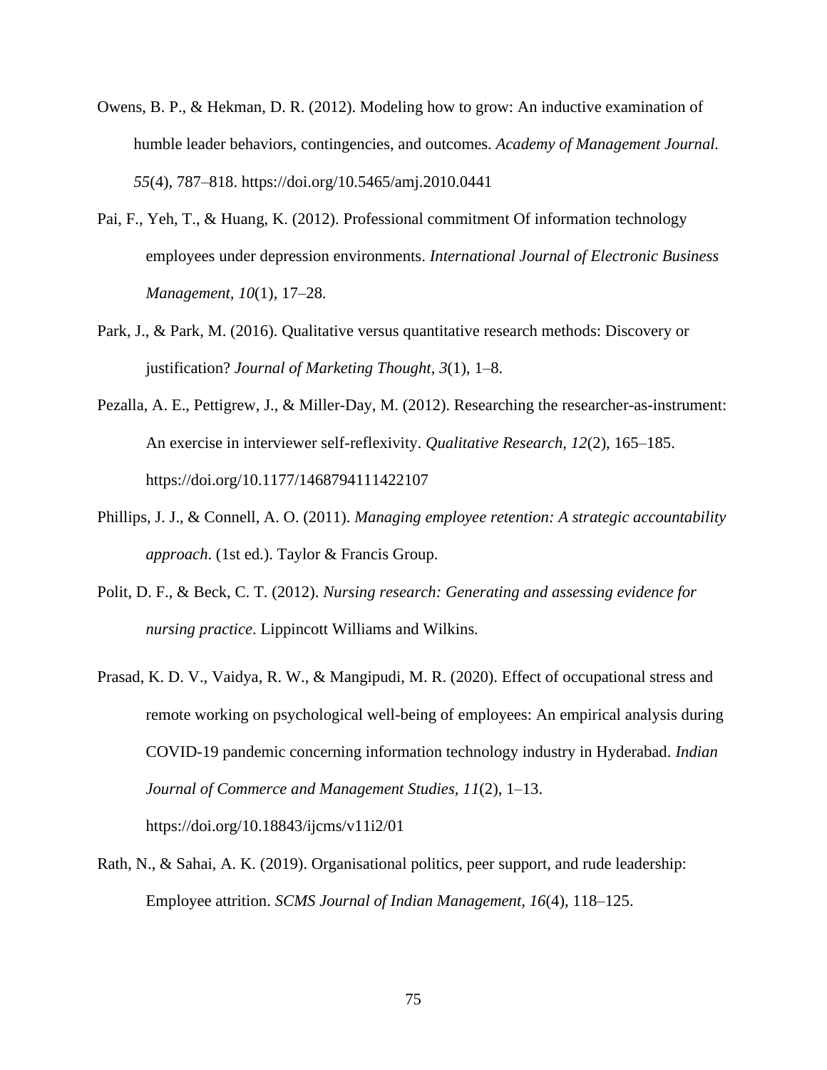Owens, B. P., & Hekman, D. R. (2012). Modeling how to grow: An inductive examination of humble leader behaviors, contingencies, and outcomes. *Academy of Management Journal. 55*(4), 787–818. https://doi.org/10.5465/amj.2010.0441

Pai, F., Yeh, T., & Huang, K. (2012). Professional commitment Of information technology employees under depression environments. *International Journal of Electronic Business Management, 10*(1), 17–28.

Park, J., & Park, M. (2016). Qualitative versus quantitative research methods: Discovery or justification? *Journal of Marketing Thought*, *3*(1), 1–8.

Pezalla, A. E., Pettigrew, J., & Miller-Day, M. (2012). Researching the researcher-as-instrument: An exercise in interviewer self-reflexivity. *Qualitative Research*, *12*(2), 165–185. https://doi.org/10.1177/1468794111422107

Phillips, J. J., & Connell, A. O. (2011). *Managing employee retention: A strategic accountability approach*. (1st ed.). Taylor & Francis Group.

Polit, D. F., & Beck, C. T. (2012). *Nursing research: Generating and assessing evidence for nursing practice*. Lippincott Williams and Wilkins.

Prasad, K. D. V., Vaidya, R. W., & Mangipudi, M. R. (2020). Effect of occupational stress and remote working on psychological well-being of employees: An empirical analysis during COVID-19 pandemic concerning information technology industry in Hyderabad. *Indian Journal of Commerce and Management Studies, 11*(2), 1–13. https://doi.org/10.18843/ijcms/v11i2/01

Rath, N., & Sahai, A. K. (2019). Organisational politics, peer support, and rude leadership: Employee attrition. *SCMS Journal of Indian Management, 16*(4), 118–125.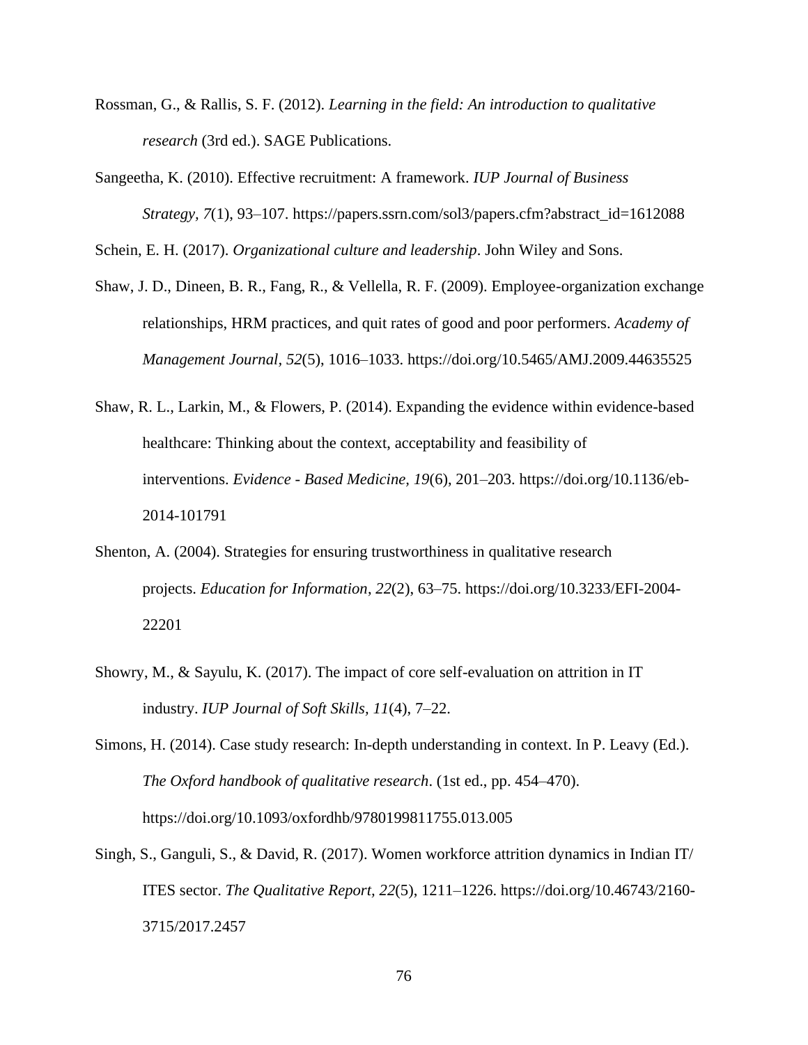Rossman, G., & Rallis, S. F. (2012). *Learning in the field: An introduction to qualitative research* (3rd ed.). SAGE Publications.

Sangeetha, K. (2010). Effective recruitment: A framework. *IUP Journal of Business Strategy, 7*(1), 93–107. https://papers.ssrn.com/sol3/papers.cfm?abstract_id=1612088

Schein, E. H. (2017). *Organizational culture and leadership*. John Wiley and Sons.

Shaw, J. D., Dineen, B. R., Fang, R., & Vellella, R. F. (2009). Employee-organization exchange relationships, HRM practices, and quit rates of good and poor performers. *Academy of Management Journal, 52*(5), 1016–1033. https://doi.org/10.5465/AMJ.2009.44635525

Shaw, R. L., Larkin, M., & Flowers, P. (2014). Expanding the evidence within evidence-based healthcare: Thinking about the context, acceptability and feasibility of interventions. *Evidence - Based Medicine, 19*(6), 201–203. https://doi.org/10.1136/eb-2014-101791

Shenton, A. (2004). Strategies for ensuring trustworthiness in qualitative research projects. *Education for Information*, *22*(2), 63–75. https://doi.org/10.3233/EFI-2004-22201

Showry, M., & Sayulu, K. (2017). The impact of core self-evaluation on attrition in IT industry. *IUP Journal of Soft Skills, 11*(4), 7–22.

Simons, H. (2014). Case study research: In-depth understanding in context. In P. Leavy (Ed.). *The Oxford handbook of qualitative research*. (1st ed., pp. 454–470). https://doi.org/10.1093/oxfordhb/9780199811755.013.005

Singh, S., Ganguli, S., & David, R. (2017). Women workforce attrition dynamics in Indian IT/ ITES sector. *The Qualitative Report, 22*(5), 1211–1226. https://doi.org/10.46743/2160-3715/2017.2457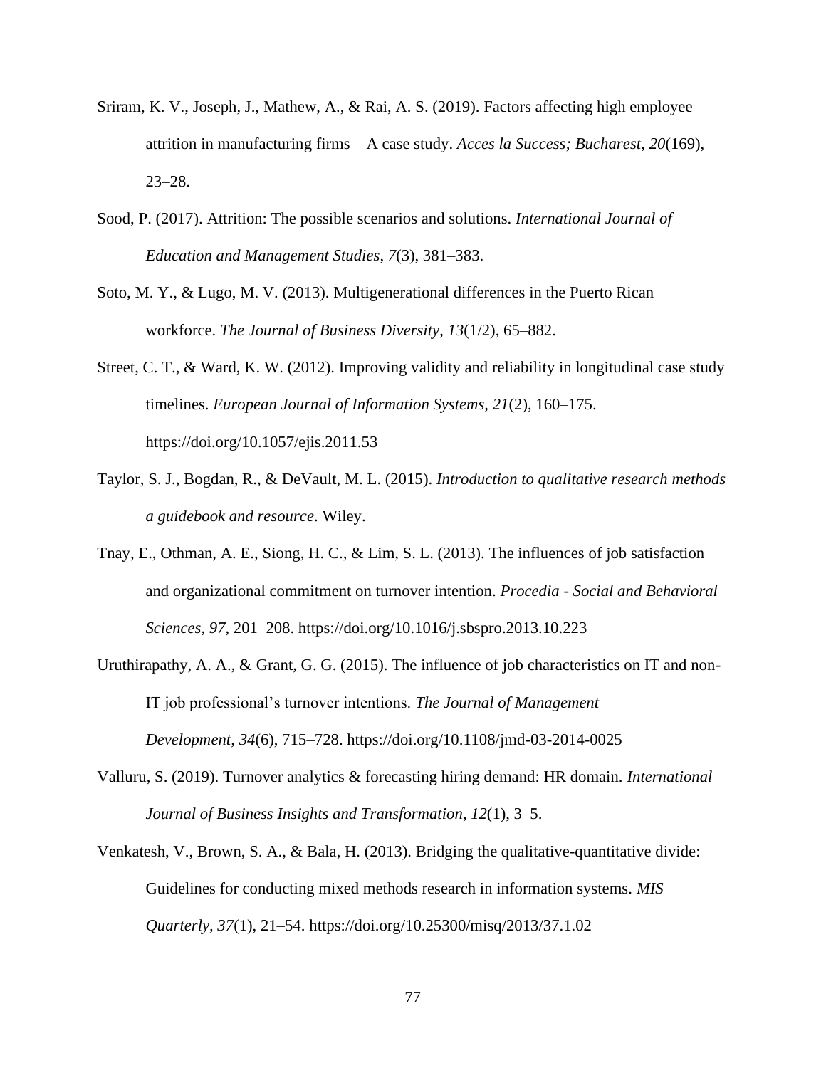Sriram, K. V., Joseph, J., Mathew, A., & Rai, A. S. (2019). Factors affecting high employee attrition in manufacturing firms – A case study. *Acces la Success; Bucharest*, *20*(169), 23–28.

Sood, P. (2017). Attrition: The possible scenarios and solutions. *International Journal of Education and Management Studies*, *7*(3), 381–383.

Soto, M. Y., & Lugo, M. V. (2013). Multigenerational differences in the Puerto Rican workforce. *The Journal of Business Diversity*, *13*(1/2), 65–882.

Street, C. T., & Ward, K. W. (2012). Improving validity and reliability in longitudinal case study timelines. *European Journal of Information Systems, 21*(2), 160–175. https://doi.org/10.1057/ejis.2011.53

Taylor, S. J., Bogdan, R., & DeVault, M. L. (2015). *Introduction to qualitative research methods a guidebook and resource*. Wiley.

Tnay, E., Othman, A. E., Siong, H. C., & Lim, S. L. (2013). The influences of job satisfaction and organizational commitment on turnover intention. *Procedia - Social and Behavioral Sciences, 97*, 201–208. https://doi.org/10.1016/j.sbspro.2013.10.223

Uruthirapathy, A. A., & Grant, G. G. (2015). The influence of job characteristics on IT and non-IT job professional's turnover intentions. *The Journal of Management Development, 34*(6), 715–728. https://doi.org/10.1108/jmd-03-2014-0025

Valluru, S. (2019). Turnover analytics & forecasting hiring demand: HR domain. *International Journal of Business Insights and Transformation*, *12*(1), 3–5.

Venkatesh, V., Brown, S. A., & Bala, H. (2013). Bridging the qualitative-quantitative divide: Guidelines for conducting mixed methods research in information systems. *MIS Quarterly, 37*(1), 21–54. https://doi.org/10.25300/misq/2013/37.1.02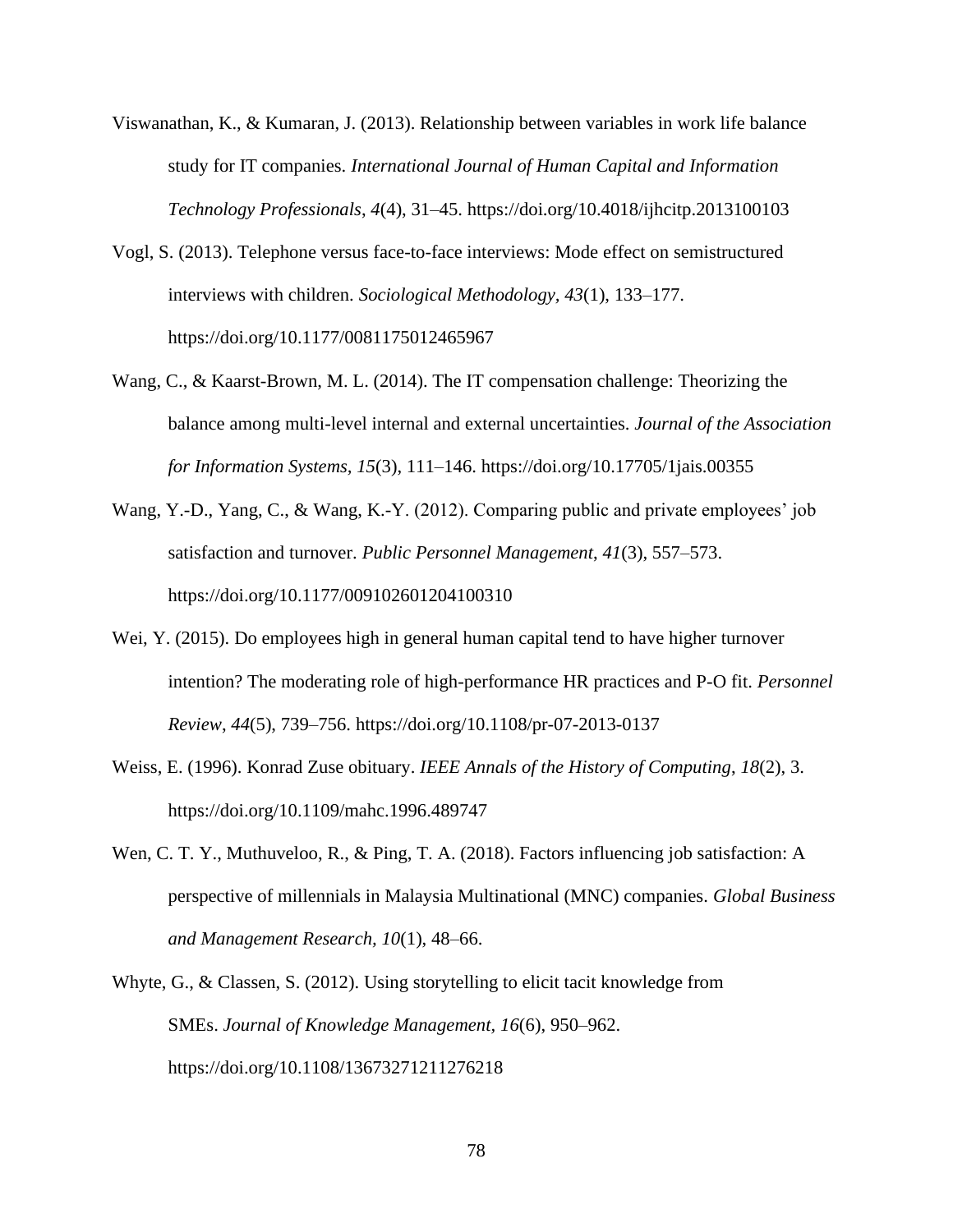Viswanathan, K., & Kumaran, J. (2013). Relationship between variables in work life balance study for IT companies. *International Journal of Human Capital and Information Technology Professionals*, *4*(4), 31–45. https://doi.org/10.4018/ijhcitp.2013100103

Vogl, S. (2013). Telephone versus face-to-face interviews: Mode effect on semistructured interviews with children. *Sociological Methodology, 43*(1), 133–177. https://doi.org/10.1177/0081175012465967

Wang, C., & Kaarst-Brown, M. L. (2014). The IT compensation challenge: Theorizing the balance among multi-level internal and external uncertainties. *Journal of the Association for Information Systems, 15*(3), 111–146. https://doi.org/10.17705/1jais.00355

Wang, Y.-D., Yang, C., & Wang, K.-Y. (2012). Comparing public and private employees' job satisfaction and turnover. *Public Personnel Management*, *41*(3), 557–573. https://doi.org/10.1177/009102601204100310

Wei, Y. (2015). Do employees high in general human capital tend to have higher turnover intention? The moderating role of high-performance HR practices and P-O fit. *Personnel Review*, *44*(5), 739–756. https://doi.org/10.1108/pr-07-2013-0137

Weiss, E. (1996). Konrad Zuse obituary. *IEEE Annals of the History of Computing*, *18*(2), 3. https://doi.org/10.1109/mahc.1996.489747

Wen, C. T. Y., Muthuveloo, R., & Ping, T. A. (2018). Factors influencing job satisfaction: A perspective of millennials in Malaysia Multinational (MNC) companies. *Global Business and Management Research, 10*(1), 48–66.

Whyte, G., & Classen, S. (2012). Using storytelling to elicit tacit knowledge from SMEs. *Journal of Knowledge Management, 16*(6), 950–962. https://doi.org/10.1108/13673271211276218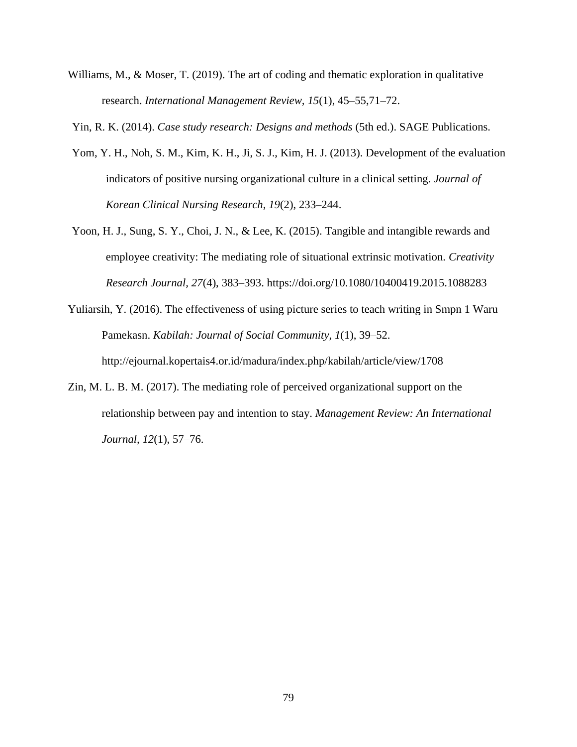Williams, M., & Moser, T. (2019). The art of coding and thematic exploration in qualitative research. *International Management Review, 15*(1), 45–55,71–72.

Yin, R. K. (2014). *Case study research: Designs and methods* (5th ed.). SAGE Publications.

Yom, Y. H., Noh, S. M., Kim, K. H., Ji, S. J., Kim, H. J. (2013). Development of the evaluation indicators of positive nursing organizational culture in a clinical setting. *Journal of Korean Clinical Nursing Research*, *19*(2), 233–244.

Yoon, H. J., Sung, S. Y., Choi, J. N., & Lee, K. (2015). Tangible and intangible rewards and employee creativity: The mediating role of situational extrinsic motivation. *Creativity Research Journal*, *27*(4), 383–393. https://doi.org/10.1080/10400419.2015.1088283

Yuliarsih, Y. (2016). The effectiveness of using picture series to teach writing in Smpn 1 Waru Pamekasn. *Kabilah: Journal of Social Community*, *1*(1), 39–52. http://ejournal.kopertais4.or.id/madura/index.php/kabilah/article/view/1708

Zin, M. L. B. M. (2017). The mediating role of perceived organizational support on the relationship between pay and intention to stay. *Management Review: An International Journal*, *12*(1), 57–76.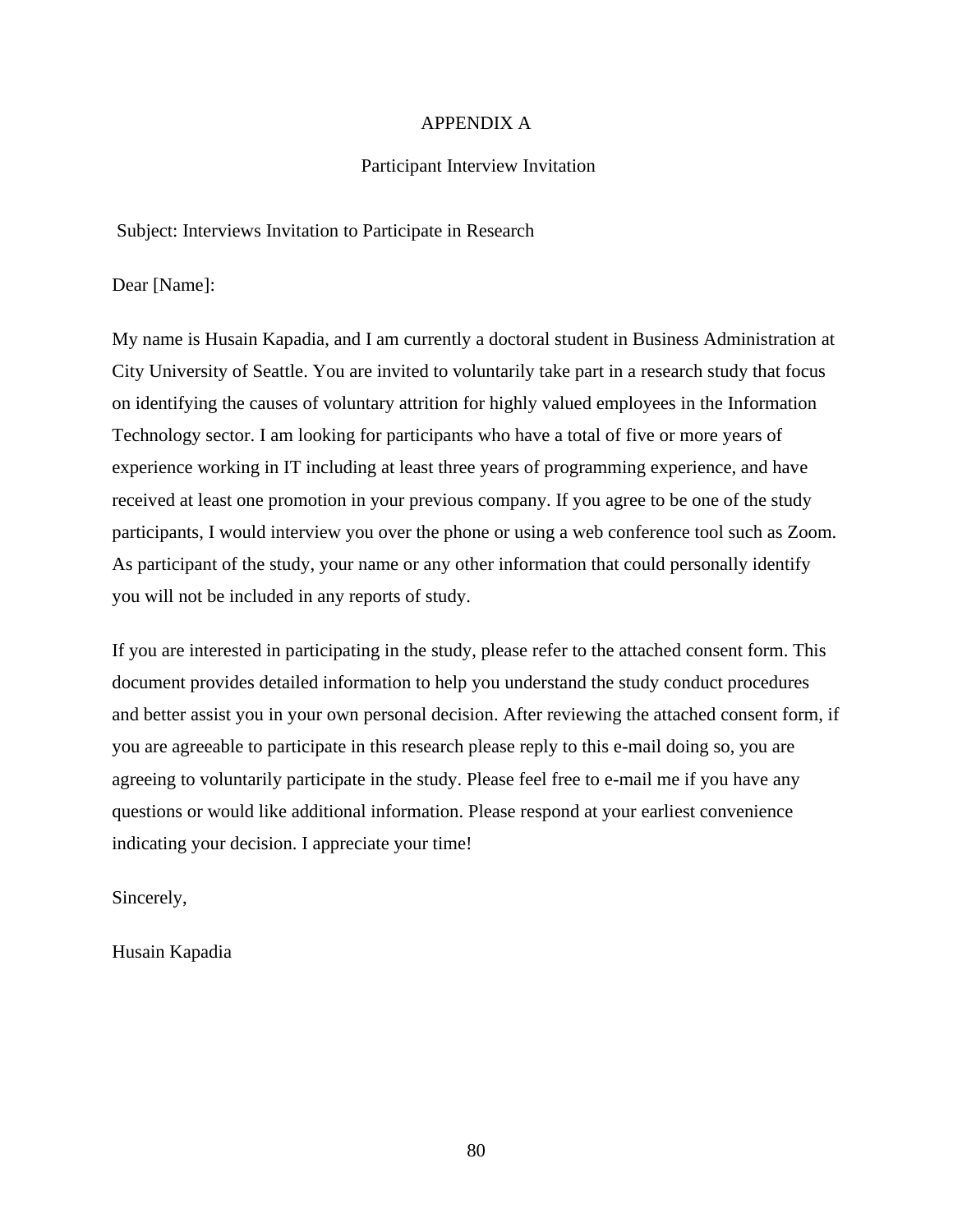# APPENDIX A

## Participant Interview Invitation

Subject: Interviews Invitation to Participate in Research

Dear [Name]:

My name is Husain Kapadia, and I am currently a doctoral student in Business Administration at City University of Seattle. You are invited to voluntarily take part in a research study that focus on identifying the causes of voluntary attrition for highly valued employees in the Information Technology sector. I am looking for participants who have a total of five or more years of experience working in IT including at least three years of programming experience, and have received at least one promotion in your previous company. If you agree to be one of the study participants, I would interview you over the phone or using a web conference tool such as Zoom. As participant of the study, your name or any other information that could personally identify you will not be included in any reports of study.

If you are interested in participating in the study, please refer to the attached consent form. This document provides detailed information to help you understand the study conduct procedures and better assist you in your own personal decision. After reviewing the attached consent form, if you are agreeable to participate in this research please reply to this e-mail doing so, you are agreeing to voluntarily participate in the study. Please feel free to e-mail me if you have any questions or would like additional information. Please respond at your earliest convenience indicating your decision. I appreciate your time!

Sincerely,

Husain Kapadia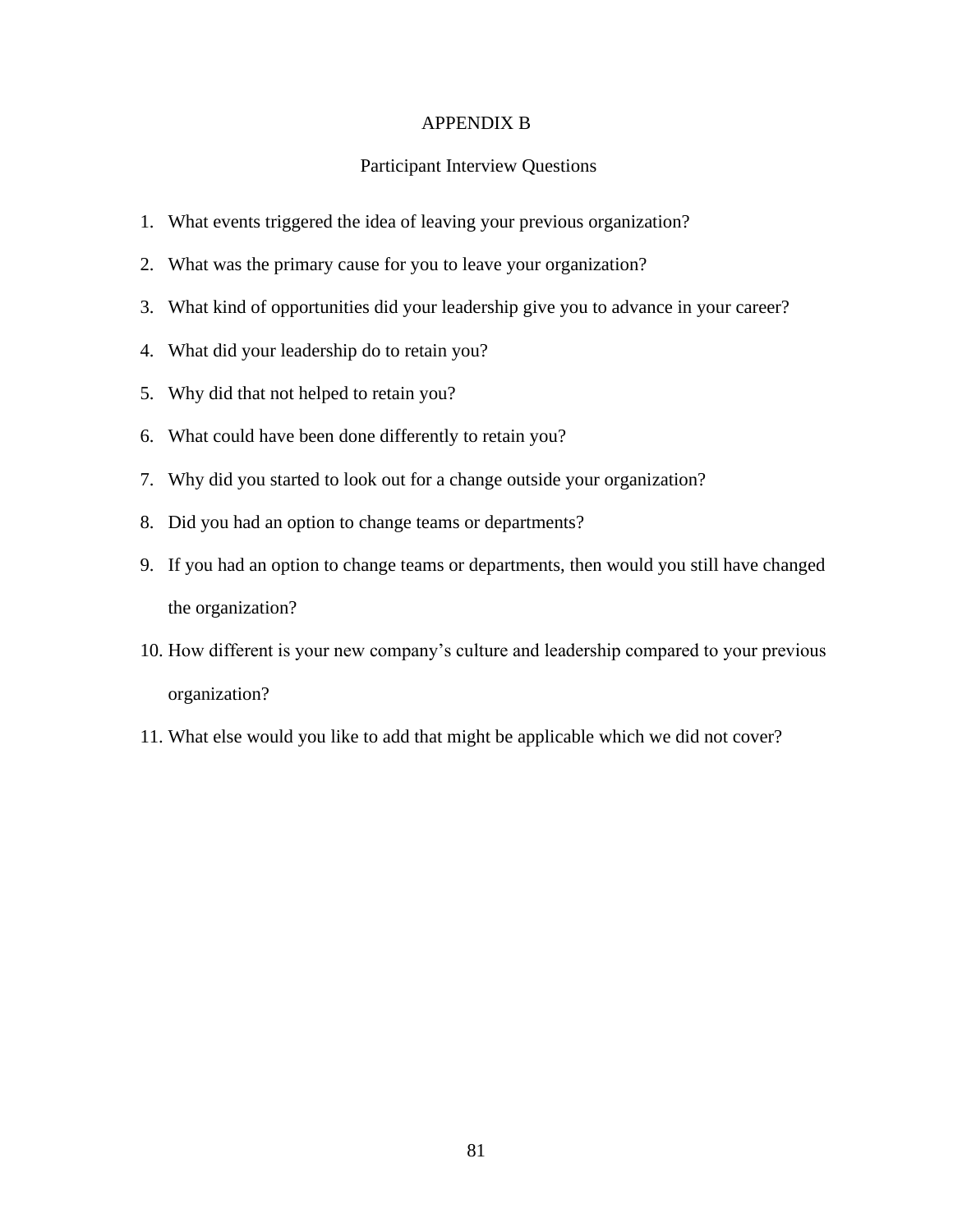# APPENDIX B

## Participant Interview Questions

1. What events triggered the idea of leaving your previous organization?
2. What was the primary cause for you to leave your organization?
3. What kind of opportunities did your leadership give you to advance in your career?
4. What did your leadership do to retain you?
5. Why did that not helped to retain you?
6. What could have been done differently to retain you?
7. Why did you started to look out for a change outside your organization?
8. Did you had an option to change teams or departments?
9. If you had an option to change teams or departments, then would you still have changed the organization?
10. How different is your new company's culture and leadership compared to your previous organization?
11. What else would you like to add that might be applicable which we did not cover?